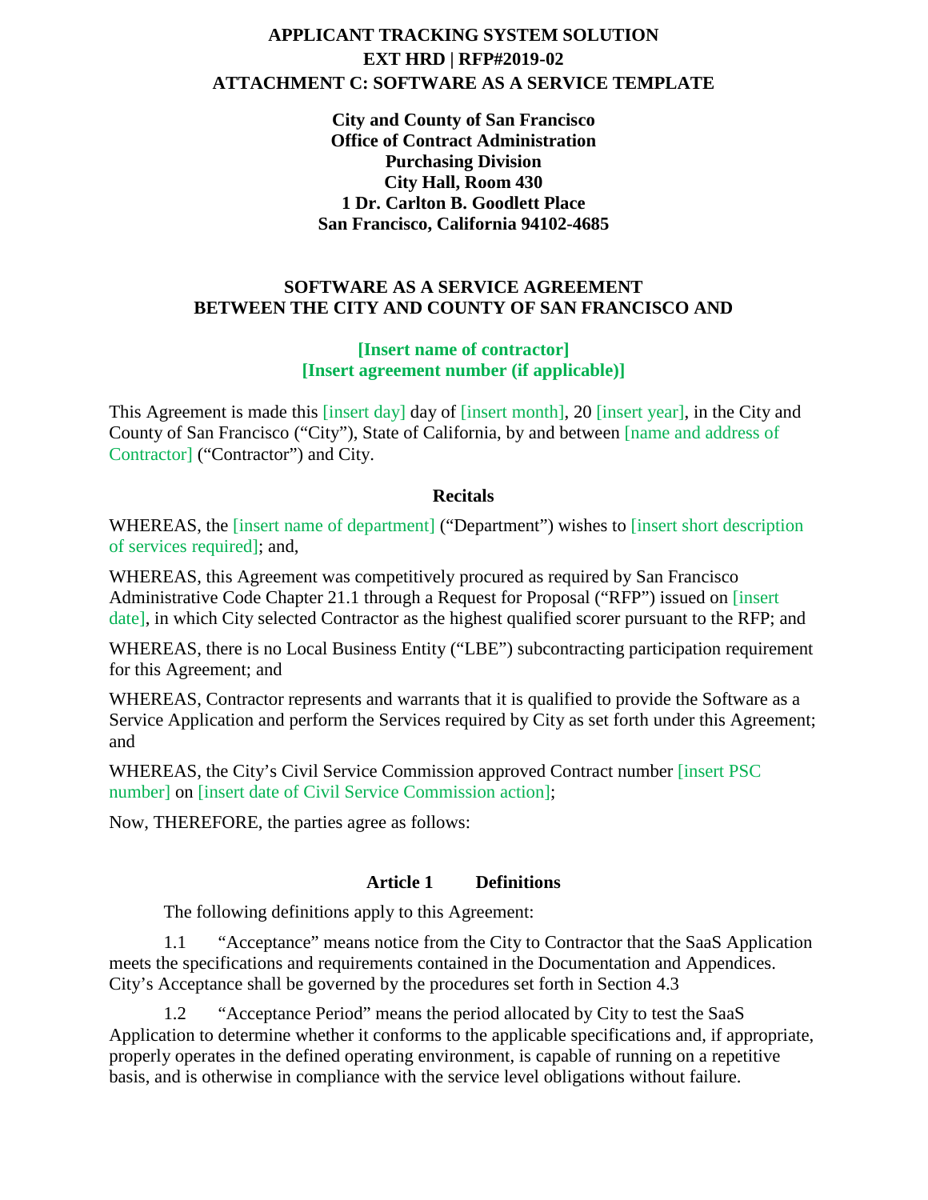**APPLICANT TRACKING SYSTEM SOLUTION**
**EXT HRD | RFP#2019-02**
**ATTACHMENT C: SOFTWARE AS A SERVICE TEMPLATE**

**City and County of San Francisco**
**Office of Contract Administration**
**Purchasing Division**
**City Hall, Room 430**
**1 Dr. Carlton B. Goodlett Place**
**San Francisco, California 94102-4685**

**SOFTWARE AS A SERVICE AGREEMENT**
**BETWEEN THE CITY AND COUNTY OF SAN FRANCISCO AND**

**[Insert name of contractor]**
**[Insert agreement number (if applicable)]**

This Agreement is made this [insert day] day of [insert month], 20 [insert year], in the City and County of San Francisco ("City"), State of California, by and between [name and address of Contractor] ("Contractor") and City.

**Recitals**

WHEREAS, the [insert name of department] ("Department") wishes to [insert short description of services required]; and,

WHEREAS, this Agreement was competitively procured as required by San Francisco Administrative Code Chapter 21.1 through a Request for Proposal ("RFP") issued on [insert date], in which City selected Contractor as the highest qualified scorer pursuant to the RFP; and

WHEREAS, there is no Local Business Entity ("LBE") subcontracting participation requirement for this Agreement; and

WHEREAS, Contractor represents and warrants that it is qualified to provide the Software as a Service Application and perform the Services required by City as set forth under this Agreement; and

WHEREAS, the City's Civil Service Commission approved Contract number [insert PSC number] on [insert date of Civil Service Commission action];

Now, THEREFORE, the parties agree as follows:

## Article 1 Definitions

The following definitions apply to this Agreement:

1.1 "Acceptance" means notice from the City to Contractor that the SaaS Application meets the specifications and requirements contained in the Documentation and Appendices. City's Acceptance shall be governed by the procedures set forth in Section 4.3

1.2 "Acceptance Period" means the period allocated by City to test the SaaS Application to determine whether it conforms to the applicable specifications and, if appropriate, properly operates in the defined operating environment, is capable of running on a repetitive basis, and is otherwise in compliance with the service level obligations without failure.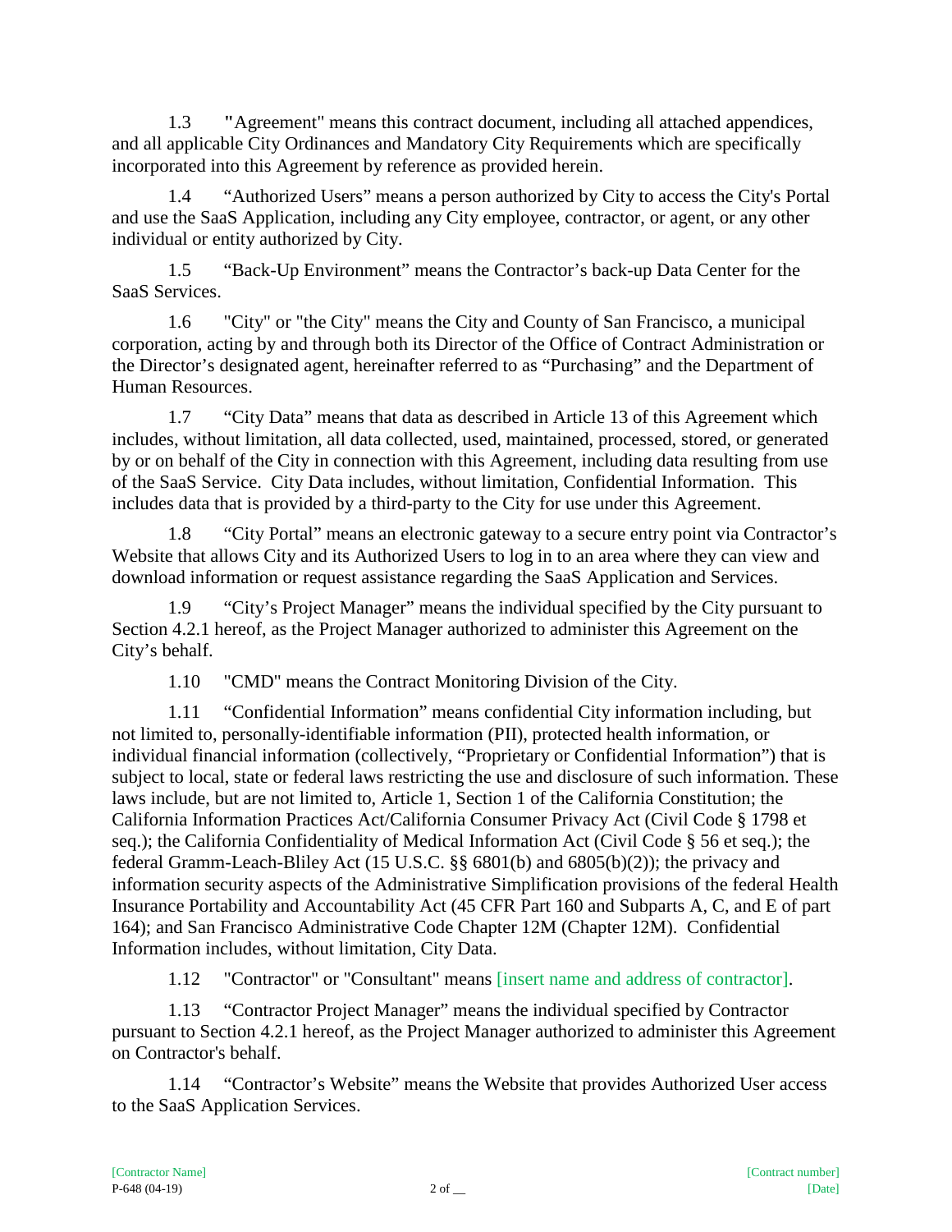1.3 "Agreement" means this contract document, including all attached appendices, and all applicable City Ordinances and Mandatory City Requirements which are specifically incorporated into this Agreement by reference as provided herein.

1.4 "Authorized Users" means a person authorized by City to access the City's Portal and use the SaaS Application, including any City employee, contractor, or agent, or any other individual or entity authorized by City.

1.5 "Back-Up Environment" means the Contractor's back-up Data Center for the SaaS Services.

1.6 "City" or "the City" means the City and County of San Francisco, a municipal corporation, acting by and through both its Director of the Office of Contract Administration or the Director's designated agent, hereinafter referred to as "Purchasing" and the Department of Human Resources.

1.7 "City Data" means that data as described in Article 13 of this Agreement which includes, without limitation, all data collected, used, maintained, processed, stored, or generated by or on behalf of the City in connection with this Agreement, including data resulting from use of the SaaS Service. City Data includes, without limitation, Confidential Information. This includes data that is provided by a third-party to the City for use under this Agreement.

1.8 "City Portal" means an electronic gateway to a secure entry point via Contractor's Website that allows City and its Authorized Users to log in to an area where they can view and download information or request assistance regarding the SaaS Application and Services.

1.9 "City's Project Manager" means the individual specified by the City pursuant to Section 4.2.1 hereof, as the Project Manager authorized to administer this Agreement on the City's behalf.

1.10 "CMD" means the Contract Monitoring Division of the City.

1.11 "Confidential Information" means confidential City information including, but not limited to, personally-identifiable information (PII), protected health information, or individual financial information (collectively, "Proprietary or Confidential Information") that is subject to local, state or federal laws restricting the use and disclosure of such information. These laws include, but are not limited to, Article 1, Section 1 of the California Constitution; the California Information Practices Act/California Consumer Privacy Act (Civil Code § 1798 et seq.); the California Confidentiality of Medical Information Act (Civil Code § 56 et seq.); the federal Gramm-Leach-Bliley Act (15 U.S.C. §§ 6801(b) and 6805(b)(2)); the privacy and information security aspects of the Administrative Simplification provisions of the federal Health Insurance Portability and Accountability Act (45 CFR Part 160 and Subparts A, C, and E of part 164); and San Francisco Administrative Code Chapter 12M (Chapter 12M). Confidential Information includes, without limitation, City Data.

1.12 "Contractor" or "Consultant" means [insert name and address of contractor].

1.13 "Contractor Project Manager" means the individual specified by Contractor pursuant to Section 4.2.1 hereof, as the Project Manager authorized to administer this Agreement on Contractor's behalf.

1.14 "Contractor's Website" means the Website that provides Authorized User access to the SaaS Application Services.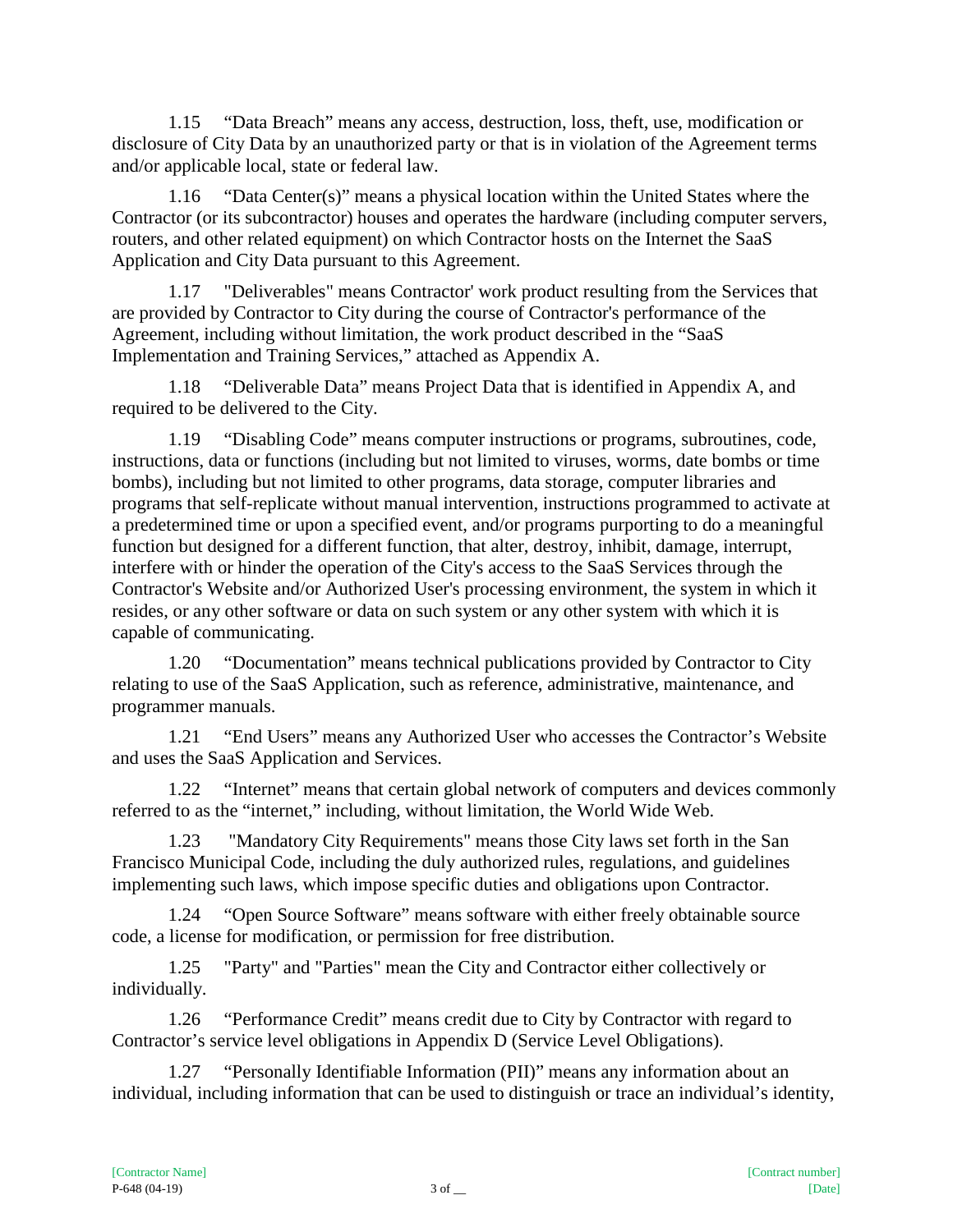1.15 "Data Breach" means any access, destruction, loss, theft, use, modification or disclosure of City Data by an unauthorized party or that is in violation of the Agreement terms and/or applicable local, state or federal law.

1.16 "Data Center(s)" means a physical location within the United States where the Contractor (or its subcontractor) houses and operates the hardware (including computer servers, routers, and other related equipment) on which Contractor hosts on the Internet the SaaS Application and City Data pursuant to this Agreement.

1.17 "Deliverables" means Contractor' work product resulting from the Services that are provided by Contractor to City during the course of Contractor's performance of the Agreement, including without limitation, the work product described in the "SaaS Implementation and Training Services," attached as Appendix A.

1.18 "Deliverable Data" means Project Data that is identified in Appendix A, and required to be delivered to the City.

1.19 "Disabling Code" means computer instructions or programs, subroutines, code, instructions, data or functions (including but not limited to viruses, worms, date bombs or time bombs), including but not limited to other programs, data storage, computer libraries and programs that self-replicate without manual intervention, instructions programmed to activate at a predetermined time or upon a specified event, and/or programs purporting to do a meaningful function but designed for a different function, that alter, destroy, inhibit, damage, interrupt, interfere with or hinder the operation of the City's access to the SaaS Services through the Contractor's Website and/or Authorized User's processing environment, the system in which it resides, or any other software or data on such system or any other system with which it is capable of communicating.

1.20 "Documentation" means technical publications provided by Contractor to City relating to use of the SaaS Application, such as reference, administrative, maintenance, and programmer manuals.

1.21 "End Users" means any Authorized User who accesses the Contractor's Website and uses the SaaS Application and Services.

1.22 "Internet" means that certain global network of computers and devices commonly referred to as the "internet," including, without limitation, the World Wide Web.

1.23 "Mandatory City Requirements" means those City laws set forth in the San Francisco Municipal Code, including the duly authorized rules, regulations, and guidelines implementing such laws, which impose specific duties and obligations upon Contractor.

1.24 "Open Source Software" means software with either freely obtainable source code, a license for modification, or permission for free distribution.

1.25 "Party" and "Parties" mean the City and Contractor either collectively or individually.

1.26 "Performance Credit" means credit due to City by Contractor with regard to Contractor's service level obligations in Appendix D (Service Level Obligations).

1.27 "Personally Identifiable Information (PII)" means any information about an individual, including information that can be used to distinguish or trace an individual's identity,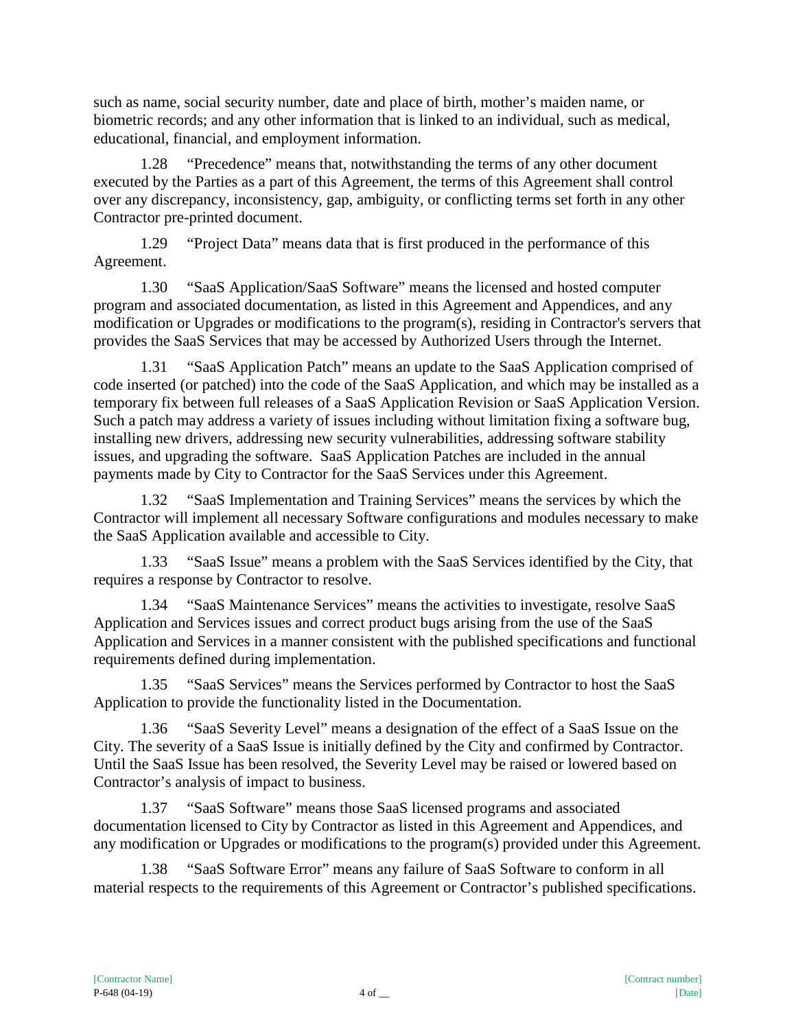such as name, social security number, date and place of birth, mother's maiden name, or biometric records; and any other information that is linked to an individual, such as medical, educational, financial, and employment information.

1.28 "Precedence" means that, notwithstanding the terms of any other document executed by the Parties as a part of this Agreement, the terms of this Agreement shall control over any discrepancy, inconsistency, gap, ambiguity, or conflicting terms set forth in any other Contractor pre-printed document.

1.29 "Project Data" means data that is first produced in the performance of this Agreement.

1.30 "SaaS Application/SaaS Software" means the licensed and hosted computer program and associated documentation, as listed in this Agreement and Appendices, and any modification or Upgrades or modifications to the program(s), residing in Contractor's servers that provides the SaaS Services that may be accessed by Authorized Users through the Internet.

1.31 "SaaS Application Patch" means an update to the SaaS Application comprised of code inserted (or patched) into the code of the SaaS Application, and which may be installed as a temporary fix between full releases of a SaaS Application Revision or SaaS Application Version. Such a patch may address a variety of issues including without limitation fixing a software bug, installing new drivers, addressing new security vulnerabilities, addressing software stability issues, and upgrading the software. SaaS Application Patches are included in the annual payments made by City to Contractor for the SaaS Services under this Agreement.

1.32 "SaaS Implementation and Training Services" means the services by which the Contractor will implement all necessary Software configurations and modules necessary to make the SaaS Application available and accessible to City.

1.33 "SaaS Issue" means a problem with the SaaS Services identified by the City, that requires a response by Contractor to resolve.

1.34 "SaaS Maintenance Services" means the activities to investigate, resolve SaaS Application and Services issues and correct product bugs arising from the use of the SaaS Application and Services in a manner consistent with the published specifications and functional requirements defined during implementation.

1.35 "SaaS Services" means the Services performed by Contractor to host the SaaS Application to provide the functionality listed in the Documentation.

1.36 "SaaS Severity Level" means a designation of the effect of a SaaS Issue on the City. The severity of a SaaS Issue is initially defined by the City and confirmed by Contractor. Until the SaaS Issue has been resolved, the Severity Level may be raised or lowered based on Contractor's analysis of impact to business.

1.37 "SaaS Software" means those SaaS licensed programs and associated documentation licensed to City by Contractor as listed in this Agreement and Appendices, and any modification or Upgrades or modifications to the program(s) provided under this Agreement.

1.38 "SaaS Software Error" means any failure of SaaS Software to conform in all material respects to the requirements of this Agreement or Contractor's published specifications.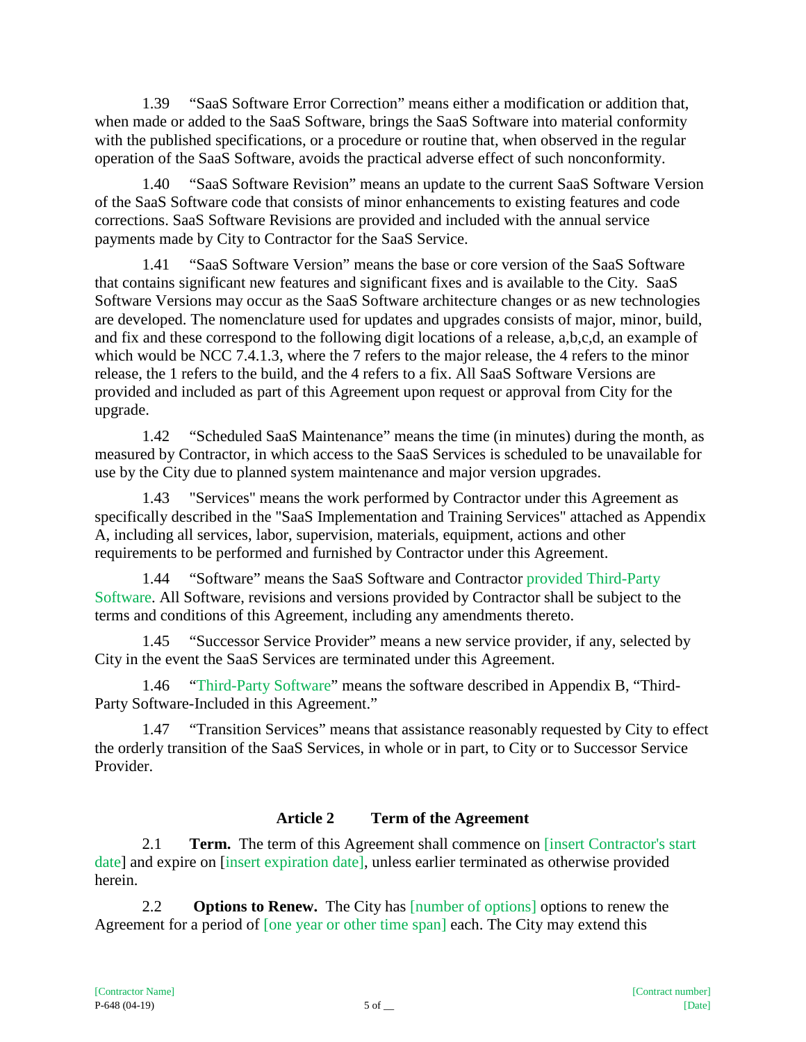1.39 "SaaS Software Error Correction" means either a modification or addition that, when made or added to the SaaS Software, brings the SaaS Software into material conformity with the published specifications, or a procedure or routine that, when observed in the regular operation of the SaaS Software, avoids the practical adverse effect of such nonconformity.

1.40 "SaaS Software Revision" means an update to the current SaaS Software Version of the SaaS Software code that consists of minor enhancements to existing features and code corrections. SaaS Software Revisions are provided and included with the annual service payments made by City to Contractor for the SaaS Service.

1.41 "SaaS Software Version" means the base or core version of the SaaS Software that contains significant new features and significant fixes and is available to the City. SaaS Software Versions may occur as the SaaS Software architecture changes or as new technologies are developed. The nomenclature used for updates and upgrades consists of major, minor, build, and fix and these correspond to the following digit locations of a release, a,b,c,d, an example of which would be NCC 7.4.1.3, where the 7 refers to the major release, the 4 refers to the minor release, the 1 refers to the build, and the 4 refers to a fix. All SaaS Software Versions are provided and included as part of this Agreement upon request or approval from City for the upgrade.

1.42 "Scheduled SaaS Maintenance" means the time (in minutes) during the month, as measured by Contractor, in which access to the SaaS Services is scheduled to be unavailable for use by the City due to planned system maintenance and major version upgrades.

1.43 "Services" means the work performed by Contractor under this Agreement as specifically described in the "SaaS Implementation and Training Services" attached as Appendix A, including all services, labor, supervision, materials, equipment, actions and other requirements to be performed and furnished by Contractor under this Agreement.

1.44 "Software" means the SaaS Software and Contractor provided Third-Party Software. All Software, revisions and versions provided by Contractor shall be subject to the terms and conditions of this Agreement, including any amendments thereto.

1.45 "Successor Service Provider" means a new service provider, if any, selected by City in the event the SaaS Services are terminated under this Agreement.

1.46 "Third-Party Software" means the software described in Appendix B, "Third-Party Software-Included in this Agreement."

1.47 "Transition Services" means that assistance reasonably requested by City to effect the orderly transition of the SaaS Services, in whole or in part, to City or to Successor Service Provider.

## Article 2 Term of the Agreement

2.1 **Term.** The term of this Agreement shall commence on [insert Contractor's start date] and expire on [insert expiration date], unless earlier terminated as otherwise provided herein.

2.2 **Options to Renew.** The City has [number of options] options to renew the Agreement for a period of [one year or other time span] each. The City may extend this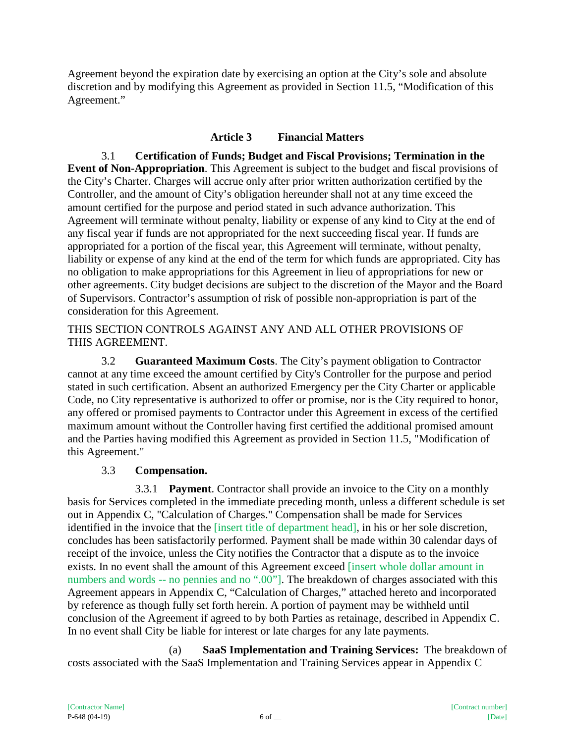Agreement beyond the expiration date by exercising an option at the City's sole and absolute discretion and by modifying this Agreement as provided in Section 11.5, "Modification of this Agreement."

## Article 3 Financial Matters

3.1 **Certification of Funds; Budget and Fiscal Provisions; Termination in the Event of Non-Appropriation**. This Agreement is subject to the budget and fiscal provisions of the City's Charter. Charges will accrue only after prior written authorization certified by the Controller, and the amount of City's obligation hereunder shall not at any time exceed the amount certified for the purpose and period stated in such advance authorization. This Agreement will terminate without penalty, liability or expense of any kind to City at the end of any fiscal year if funds are not appropriated for the next succeeding fiscal year. If funds are appropriated for a portion of the fiscal year, this Agreement will terminate, without penalty, liability or expense of any kind at the end of the term for which funds are appropriated. City has no obligation to make appropriations for this Agreement in lieu of appropriations for new or other agreements. City budget decisions are subject to the discretion of the Mayor and the Board of Supervisors. Contractor's assumption of risk of possible non-appropriation is part of the consideration for this Agreement.

THIS SECTION CONTROLS AGAINST ANY AND ALL OTHER PROVISIONS OF THIS AGREEMENT.

3.2 **Guaranteed Maximum Costs**. The City's payment obligation to Contractor cannot at any time exceed the amount certified by City's Controller for the purpose and period stated in such certification. Absent an authorized Emergency per the City Charter or applicable Code, no City representative is authorized to offer or promise, nor is the City required to honor, any offered or promised payments to Contractor under this Agreement in excess of the certified maximum amount without the Controller having first certified the additional promised amount and the Parties having modified this Agreement as provided in Section 11.5, "Modification of this Agreement."

3.3 **Compensation.**

3.3.1 **Payment**. Contractor shall provide an invoice to the City on a monthly basis for Services completed in the immediate preceding month, unless a different schedule is set out in Appendix C, "Calculation of Charges." Compensation shall be made for Services identified in the invoice that the [insert title of department head], in his or her sole discretion, concludes has been satisfactorily performed. Payment shall be made within 30 calendar days of receipt of the invoice, unless the City notifies the Contractor that a dispute as to the invoice exists. In no event shall the amount of this Agreement exceed [insert whole dollar amount in numbers and words -- no pennies and no ".00"]. The breakdown of charges associated with this Agreement appears in Appendix C, "Calculation of Charges," attached hereto and incorporated by reference as though fully set forth herein. A portion of payment may be withheld until conclusion of the Agreement if agreed to by both Parties as retainage, described in Appendix C. In no event shall City be liable for interest or late charges for any late payments.

(a) **SaaS Implementation and Training Services:** The breakdown of costs associated with the SaaS Implementation and Training Services appear in Appendix C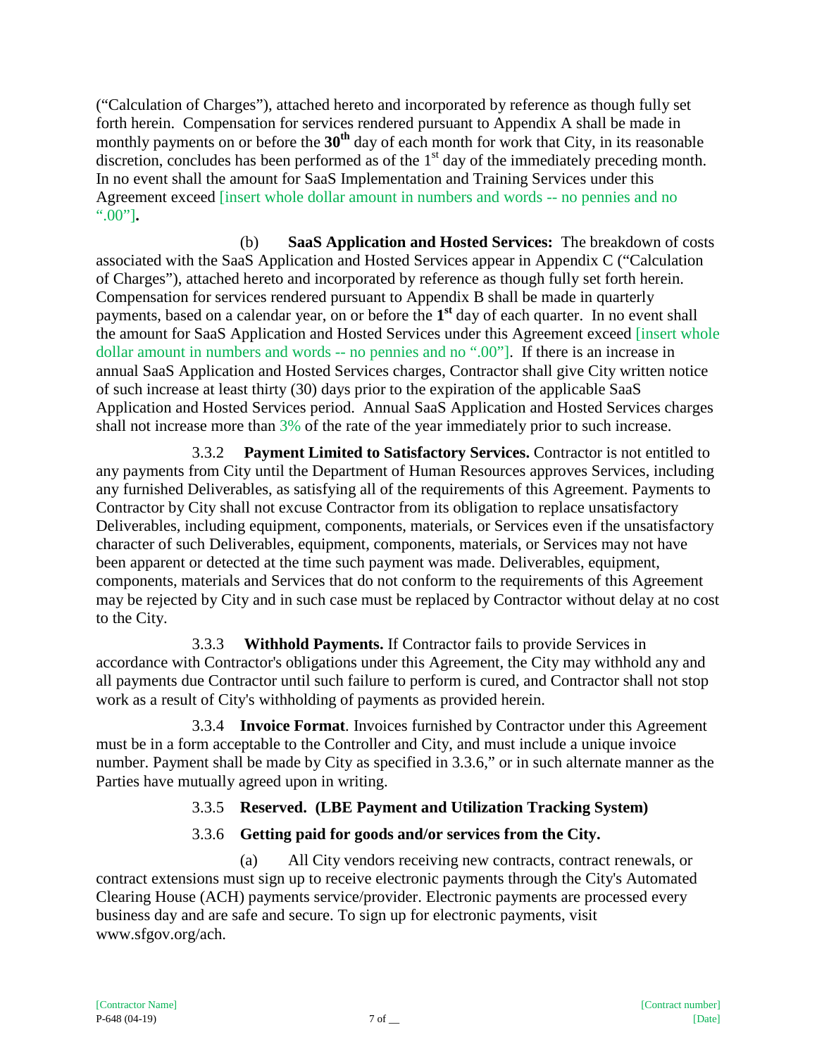("Calculation of Charges"), attached hereto and incorporated by reference as though fully set forth herein. Compensation for services rendered pursuant to Appendix A shall be made in monthly payments on or before the **30th** day of each month for work that City, in its reasonable discretion, concludes has been performed as of the 1st day of the immediately preceding month. In no event shall the amount for SaaS Implementation and Training Services under this Agreement exceed [insert whole dollar amount in numbers and words -- no pennies and no ".00"]**.**

(b) **SaaS Application and Hosted Services:** The breakdown of costs associated with the SaaS Application and Hosted Services appear in Appendix C ("Calculation of Charges"), attached hereto and incorporated by reference as though fully set forth herein. Compensation for services rendered pursuant to Appendix B shall be made in quarterly payments, based on a calendar year, on or before the **1st** day of each quarter. In no event shall the amount for SaaS Application and Hosted Services under this Agreement exceed [insert whole dollar amount in numbers and words -- no pennies and no ".00"]. If there is an increase in annual SaaS Application and Hosted Services charges, Contractor shall give City written notice of such increase at least thirty (30) days prior to the expiration of the applicable SaaS Application and Hosted Services period. Annual SaaS Application and Hosted Services charges shall not increase more than 3% of the rate of the year immediately prior to such increase.

3.3.2 **Payment Limited to Satisfactory Services.** Contractor is not entitled to any payments from City until the Department of Human Resources approves Services, including any furnished Deliverables, as satisfying all of the requirements of this Agreement. Payments to Contractor by City shall not excuse Contractor from its obligation to replace unsatisfactory Deliverables, including equipment, components, materials, or Services even if the unsatisfactory character of such Deliverables, equipment, components, materials, or Services may not have been apparent or detected at the time such payment was made. Deliverables, equipment, components, materials and Services that do not conform to the requirements of this Agreement may be rejected by City and in such case must be replaced by Contractor without delay at no cost to the City.

3.3.3 **Withhold Payments.** If Contractor fails to provide Services in accordance with Contractor's obligations under this Agreement, the City may withhold any and all payments due Contractor until such failure to perform is cured, and Contractor shall not stop work as a result of City's withholding of payments as provided herein.

3.3.4 **Invoice Format**. Invoices furnished by Contractor under this Agreement must be in a form acceptable to the Controller and City, and must include a unique invoice number. Payment shall be made by City as specified in 3.3.6," or in such alternate manner as the Parties have mutually agreed upon in writing.

3.3.5 **Reserved. (LBE Payment and Utilization Tracking System)**

3.3.6 **Getting paid for goods and/or services from the City.**

(a) All City vendors receiving new contracts, contract renewals, or contract extensions must sign up to receive electronic payments through the City's Automated Clearing House (ACH) payments service/provider. Electronic payments are processed every business day and are safe and secure. To sign up for electronic payments, visit www.sfgov.org/ach.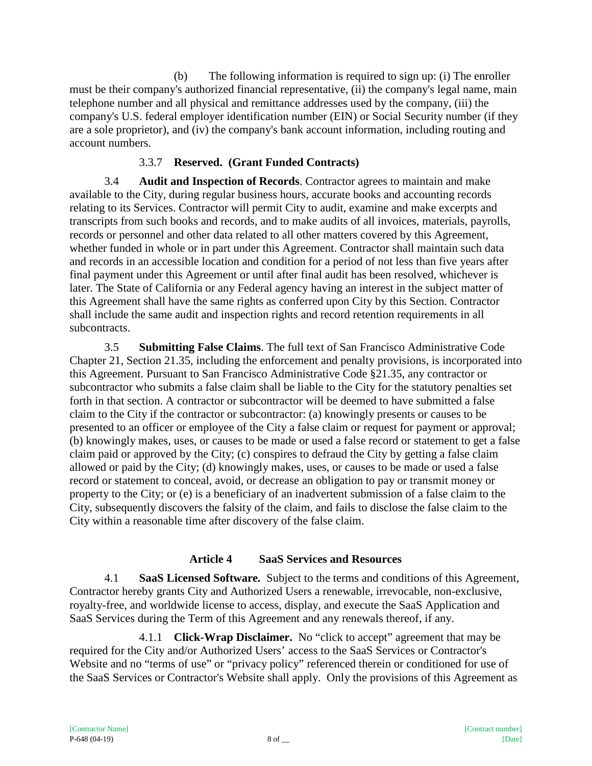(b) The following information is required to sign up: (i) The enroller must be their company's authorized financial representative, (ii) the company's legal name, main telephone number and all physical and remittance addresses used by the company, (iii) the company's U.S. federal employer identification number (EIN) or Social Security number (if they are a sole proprietor), and (iv) the company's bank account information, including routing and account numbers.

3.3.7 **Reserved. (Grant Funded Contracts)**

3.4 **Audit and Inspection of Records**. Contractor agrees to maintain and make available to the City, during regular business hours, accurate books and accounting records relating to its Services. Contractor will permit City to audit, examine and make excerpts and transcripts from such books and records, and to make audits of all invoices, materials, payrolls, records or personnel and other data related to all other matters covered by this Agreement, whether funded in whole or in part under this Agreement. Contractor shall maintain such data and records in an accessible location and condition for a period of not less than five years after final payment under this Agreement or until after final audit has been resolved, whichever is later. The State of California or any Federal agency having an interest in the subject matter of this Agreement shall have the same rights as conferred upon City by this Section. Contractor shall include the same audit and inspection rights and record retention requirements in all subcontracts.

3.5 **Submitting False Claims**. The full text of San Francisco Administrative Code Chapter 21, Section 21.35, including the enforcement and penalty provisions, is incorporated into this Agreement. Pursuant to San Francisco Administrative Code §21.35, any contractor or subcontractor who submits a false claim shall be liable to the City for the statutory penalties set forth in that section. A contractor or subcontractor will be deemed to have submitted a false claim to the City if the contractor or subcontractor: (a) knowingly presents or causes to be presented to an officer or employee of the City a false claim or request for payment or approval; (b) knowingly makes, uses, or causes to be made or used a false record or statement to get a false claim paid or approved by the City; (c) conspires to defraud the City by getting a false claim allowed or paid by the City; (d) knowingly makes, uses, or causes to be made or used a false record or statement to conceal, avoid, or decrease an obligation to pay or transmit money or property to the City; or (e) is a beneficiary of an inadvertent submission of a false claim to the City, subsequently discovers the falsity of the claim, and fails to disclose the false claim to the City within a reasonable time after discovery of the false claim.

## Article 4 SaaS Services and Resources

4.1 **SaaS Licensed Software.** Subject to the terms and conditions of this Agreement, Contractor hereby grants City and Authorized Users a renewable, irrevocable, non-exclusive, royalty-free, and worldwide license to access, display, and execute the SaaS Application and SaaS Services during the Term of this Agreement and any renewals thereof, if any.

4.1.1 **Click-Wrap Disclaimer.** No "click to accept" agreement that may be required for the City and/or Authorized Users' access to the SaaS Services or Contractor's Website and no "terms of use" or "privacy policy" referenced therein or conditioned for use of the SaaS Services or Contractor's Website shall apply. Only the provisions of this Agreement as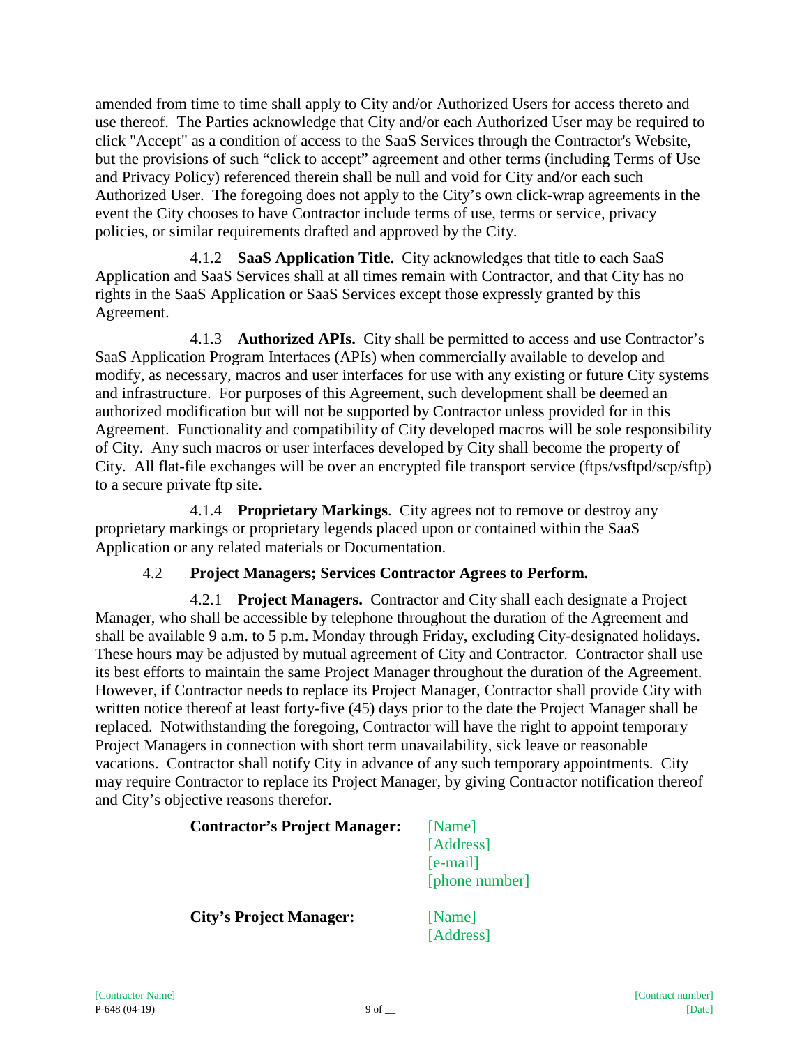amended from time to time shall apply to City and/or Authorized Users for access thereto and use thereof. The Parties acknowledge that City and/or each Authorized User may be required to click "Accept" as a condition of access to the SaaS Services through the Contractor's Website, but the provisions of such "click to accept" agreement and other terms (including Terms of Use and Privacy Policy) referenced therein shall be null and void for City and/or each such Authorized User. The foregoing does not apply to the City's own click-wrap agreements in the event the City chooses to have Contractor include terms of use, terms or service, privacy policies, or similar requirements drafted and approved by the City.

4.1.2 **SaaS Application Title.** City acknowledges that title to each SaaS Application and SaaS Services shall at all times remain with Contractor, and that City has no rights in the SaaS Application or SaaS Services except those expressly granted by this Agreement.

4.1.3 **Authorized APIs.** City shall be permitted to access and use Contractor's SaaS Application Program Interfaces (APIs) when commercially available to develop and modify, as necessary, macros and user interfaces for use with any existing or future City systems and infrastructure. For purposes of this Agreement, such development shall be deemed an authorized modification but will not be supported by Contractor unless provided for in this Agreement. Functionality and compatibility of City developed macros will be sole responsibility of City. Any such macros or user interfaces developed by City shall become the property of City. All flat-file exchanges will be over an encrypted file transport service (ftps/vsftpd/scp/sftp) to a secure private ftp site.

4.1.4 **Proprietary Markings**. City agrees not to remove or destroy any proprietary markings or proprietary legends placed upon or contained within the SaaS Application or any related materials or Documentation.

### 4.2 Project Managers; Services Contractor Agrees to Perform.

4.2.1 **Project Managers.** Contractor and City shall each designate a Project Manager, who shall be accessible by telephone throughout the duration of the Agreement and shall be available 9 a.m. to 5 p.m. Monday through Friday, excluding City-designated holidays. These hours may be adjusted by mutual agreement of City and Contractor. Contractor shall use its best efforts to maintain the same Project Manager throughout the duration of the Agreement. However, if Contractor needs to replace its Project Manager, Contractor shall provide City with written notice thereof at least forty-five (45) days prior to the date the Project Manager shall be replaced. Notwithstanding the foregoing, Contractor will have the right to appoint temporary Project Managers in connection with short term unavailability, sick leave or reasonable vacations. Contractor shall notify City in advance of any such temporary appointments. City may require Contractor to replace its Project Manager, by giving Contractor notification thereof and City's objective reasons therefor.

**Contractor's Project Manager:** [Name]
[Address]
[e-mail]
[phone number]

**City's Project Manager:** [Name]
[Address]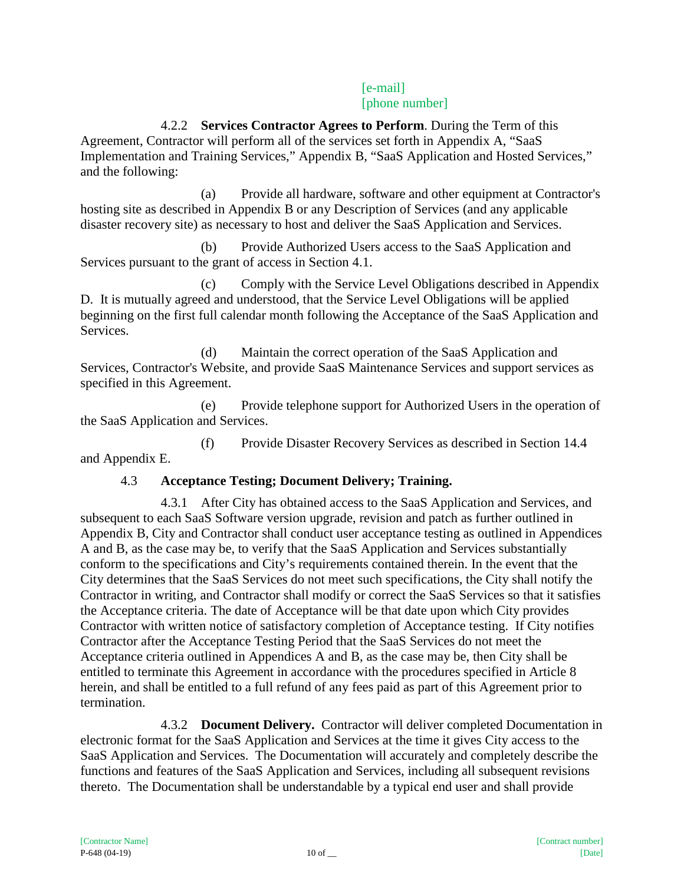[e-mail]
[phone number]

4.2.2 **Services Contractor Agrees to Perform**. During the Term of this Agreement, Contractor will perform all of the services set forth in Appendix A, "SaaS Implementation and Training Services," Appendix B, "SaaS Application and Hosted Services," and the following:

(a) Provide all hardware, software and other equipment at Contractor's hosting site as described in Appendix B or any Description of Services (and any applicable disaster recovery site) as necessary to host and deliver the SaaS Application and Services.

(b) Provide Authorized Users access to the SaaS Application and Services pursuant to the grant of access in Section 4.1.

(c) Comply with the Service Level Obligations described in Appendix D. It is mutually agreed and understood, that the Service Level Obligations will be applied beginning on the first full calendar month following the Acceptance of the SaaS Application and Services.

(d) Maintain the correct operation of the SaaS Application and Services, Contractor's Website, and provide SaaS Maintenance Services and support services as specified in this Agreement.

(e) Provide telephone support for Authorized Users in the operation of the SaaS Application and Services.

(f) Provide Disaster Recovery Services as described in Section 14.4 and Appendix E.

4.3 **Acceptance Testing; Document Delivery; Training.**

4.3.1 After City has obtained access to the SaaS Application and Services, and subsequent to each SaaS Software version upgrade, revision and patch as further outlined in Appendix B, City and Contractor shall conduct user acceptance testing as outlined in Appendices A and B, as the case may be, to verify that the SaaS Application and Services substantially conform to the specifications and City's requirements contained therein. In the event that the City determines that the SaaS Services do not meet such specifications, the City shall notify the Contractor in writing, and Contractor shall modify or correct the SaaS Services so that it satisfies the Acceptance criteria. The date of Acceptance will be that date upon which City provides Contractor with written notice of satisfactory completion of Acceptance testing. If City notifies Contractor after the Acceptance Testing Period that the SaaS Services do not meet the Acceptance criteria outlined in Appendices A and B, as the case may be, then City shall be entitled to terminate this Agreement in accordance with the procedures specified in Article 8 herein, and shall be entitled to a full refund of any fees paid as part of this Agreement prior to termination.

4.3.2 **Document Delivery.** Contractor will deliver completed Documentation in electronic format for the SaaS Application and Services at the time it gives City access to the SaaS Application and Services. The Documentation will accurately and completely describe the functions and features of the SaaS Application and Services, including all subsequent revisions thereto. The Documentation shall be understandable by a typical end user and shall provide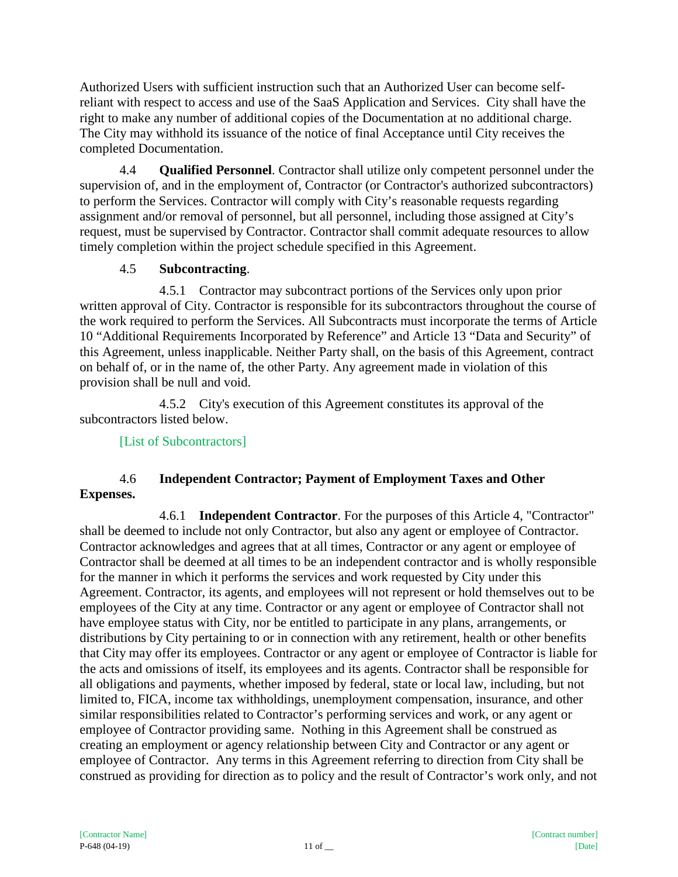Authorized Users with sufficient instruction such that an Authorized User can become self-reliant with respect to access and use of the SaaS Application and Services. City shall have the right to make any number of additional copies of the Documentation at no additional charge. The City may withhold its issuance of the notice of final Acceptance until City receives the completed Documentation.

4.4 **Qualified Personnel**. Contractor shall utilize only competent personnel under the supervision of, and in the employment of, Contractor (or Contractor's authorized subcontractors) to perform the Services. Contractor will comply with City's reasonable requests regarding assignment and/or removal of personnel, but all personnel, including those assigned at City's request, must be supervised by Contractor. Contractor shall commit adequate resources to allow timely completion within the project schedule specified in this Agreement.

4.5 **Subcontracting**.

4.5.1 Contractor may subcontract portions of the Services only upon prior written approval of City. Contractor is responsible for its subcontractors throughout the course of the work required to perform the Services. All Subcontracts must incorporate the terms of Article 10 "Additional Requirements Incorporated by Reference" and Article 13 "Data and Security" of this Agreement, unless inapplicable. Neither Party shall, on the basis of this Agreement, contract on behalf of, or in the name of, the other Party. Any agreement made in violation of this provision shall be null and void.

4.5.2 City's execution of this Agreement constitutes its approval of the subcontractors listed below.

[List of Subcontractors]

4.6 **Independent Contractor; Payment of Employment Taxes and Other Expenses.**

4.6.1 **Independent Contractor**. For the purposes of this Article 4, "Contractor" shall be deemed to include not only Contractor, but also any agent or employee of Contractor. Contractor acknowledges and agrees that at all times, Contractor or any agent or employee of Contractor shall be deemed at all times to be an independent contractor and is wholly responsible for the manner in which it performs the services and work requested by City under this Agreement. Contractor, its agents, and employees will not represent or hold themselves out to be employees of the City at any time. Contractor or any agent or employee of Contractor shall not have employee status with City, nor be entitled to participate in any plans, arrangements, or distributions by City pertaining to or in connection with any retirement, health or other benefits that City may offer its employees. Contractor or any agent or employee of Contractor is liable for the acts and omissions of itself, its employees and its agents. Contractor shall be responsible for all obligations and payments, whether imposed by federal, state or local law, including, but not limited to, FICA, income tax withholdings, unemployment compensation, insurance, and other similar responsibilities related to Contractor's performing services and work, or any agent or employee of Contractor providing same. Nothing in this Agreement shall be construed as creating an employment or agency relationship between City and Contractor or any agent or employee of Contractor. Any terms in this Agreement referring to direction from City shall be construed as providing for direction as to policy and the result of Contractor's work only, and not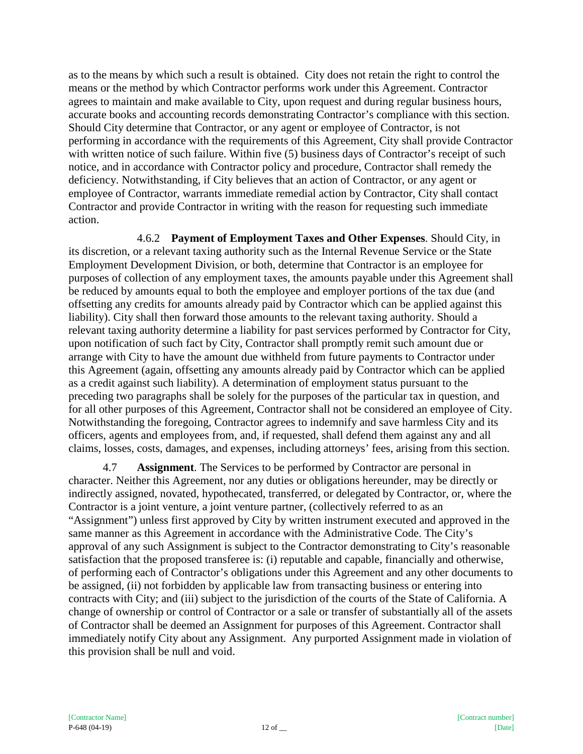as to the means by which such a result is obtained. City does not retain the right to control the means or the method by which Contractor performs work under this Agreement. Contractor agrees to maintain and make available to City, upon request and during regular business hours, accurate books and accounting records demonstrating Contractor's compliance with this section. Should City determine that Contractor, or any agent or employee of Contractor, is not performing in accordance with the requirements of this Agreement, City shall provide Contractor with written notice of such failure. Within five (5) business days of Contractor's receipt of such notice, and in accordance with Contractor policy and procedure, Contractor shall remedy the deficiency. Notwithstanding, if City believes that an action of Contractor, or any agent or employee of Contractor, warrants immediate remedial action by Contractor, City shall contact Contractor and provide Contractor in writing with the reason for requesting such immediate action.

4.6.2 **Payment of Employment Taxes and Other Expenses**. Should City, in its discretion, or a relevant taxing authority such as the Internal Revenue Service or the State Employment Development Division, or both, determine that Contractor is an employee for purposes of collection of any employment taxes, the amounts payable under this Agreement shall be reduced by amounts equal to both the employee and employer portions of the tax due (and offsetting any credits for amounts already paid by Contractor which can be applied against this liability). City shall then forward those amounts to the relevant taxing authority. Should a relevant taxing authority determine a liability for past services performed by Contractor for City, upon notification of such fact by City, Contractor shall promptly remit such amount due or arrange with City to have the amount due withheld from future payments to Contractor under this Agreement (again, offsetting any amounts already paid by Contractor which can be applied as a credit against such liability). A determination of employment status pursuant to the preceding two paragraphs shall be solely for the purposes of the particular tax in question, and for all other purposes of this Agreement, Contractor shall not be considered an employee of City. Notwithstanding the foregoing, Contractor agrees to indemnify and save harmless City and its officers, agents and employees from, and, if requested, shall defend them against any and all claims, losses, costs, damages, and expenses, including attorneys' fees, arising from this section.

4.7 **Assignment**. The Services to be performed by Contractor are personal in character. Neither this Agreement, nor any duties or obligations hereunder, may be directly or indirectly assigned, novated, hypothecated, transferred, or delegated by Contractor, or, where the Contractor is a joint venture, a joint venture partner, (collectively referred to as an "Assignment") unless first approved by City by written instrument executed and approved in the same manner as this Agreement in accordance with the Administrative Code. The City's approval of any such Assignment is subject to the Contractor demonstrating to City's reasonable satisfaction that the proposed transferee is: (i) reputable and capable, financially and otherwise, of performing each of Contractor's obligations under this Agreement and any other documents to be assigned, (ii) not forbidden by applicable law from transacting business or entering into contracts with City; and (iii) subject to the jurisdiction of the courts of the State of California. A change of ownership or control of Contractor or a sale or transfer of substantially all of the assets of Contractor shall be deemed an Assignment for purposes of this Agreement. Contractor shall immediately notify City about any Assignment. Any purported Assignment made in violation of this provision shall be null and void.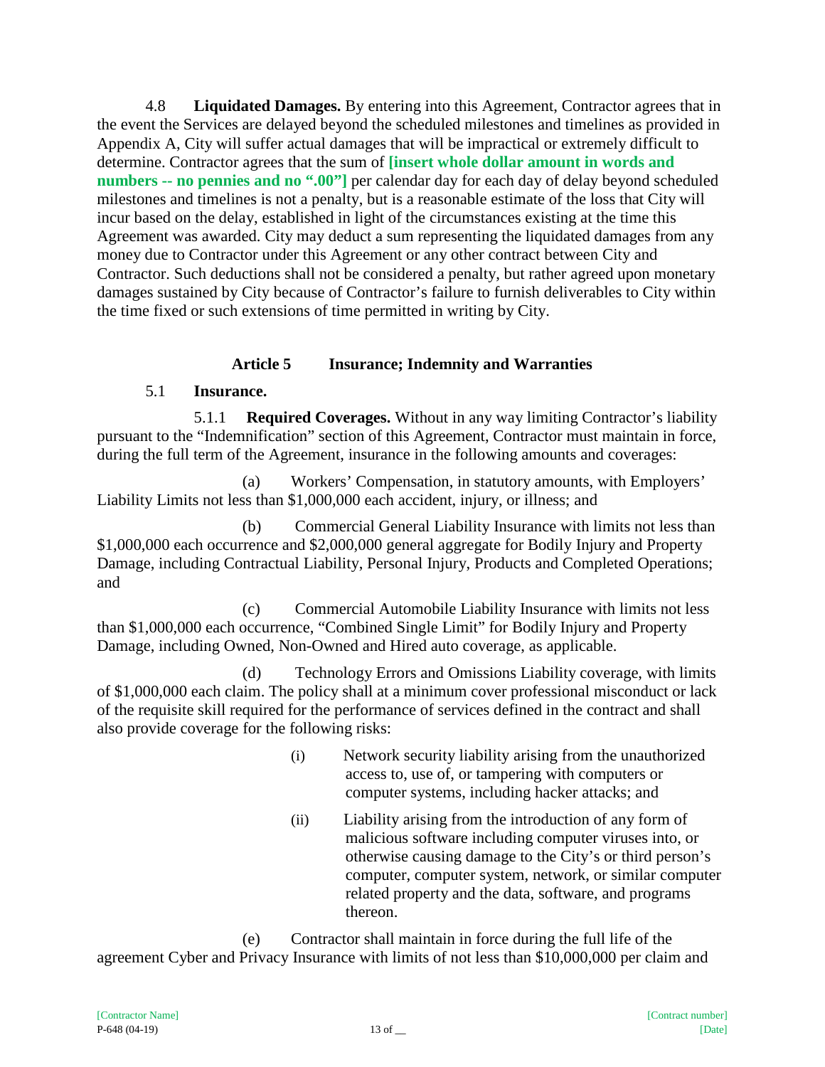4.8 **Liquidated Damages.** By entering into this Agreement, Contractor agrees that in the event the Services are delayed beyond the scheduled milestones and timelines as provided in Appendix A, City will suffer actual damages that will be impractical or extremely difficult to determine. Contractor agrees that the sum of **[insert whole dollar amount in words and numbers -- no pennies and no ".00"]** per calendar day for each day of delay beyond scheduled milestones and timelines is not a penalty, but is a reasonable estimate of the loss that City will incur based on the delay, established in light of the circumstances existing at the time this Agreement was awarded. City may deduct a sum representing the liquidated damages from any money due to Contractor under this Agreement or any other contract between City and Contractor. Such deductions shall not be considered a penalty, but rather agreed upon monetary damages sustained by City because of Contractor's failure to furnish deliverables to City within the time fixed or such extensions of time permitted in writing by City.

## Article 5 Insurance; Indemnity and Warranties

5.1 **Insurance.**

5.1.1 **Required Coverages.** Without in any way limiting Contractor's liability pursuant to the "Indemnification" section of this Agreement, Contractor must maintain in force, during the full term of the Agreement, insurance in the following amounts and coverages:

(a) Workers' Compensation, in statutory amounts, with Employers' Liability Limits not less than $1,000,000 each accident, injury, or illness; and

(b) Commercial General Liability Insurance with limits not less than $1,000,000 each occurrence and $2,000,000 general aggregate for Bodily Injury and Property Damage, including Contractual Liability, Personal Injury, Products and Completed Operations; and

(c) Commercial Automobile Liability Insurance with limits not less than $1,000,000 each occurrence, "Combined Single Limit" for Bodily Injury and Property Damage, including Owned, Non-Owned and Hired auto coverage, as applicable.

(d) Technology Errors and Omissions Liability coverage, with limits of $1,000,000 each claim. The policy shall at a minimum cover professional misconduct or lack of the requisite skill required for the performance of services defined in the contract and shall also provide coverage for the following risks:

(i) Network security liability arising from the unauthorized access to, use of, or tampering with computers or computer systems, including hacker attacks; and

(ii) Liability arising from the introduction of any form of malicious software including computer viruses into, or otherwise causing damage to the City's or third person's computer, computer system, network, or similar computer related property and the data, software, and programs thereon.

(e) Contractor shall maintain in force during the full life of the agreement Cyber and Privacy Insurance with limits of not less than $10,000,000 per claim and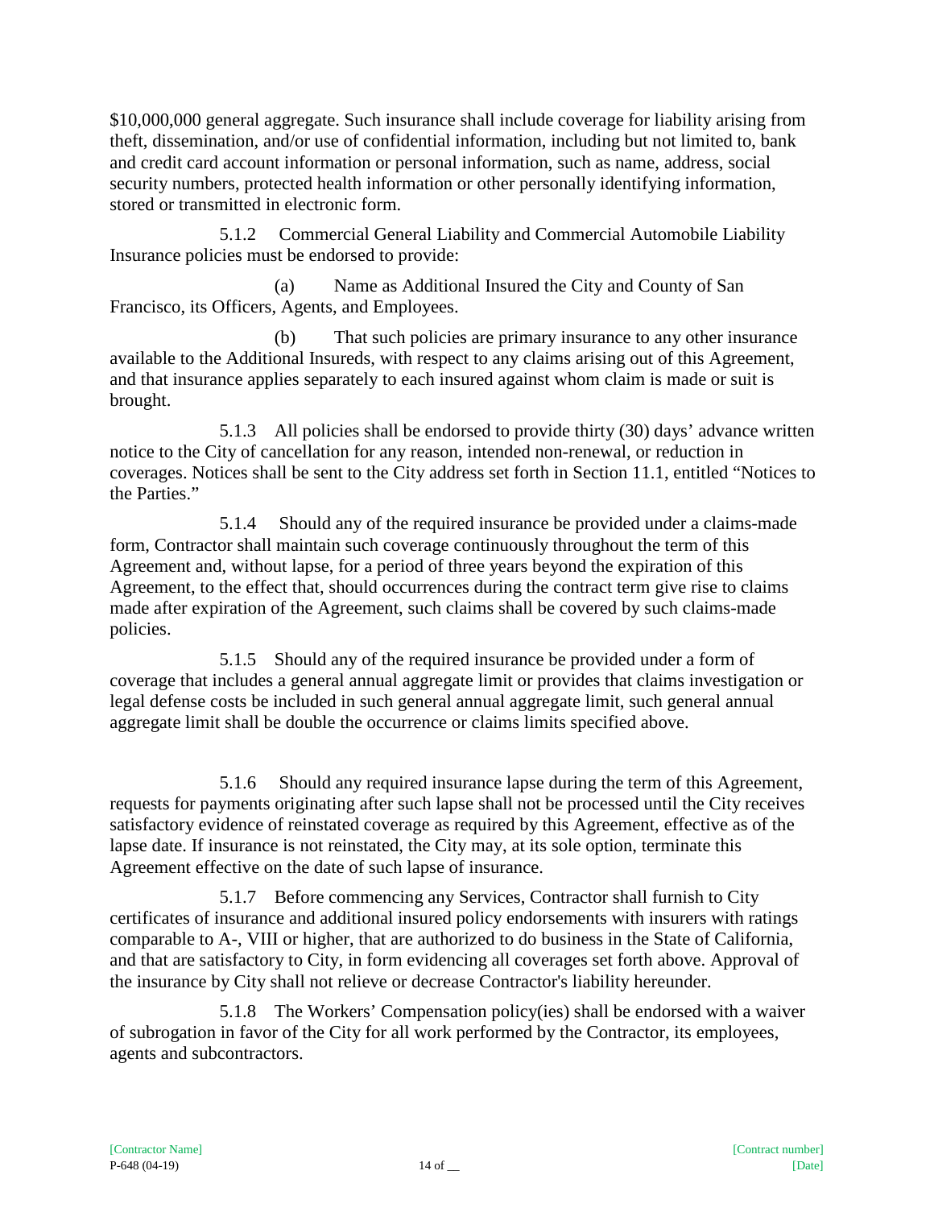$10,000,000 general aggregate. Such insurance shall include coverage for liability arising from theft, dissemination, and/or use of confidential information, including but not limited to, bank and credit card account information or personal information, such as name, address, social security numbers, protected health information or other personally identifying information, stored or transmitted in electronic form.

5.1.2 Commercial General Liability and Commercial Automobile Liability Insurance policies must be endorsed to provide:

(a) Name as Additional Insured the City and County of San Francisco, its Officers, Agents, and Employees.

(b) That such policies are primary insurance to any other insurance available to the Additional Insureds, with respect to any claims arising out of this Agreement, and that insurance applies separately to each insured against whom claim is made or suit is brought.

5.1.3 All policies shall be endorsed to provide thirty (30) days' advance written notice to the City of cancellation for any reason, intended non-renewal, or reduction in coverages. Notices shall be sent to the City address set forth in Section 11.1, entitled "Notices to the Parties."

5.1.4 Should any of the required insurance be provided under a claims-made form, Contractor shall maintain such coverage continuously throughout the term of this Agreement and, without lapse, for a period of three years beyond the expiration of this Agreement, to the effect that, should occurrences during the contract term give rise to claims made after expiration of the Agreement, such claims shall be covered by such claims-made policies.

5.1.5 Should any of the required insurance be provided under a form of coverage that includes a general annual aggregate limit or provides that claims investigation or legal defense costs be included in such general annual aggregate limit, such general annual aggregate limit shall be double the occurrence or claims limits specified above.

5.1.6 Should any required insurance lapse during the term of this Agreement, requests for payments originating after such lapse shall not be processed until the City receives satisfactory evidence of reinstated coverage as required by this Agreement, effective as of the lapse date. If insurance is not reinstated, the City may, at its sole option, terminate this Agreement effective on the date of such lapse of insurance.

5.1.7 Before commencing any Services, Contractor shall furnish to City certificates of insurance and additional insured policy endorsements with insurers with ratings comparable to A-, VIII or higher, that are authorized to do business in the State of California, and that are satisfactory to City, in form evidencing all coverages set forth above. Approval of the insurance by City shall not relieve or decrease Contractor's liability hereunder.

5.1.8 The Workers' Compensation policy(ies) shall be endorsed with a waiver of subrogation in favor of the City for all work performed by the Contractor, its employees, agents and subcontractors.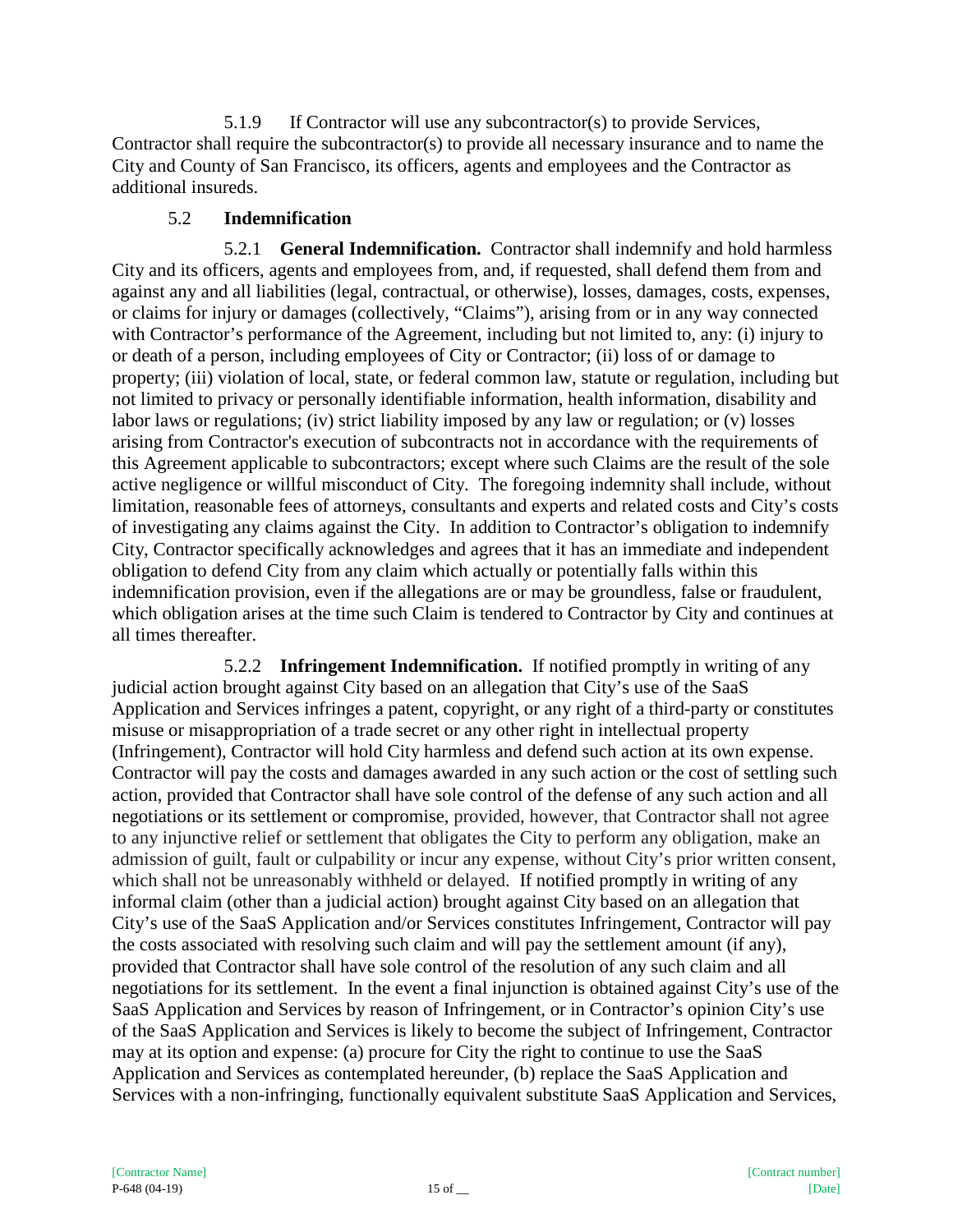5.1.9 If Contractor will use any subcontractor(s) to provide Services, Contractor shall require the subcontractor(s) to provide all necessary insurance and to name the City and County of San Francisco, its officers, agents and employees and the Contractor as additional insureds.

### 5.2 Indemnification

5.2.1 **General Indemnification.** Contractor shall indemnify and hold harmless City and its officers, agents and employees from, and, if requested, shall defend them from and against any and all liabilities (legal, contractual, or otherwise), losses, damages, costs, expenses, or claims for injury or damages (collectively, "Claims"), arising from or in any way connected with Contractor's performance of the Agreement, including but not limited to, any: (i) injury to or death of a person, including employees of City or Contractor; (ii) loss of or damage to property; (iii) violation of local, state, or federal common law, statute or regulation, including but not limited to privacy or personally identifiable information, health information, disability and labor laws or regulations; (iv) strict liability imposed by any law or regulation; or (v) losses arising from Contractor's execution of subcontracts not in accordance with the requirements of this Agreement applicable to subcontractors; except where such Claims are the result of the sole active negligence or willful misconduct of City. The foregoing indemnity shall include, without limitation, reasonable fees of attorneys, consultants and experts and related costs and City's costs of investigating any claims against the City. In addition to Contractor's obligation to indemnify City, Contractor specifically acknowledges and agrees that it has an immediate and independent obligation to defend City from any claim which actually or potentially falls within this indemnification provision, even if the allegations are or may be groundless, false or fraudulent, which obligation arises at the time such Claim is tendered to Contractor by City and continues at all times thereafter.

5.2.2 **Infringement Indemnification.** If notified promptly in writing of any judicial action brought against City based on an allegation that City's use of the SaaS Application and Services infringes a patent, copyright, or any right of a third-party or constitutes misuse or misappropriation of a trade secret or any other right in intellectual property (Infringement), Contractor will hold City harmless and defend such action at its own expense. Contractor will pay the costs and damages awarded in any such action or the cost of settling such action, provided that Contractor shall have sole control of the defense of any such action and all negotiations or its settlement or compromise, provided, however, that Contractor shall not agree to any injunctive relief or settlement that obligates the City to perform any obligation, make an admission of guilt, fault or culpability or incur any expense, without City's prior written consent, which shall not be unreasonably withheld or delayed. If notified promptly in writing of any informal claim (other than a judicial action) brought against City based on an allegation that City's use of the SaaS Application and/or Services constitutes Infringement, Contractor will pay the costs associated with resolving such claim and will pay the settlement amount (if any), provided that Contractor shall have sole control of the resolution of any such claim and all negotiations for its settlement. In the event a final injunction is obtained against City's use of the SaaS Application and Services by reason of Infringement, or in Contractor's opinion City's use of the SaaS Application and Services is likely to become the subject of Infringement, Contractor may at its option and expense: (a) procure for City the right to continue to use the SaaS Application and Services as contemplated hereunder, (b) replace the SaaS Application and Services with a non-infringing, functionally equivalent substitute SaaS Application and Services,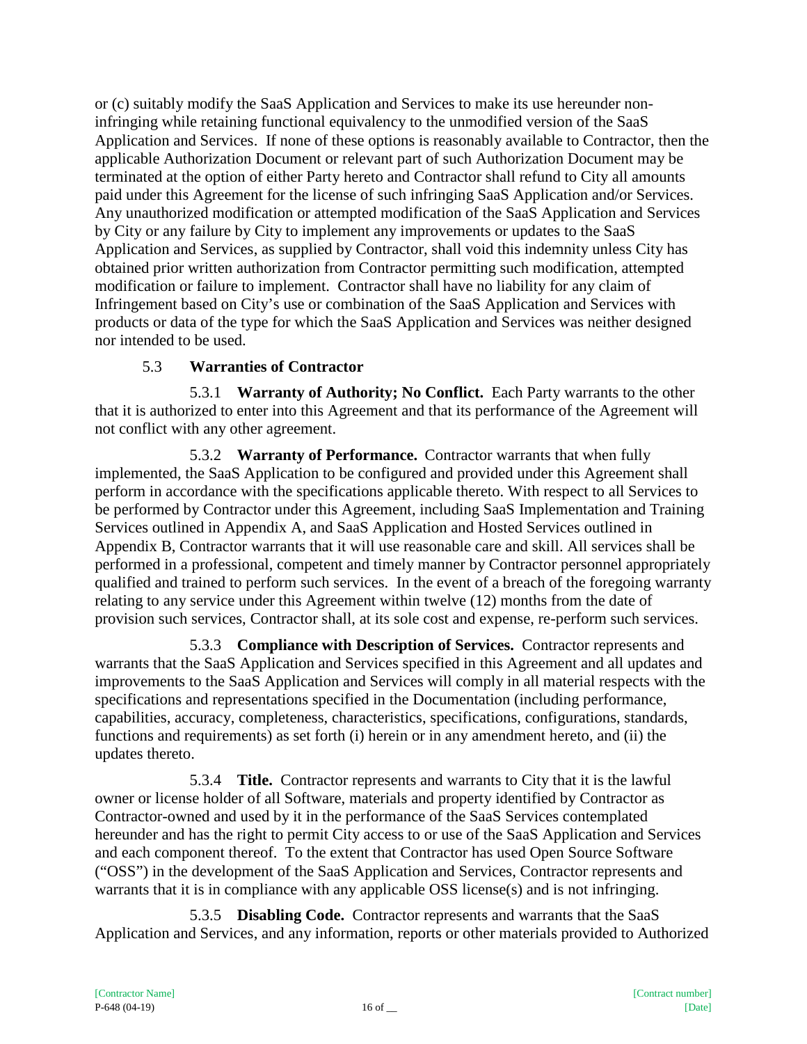or (c) suitably modify the SaaS Application and Services to make its use hereunder non-infringing while retaining functional equivalency to the unmodified version of the SaaS Application and Services. If none of these options is reasonably available to Contractor, then the applicable Authorization Document or relevant part of such Authorization Document may be terminated at the option of either Party hereto and Contractor shall refund to City all amounts paid under this Agreement for the license of such infringing SaaS Application and/or Services. Any unauthorized modification or attempted modification of the SaaS Application and Services by City or any failure by City to implement any improvements or updates to the SaaS Application and Services, as supplied by Contractor, shall void this indemnity unless City has obtained prior written authorization from Contractor permitting such modification, attempted modification or failure to implement. Contractor shall have no liability for any claim of Infringement based on City's use or combination of the SaaS Application and Services with products or data of the type for which the SaaS Application and Services was neither designed nor intended to be used.

5.3 **Warranties of Contractor**

5.3.1 **Warranty of Authority; No Conflict.** Each Party warrants to the other that it is authorized to enter into this Agreement and that its performance of the Agreement will not conflict with any other agreement.

5.3.2 **Warranty of Performance.** Contractor warrants that when fully implemented, the SaaS Application to be configured and provided under this Agreement shall perform in accordance with the specifications applicable thereto. With respect to all Services to be performed by Contractor under this Agreement, including SaaS Implementation and Training Services outlined in Appendix A, and SaaS Application and Hosted Services outlined in Appendix B, Contractor warrants that it will use reasonable care and skill. All services shall be performed in a professional, competent and timely manner by Contractor personnel appropriately qualified and trained to perform such services. In the event of a breach of the foregoing warranty relating to any service under this Agreement within twelve (12) months from the date of provision such services, Contractor shall, at its sole cost and expense, re-perform such services.

5.3.3 **Compliance with Description of Services.** Contractor represents and warrants that the SaaS Application and Services specified in this Agreement and all updates and improvements to the SaaS Application and Services will comply in all material respects with the specifications and representations specified in the Documentation (including performance, capabilities, accuracy, completeness, characteristics, specifications, configurations, standards, functions and requirements) as set forth (i) herein or in any amendment hereto, and (ii) the updates thereto.

5.3.4 **Title.** Contractor represents and warrants to City that it is the lawful owner or license holder of all Software, materials and property identified by Contractor as Contractor-owned and used by it in the performance of the SaaS Services contemplated hereunder and has the right to permit City access to or use of the SaaS Application and Services and each component thereof. To the extent that Contractor has used Open Source Software ("OSS") in the development of the SaaS Application and Services, Contractor represents and warrants that it is in compliance with any applicable OSS license(s) and is not infringing.

5.3.5 **Disabling Code.** Contractor represents and warrants that the SaaS Application and Services, and any information, reports or other materials provided to Authorized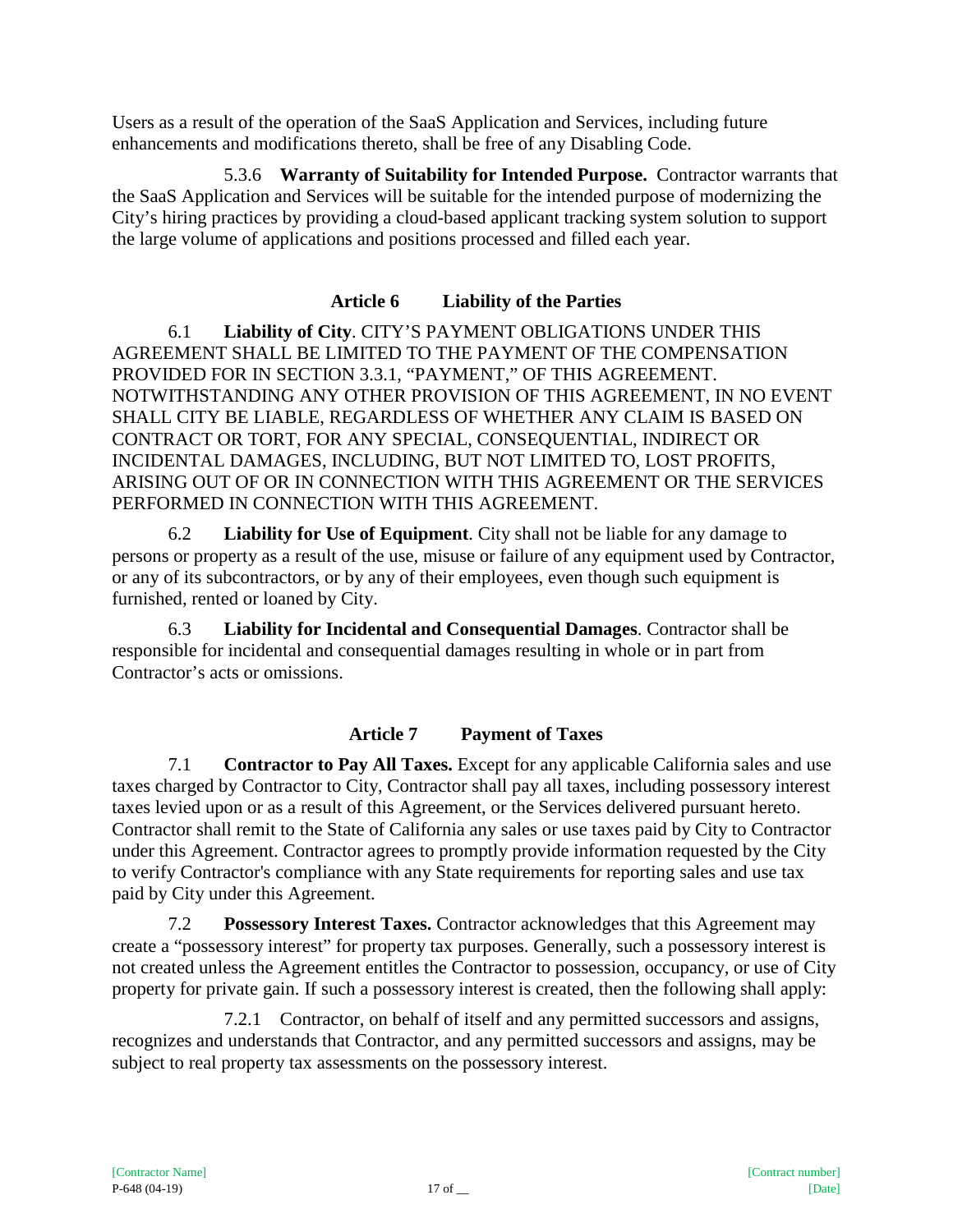Users as a result of the operation of the SaaS Application and Services, including future enhancements and modifications thereto, shall be free of any Disabling Code.

5.3.6 **Warranty of Suitability for Intended Purpose.** Contractor warrants that the SaaS Application and Services will be suitable for the intended purpose of modernizing the City's hiring practices by providing a cloud-based applicant tracking system solution to support the large volume of applications and positions processed and filled each year.

## Article 6 Liability of the Parties

6.1 **Liability of City**. CITY'S PAYMENT OBLIGATIONS UNDER THIS AGREEMENT SHALL BE LIMITED TO THE PAYMENT OF THE COMPENSATION PROVIDED FOR IN SECTION 3.3.1, "PAYMENT," OF THIS AGREEMENT. NOTWITHSTANDING ANY OTHER PROVISION OF THIS AGREEMENT, IN NO EVENT SHALL CITY BE LIABLE, REGARDLESS OF WHETHER ANY CLAIM IS BASED ON CONTRACT OR TORT, FOR ANY SPECIAL, CONSEQUENTIAL, INDIRECT OR INCIDENTAL DAMAGES, INCLUDING, BUT NOT LIMITED TO, LOST PROFITS, ARISING OUT OF OR IN CONNECTION WITH THIS AGREEMENT OR THE SERVICES PERFORMED IN CONNECTION WITH THIS AGREEMENT.

6.2 **Liability for Use of Equipment**. City shall not be liable for any damage to persons or property as a result of the use, misuse or failure of any equipment used by Contractor, or any of its subcontractors, or by any of their employees, even though such equipment is furnished, rented or loaned by City.

6.3 **Liability for Incidental and Consequential Damages**. Contractor shall be responsible for incidental and consequential damages resulting in whole or in part from Contractor's acts or omissions.

## Article 7 Payment of Taxes

7.1 **Contractor to Pay All Taxes.** Except for any applicable California sales and use taxes charged by Contractor to City, Contractor shall pay all taxes, including possessory interest taxes levied upon or as a result of this Agreement, or the Services delivered pursuant hereto. Contractor shall remit to the State of California any sales or use taxes paid by City to Contractor under this Agreement. Contractor agrees to promptly provide information requested by the City to verify Contractor's compliance with any State requirements for reporting sales and use tax paid by City under this Agreement.

7.2 **Possessory Interest Taxes.** Contractor acknowledges that this Agreement may create a "possessory interest" for property tax purposes. Generally, such a possessory interest is not created unless the Agreement entitles the Contractor to possession, occupancy, or use of City property for private gain. If such a possessory interest is created, then the following shall apply:

7.2.1 Contractor, on behalf of itself and any permitted successors and assigns, recognizes and understands that Contractor, and any permitted successors and assigns, may be subject to real property tax assessments on the possessory interest.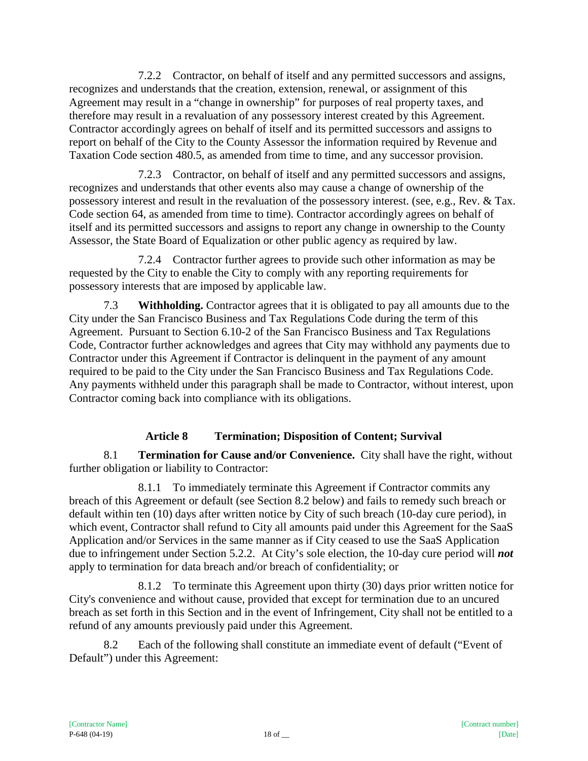7.2.2 Contractor, on behalf of itself and any permitted successors and assigns, recognizes and understands that the creation, extension, renewal, or assignment of this Agreement may result in a "change in ownership" for purposes of real property taxes, and therefore may result in a revaluation of any possessory interest created by this Agreement. Contractor accordingly agrees on behalf of itself and its permitted successors and assigns to report on behalf of the City to the County Assessor the information required by Revenue and Taxation Code section 480.5, as amended from time to time, and any successor provision.

7.2.3 Contractor, on behalf of itself and any permitted successors and assigns, recognizes and understands that other events also may cause a change of ownership of the possessory interest and result in the revaluation of the possessory interest. (see, e.g., Rev. & Tax. Code section 64, as amended from time to time). Contractor accordingly agrees on behalf of itself and its permitted successors and assigns to report any change in ownership to the County Assessor, the State Board of Equalization or other public agency as required by law.

7.2.4 Contractor further agrees to provide such other information as may be requested by the City to enable the City to comply with any reporting requirements for possessory interests that are imposed by applicable law.

7.3 **Withholding.** Contractor agrees that it is obligated to pay all amounts due to the City under the San Francisco Business and Tax Regulations Code during the term of this Agreement. Pursuant to Section 6.10-2 of the San Francisco Business and Tax Regulations Code, Contractor further acknowledges and agrees that City may withhold any payments due to Contractor under this Agreement if Contractor is delinquent in the payment of any amount required to be paid to the City under the San Francisco Business and Tax Regulations Code. Any payments withheld under this paragraph shall be made to Contractor, without interest, upon Contractor coming back into compliance with its obligations.

## Article 8 Termination; Disposition of Content; Survival

8.1 **Termination for Cause and/or Convenience.** City shall have the right, without further obligation or liability to Contractor:

8.1.1 To immediately terminate this Agreement if Contractor commits any breach of this Agreement or default (see Section 8.2 below) and fails to remedy such breach or default within ten (10) days after written notice by City of such breach (10-day cure period), in which event, Contractor shall refund to City all amounts paid under this Agreement for the SaaS Application and/or Services in the same manner as if City ceased to use the SaaS Application due to infringement under Section 5.2.2. At City's sole election, the 10-day cure period will ***not*** apply to termination for data breach and/or breach of confidentiality; or

8.1.2 To terminate this Agreement upon thirty (30) days prior written notice for City's convenience and without cause, provided that except for termination due to an uncured breach as set forth in this Section and in the event of Infringement, City shall not be entitled to a refund of any amounts previously paid under this Agreement.

8.2 Each of the following shall constitute an immediate event of default ("Event of Default") under this Agreement: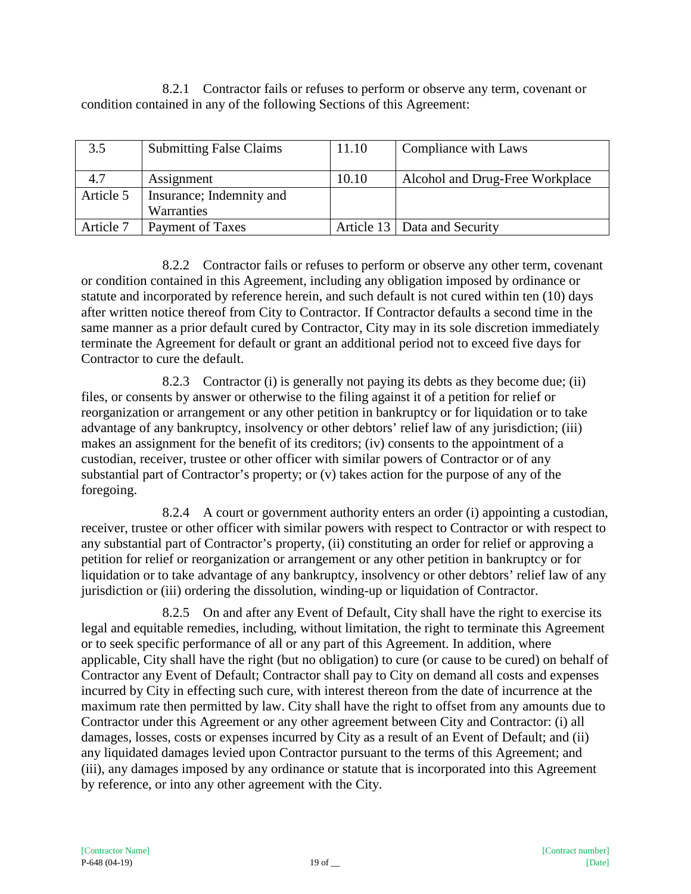8.2.1 Contractor fails or refuses to perform or observe any term, covenant or condition contained in any of the following Sections of this Agreement:

| | | | |
|---|---|---|---|
| 3.5 | Submitting False Claims | 11.10 | Compliance with Laws |
| 4.7 | Assignment | 10.10 | Alcohol and Drug-Free Workplace |
| Article 5 | Insurance; Indemnity and Warranties | | |
| Article 7 | Payment of Taxes | Article 13 | Data and Security |

8.2.2 Contractor fails or refuses to perform or observe any other term, covenant or condition contained in this Agreement, including any obligation imposed by ordinance or statute and incorporated by reference herein, and such default is not cured within ten (10) days after written notice thereof from City to Contractor. If Contractor defaults a second time in the same manner as a prior default cured by Contractor, City may in its sole discretion immediately terminate the Agreement for default or grant an additional period not to exceed five days for Contractor to cure the default.

8.2.3 Contractor (i) is generally not paying its debts as they become due; (ii) files, or consents by answer or otherwise to the filing against it of a petition for relief or reorganization or arrangement or any other petition in bankruptcy or for liquidation or to take advantage of any bankruptcy, insolvency or other debtors' relief law of any jurisdiction; (iii) makes an assignment for the benefit of its creditors; (iv) consents to the appointment of a custodian, receiver, trustee or other officer with similar powers of Contractor or of any substantial part of Contractor's property; or (v) takes action for the purpose of any of the foregoing.

8.2.4 A court or government authority enters an order (i) appointing a custodian, receiver, trustee or other officer with similar powers with respect to Contractor or with respect to any substantial part of Contractor's property, (ii) constituting an order for relief or approving a petition for relief or reorganization or arrangement or any other petition in bankruptcy or for liquidation or to take advantage of any bankruptcy, insolvency or other debtors' relief law of any jurisdiction or (iii) ordering the dissolution, winding-up or liquidation of Contractor.

8.2.5 On and after any Event of Default, City shall have the right to exercise its legal and equitable remedies, including, without limitation, the right to terminate this Agreement or to seek specific performance of all or any part of this Agreement. In addition, where applicable, City shall have the right (but no obligation) to cure (or cause to be cured) on behalf of Contractor any Event of Default; Contractor shall pay to City on demand all costs and expenses incurred by City in effecting such cure, with interest thereon from the date of incurrence at the maximum rate then permitted by law. City shall have the right to offset from any amounts due to Contractor under this Agreement or any other agreement between City and Contractor: (i) all damages, losses, costs or expenses incurred by City as a result of an Event of Default; and (ii) any liquidated damages levied upon Contractor pursuant to the terms of this Agreement; and (iii), any damages imposed by any ordinance or statute that is incorporated into this Agreement by reference, or into any other agreement with the City.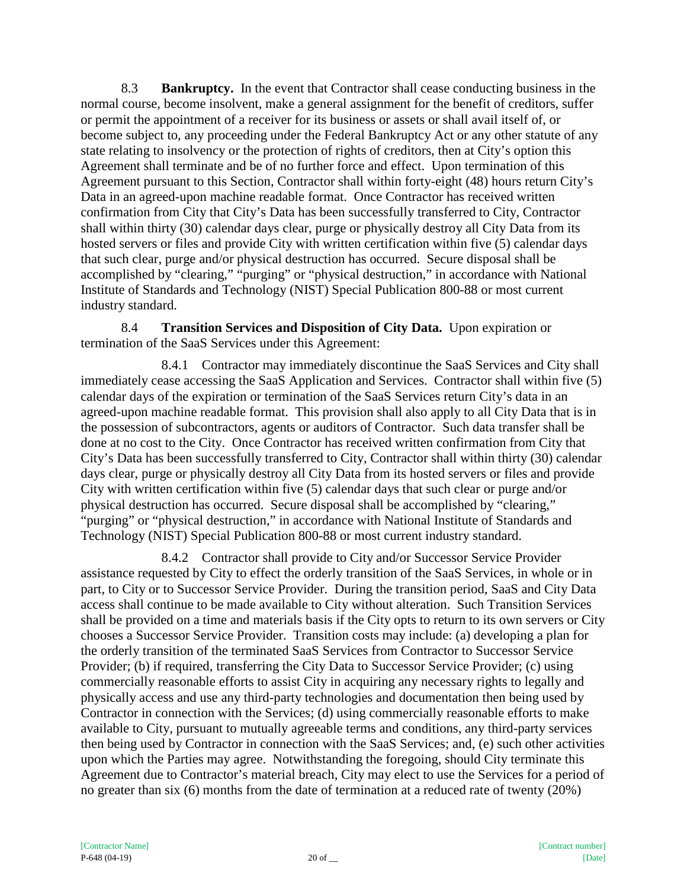8.3 **Bankruptcy.** In the event that Contractor shall cease conducting business in the normal course, become insolvent, make a general assignment for the benefit of creditors, suffer or permit the appointment of a receiver for its business or assets or shall avail itself of, or become subject to, any proceeding under the Federal Bankruptcy Act or any other statute of any state relating to insolvency or the protection of rights of creditors, then at City's option this Agreement shall terminate and be of no further force and effect. Upon termination of this Agreement pursuant to this Section, Contractor shall within forty-eight (48) hours return City's Data in an agreed-upon machine readable format. Once Contractor has received written confirmation from City that City's Data has been successfully transferred to City, Contractor shall within thirty (30) calendar days clear, purge or physically destroy all City Data from its hosted servers or files and provide City with written certification within five (5) calendar days that such clear, purge and/or physical destruction has occurred. Secure disposal shall be accomplished by "clearing," "purging" or "physical destruction," in accordance with National Institute of Standards and Technology (NIST) Special Publication 800-88 or most current industry standard.

8.4 **Transition Services and Disposition of City Data.** Upon expiration or termination of the SaaS Services under this Agreement:

8.4.1 Contractor may immediately discontinue the SaaS Services and City shall immediately cease accessing the SaaS Application and Services. Contractor shall within five (5) calendar days of the expiration or termination of the SaaS Services return City's data in an agreed-upon machine readable format. This provision shall also apply to all City Data that is in the possession of subcontractors, agents or auditors of Contractor. Such data transfer shall be done at no cost to the City. Once Contractor has received written confirmation from City that City's Data has been successfully transferred to City, Contractor shall within thirty (30) calendar days clear, purge or physically destroy all City Data from its hosted servers or files and provide City with written certification within five (5) calendar days that such clear or purge and/or physical destruction has occurred. Secure disposal shall be accomplished by "clearing," "purging" or "physical destruction," in accordance with National Institute of Standards and Technology (NIST) Special Publication 800-88 or most current industry standard.

8.4.2 Contractor shall provide to City and/or Successor Service Provider assistance requested by City to effect the orderly transition of the SaaS Services, in whole or in part, to City or to Successor Service Provider. During the transition period, SaaS and City Data access shall continue to be made available to City without alteration. Such Transition Services shall be provided on a time and materials basis if the City opts to return to its own servers or City chooses a Successor Service Provider. Transition costs may include: (a) developing a plan for the orderly transition of the terminated SaaS Services from Contractor to Successor Service Provider; (b) if required, transferring the City Data to Successor Service Provider; (c) using commercially reasonable efforts to assist City in acquiring any necessary rights to legally and physically access and use any third-party technologies and documentation then being used by Contractor in connection with the Services; (d) using commercially reasonable efforts to make available to City, pursuant to mutually agreeable terms and conditions, any third-party services then being used by Contractor in connection with the SaaS Services; and, (e) such other activities upon which the Parties may agree. Notwithstanding the foregoing, should City terminate this Agreement due to Contractor's material breach, City may elect to use the Services for a period of no greater than six (6) months from the date of termination at a reduced rate of twenty (20%)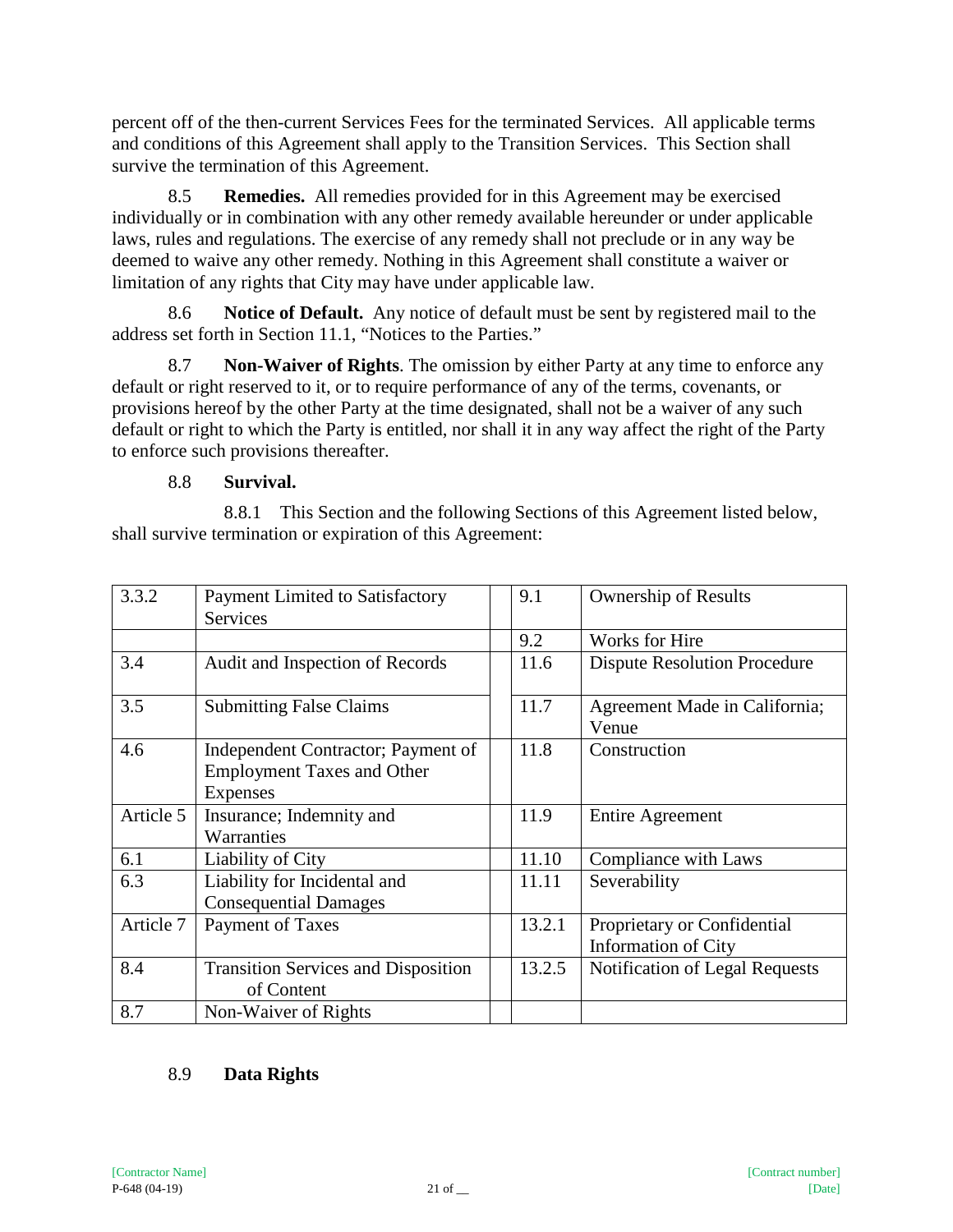percent off of the then-current Services Fees for the terminated Services. All applicable terms and conditions of this Agreement shall apply to the Transition Services. This Section shall survive the termination of this Agreement.

8.5 **Remedies.** All remedies provided for in this Agreement may be exercised individually or in combination with any other remedy available hereunder or under applicable laws, rules and regulations. The exercise of any remedy shall not preclude or in any way be deemed to waive any other remedy. Nothing in this Agreement shall constitute a waiver or limitation of any rights that City may have under applicable law.

8.6 **Notice of Default.** Any notice of default must be sent by registered mail to the address set forth in Section 11.1, "Notices to the Parties."

8.7 **Non-Waiver of Rights**. The omission by either Party at any time to enforce any default or right reserved to it, or to require performance of any of the terms, covenants, or provisions hereof by the other Party at the time designated, shall not be a waiver of any such default or right to which the Party is entitled, nor shall it in any way affect the right of the Party to enforce such provisions thereafter.

8.8 **Survival.**

8.8.1 This Section and the following Sections of this Agreement listed below, shall survive termination or expiration of this Agreement:

| | | | | |
|---|---|---|---|---|
| 3.3.2 | Payment Limited to Satisfactory Services | | 9.1 | Ownership of Results |
| | | | 9.2 | Works for Hire |
| 3.4 | Audit and Inspection of Records | | 11.6 | Dispute Resolution Procedure |
| 3.5 | Submitting False Claims | | 11.7 | Agreement Made in California; Venue |
| 4.6 | Independent Contractor; Payment of Employment Taxes and Other Expenses | | 11.8 | Construction |
| Article 5 | Insurance; Indemnity and Warranties | | 11.9 | Entire Agreement |
| 6.1 | Liability of City | | 11.10 | Compliance with Laws |
| 6.3 | Liability for Incidental and Consequential Damages | | 11.11 | Severability |
| Article 7 | Payment of Taxes | | 13.2.1 | Proprietary or Confidential Information of City |
| 8.4 | Transition Services and Disposition of Content | | 13.2.5 | Notification of Legal Requests |
| 8.7 | Non-Waiver of Rights | | | |

8.9 **Data Rights**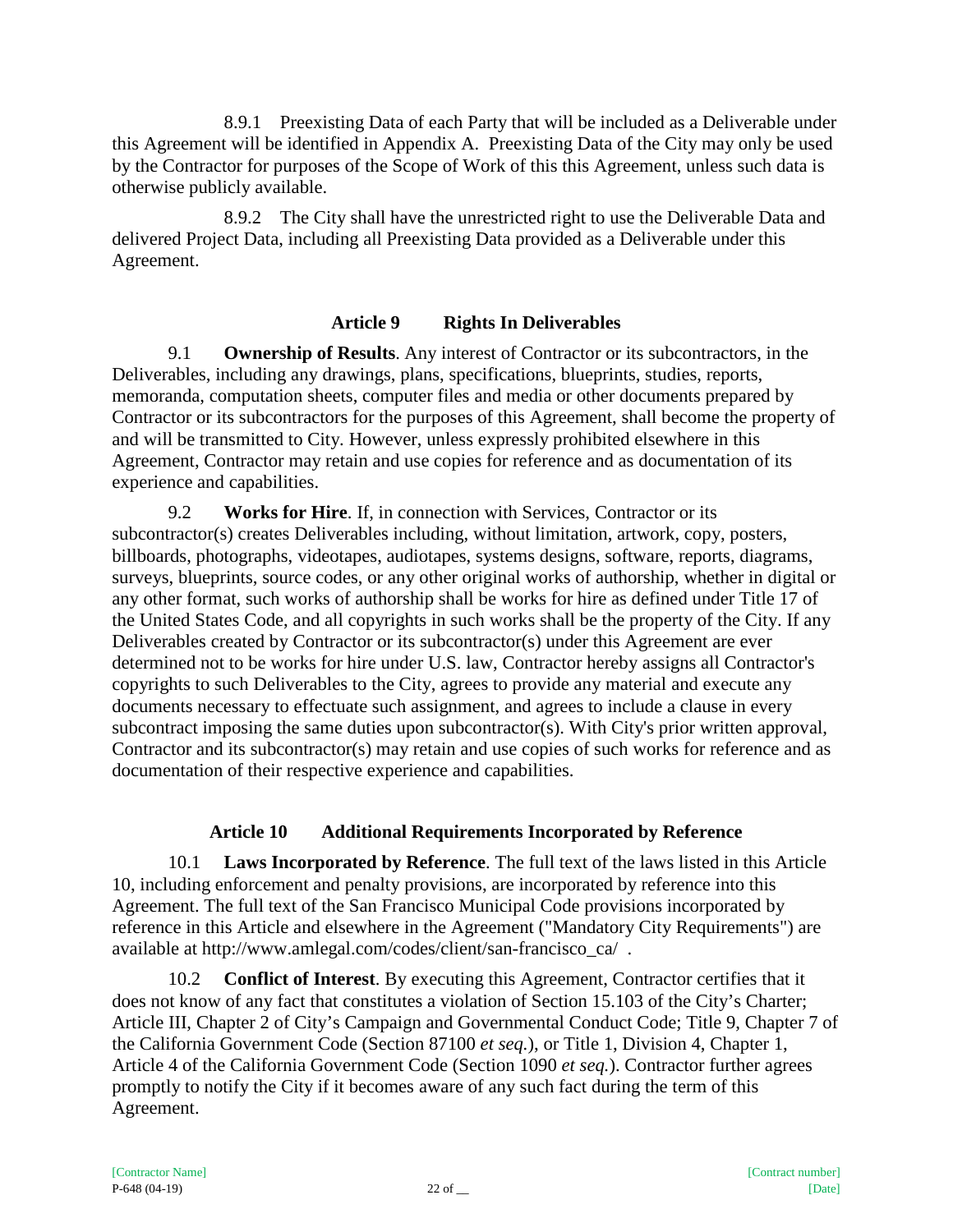8.9.1 Preexisting Data of each Party that will be included as a Deliverable under this Agreement will be identified in Appendix A. Preexisting Data of the City may only be used by the Contractor for purposes of the Scope of Work of this this Agreement, unless such data is otherwise publicly available.

8.9.2 The City shall have the unrestricted right to use the Deliverable Data and delivered Project Data, including all Preexisting Data provided as a Deliverable under this Agreement.

## Article 9 Rights In Deliverables

9.1 **Ownership of Results**. Any interest of Contractor or its subcontractors, in the Deliverables, including any drawings, plans, specifications, blueprints, studies, reports, memoranda, computation sheets, computer files and media or other documents prepared by Contractor or its subcontractors for the purposes of this Agreement, shall become the property of and will be transmitted to City. However, unless expressly prohibited elsewhere in this Agreement, Contractor may retain and use copies for reference and as documentation of its experience and capabilities.

9.2 **Works for Hire**. If, in connection with Services, Contractor or its subcontractor(s) creates Deliverables including, without limitation, artwork, copy, posters, billboards, photographs, videotapes, audiotapes, systems designs, software, reports, diagrams, surveys, blueprints, source codes, or any other original works of authorship, whether in digital or any other format, such works of authorship shall be works for hire as defined under Title 17 of the United States Code, and all copyrights in such works shall be the property of the City. If any Deliverables created by Contractor or its subcontractor(s) under this Agreement are ever determined not to be works for hire under U.S. law, Contractor hereby assigns all Contractor's copyrights to such Deliverables to the City, agrees to provide any material and execute any documents necessary to effectuate such assignment, and agrees to include a clause in every subcontract imposing the same duties upon subcontractor(s). With City's prior written approval, Contractor and its subcontractor(s) may retain and use copies of such works for reference and as documentation of their respective experience and capabilities.

## Article 10 Additional Requirements Incorporated by Reference

10.1 **Laws Incorporated by Reference**. The full text of the laws listed in this Article 10, including enforcement and penalty provisions, are incorporated by reference into this Agreement. The full text of the San Francisco Municipal Code provisions incorporated by reference in this Article and elsewhere in the Agreement ("Mandatory City Requirements") are available at http://www.amlegal.com/codes/client/san-francisco_ca/ .

10.2 **Conflict of Interest**. By executing this Agreement, Contractor certifies that it does not know of any fact that constitutes a violation of Section 15.103 of the City's Charter; Article III, Chapter 2 of City's Campaign and Governmental Conduct Code; Title 9, Chapter 7 of the California Government Code (Section 87100 *et seq.*), or Title 1, Division 4, Chapter 1, Article 4 of the California Government Code (Section 1090 *et seq.*). Contractor further agrees promptly to notify the City if it becomes aware of any such fact during the term of this Agreement.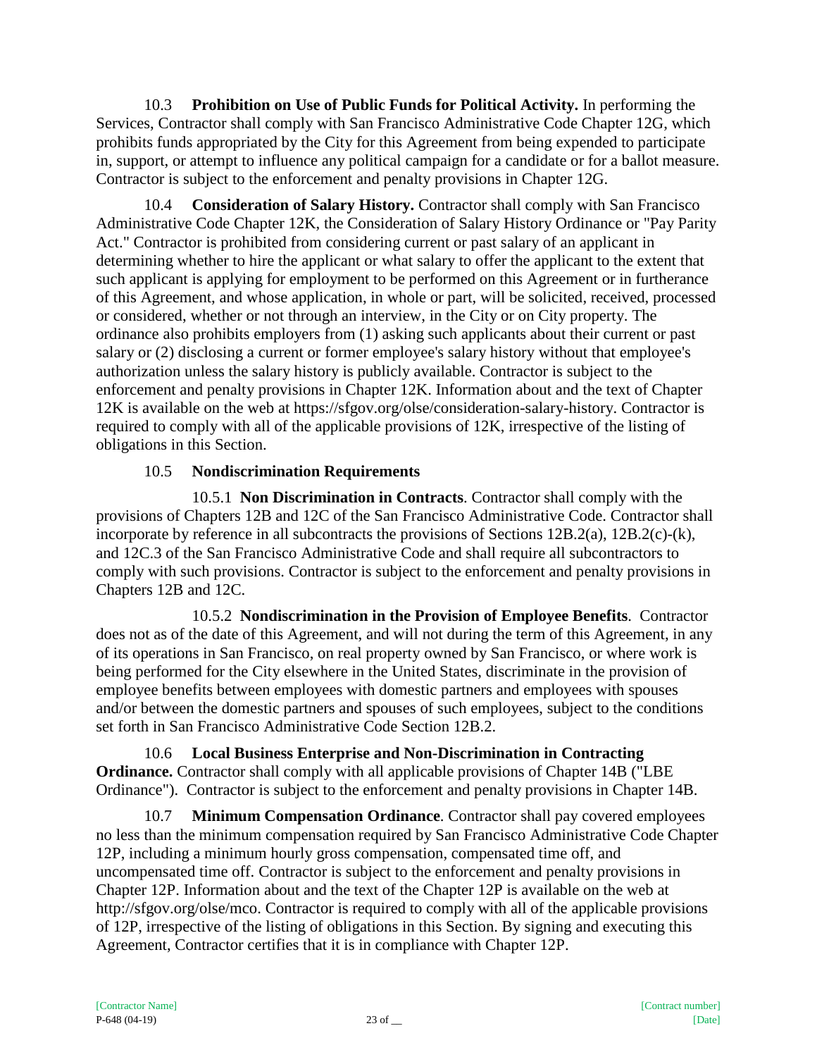10.3 **Prohibition on Use of Public Funds for Political Activity.** In performing the Services, Contractor shall comply with San Francisco Administrative Code Chapter 12G, which prohibits funds appropriated by the City for this Agreement from being expended to participate in, support, or attempt to influence any political campaign for a candidate or for a ballot measure. Contractor is subject to the enforcement and penalty provisions in Chapter 12G.

10.4 **Consideration of Salary History.** Contractor shall comply with San Francisco Administrative Code Chapter 12K, the Consideration of Salary History Ordinance or "Pay Parity Act." Contractor is prohibited from considering current or past salary of an applicant in determining whether to hire the applicant or what salary to offer the applicant to the extent that such applicant is applying for employment to be performed on this Agreement or in furtherance of this Agreement, and whose application, in whole or part, will be solicited, received, processed or considered, whether or not through an interview, in the City or on City property. The ordinance also prohibits employers from (1) asking such applicants about their current or past salary or (2) disclosing a current or former employee's salary history without that employee's authorization unless the salary history is publicly available. Contractor is subject to the enforcement and penalty provisions in Chapter 12K. Information about and the text of Chapter 12K is available on the web at https://sfgov.org/olse/consideration-salary-history. Contractor is required to comply with all of the applicable provisions of 12K, irrespective of the listing of obligations in this Section.

10.5 **Nondiscrimination Requirements**

10.5.1 **Non Discrimination in Contracts**. Contractor shall comply with the provisions of Chapters 12B and 12C of the San Francisco Administrative Code. Contractor shall incorporate by reference in all subcontracts the provisions of Sections 12B.2(a), 12B.2(c)-(k), and 12C.3 of the San Francisco Administrative Code and shall require all subcontractors to comply with such provisions. Contractor is subject to the enforcement and penalty provisions in Chapters 12B and 12C.

10.5.2 **Nondiscrimination in the Provision of Employee Benefits**. Contractor does not as of the date of this Agreement, and will not during the term of this Agreement, in any of its operations in San Francisco, on real property owned by San Francisco, or where work is being performed for the City elsewhere in the United States, discriminate in the provision of employee benefits between employees with domestic partners and employees with spouses and/or between the domestic partners and spouses of such employees, subject to the conditions set forth in San Francisco Administrative Code Section 12B.2.

10.6 **Local Business Enterprise and Non-Discrimination in Contracting Ordinance.** Contractor shall comply with all applicable provisions of Chapter 14B ("LBE Ordinance"). Contractor is subject to the enforcement and penalty provisions in Chapter 14B.

10.7 **Minimum Compensation Ordinance**. Contractor shall pay covered employees no less than the minimum compensation required by San Francisco Administrative Code Chapter 12P, including a minimum hourly gross compensation, compensated time off, and uncompensated time off. Contractor is subject to the enforcement and penalty provisions in Chapter 12P. Information about and the text of the Chapter 12P is available on the web at http://sfgov.org/olse/mco. Contractor is required to comply with all of the applicable provisions of 12P, irrespective of the listing of obligations in this Section. By signing and executing this Agreement, Contractor certifies that it is in compliance with Chapter 12P.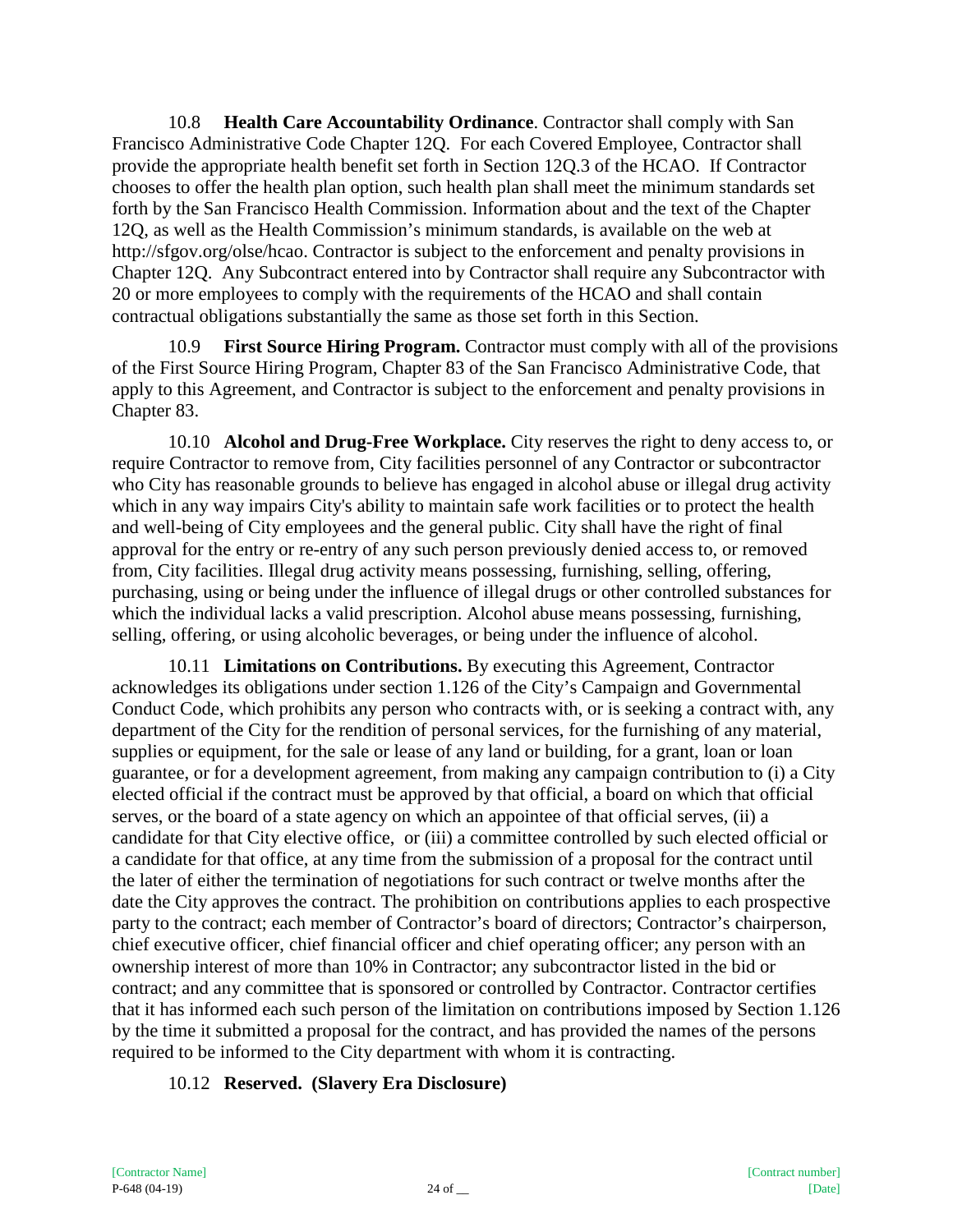10.8 **Health Care Accountability Ordinance**. Contractor shall comply with San Francisco Administrative Code Chapter 12Q. For each Covered Employee, Contractor shall provide the appropriate health benefit set forth in Section 12Q.3 of the HCAO. If Contractor chooses to offer the health plan option, such health plan shall meet the minimum standards set forth by the San Francisco Health Commission. Information about and the text of the Chapter 12Q, as well as the Health Commission's minimum standards, is available on the web at http://sfgov.org/olse/hcao. Contractor is subject to the enforcement and penalty provisions in Chapter 12Q. Any Subcontract entered into by Contractor shall require any Subcontractor with 20 or more employees to comply with the requirements of the HCAO and shall contain contractual obligations substantially the same as those set forth in this Section.

10.9 **First Source Hiring Program.** Contractor must comply with all of the provisions of the First Source Hiring Program, Chapter 83 of the San Francisco Administrative Code, that apply to this Agreement, and Contractor is subject to the enforcement and penalty provisions in Chapter 83.

10.10 **Alcohol and Drug-Free Workplace.** City reserves the right to deny access to, or require Contractor to remove from, City facilities personnel of any Contractor or subcontractor who City has reasonable grounds to believe has engaged in alcohol abuse or illegal drug activity which in any way impairs City's ability to maintain safe work facilities or to protect the health and well-being of City employees and the general public. City shall have the right of final approval for the entry or re-entry of any such person previously denied access to, or removed from, City facilities. Illegal drug activity means possessing, furnishing, selling, offering, purchasing, using or being under the influence of illegal drugs or other controlled substances for which the individual lacks a valid prescription. Alcohol abuse means possessing, furnishing, selling, offering, or using alcoholic beverages, or being under the influence of alcohol.

10.11 **Limitations on Contributions.** By executing this Agreement, Contractor acknowledges its obligations under section 1.126 of the City's Campaign and Governmental Conduct Code, which prohibits any person who contracts with, or is seeking a contract with, any department of the City for the rendition of personal services, for the furnishing of any material, supplies or equipment, for the sale or lease of any land or building, for a grant, loan or loan guarantee, or for a development agreement, from making any campaign contribution to (i) a City elected official if the contract must be approved by that official, a board on which that official serves, or the board of a state agency on which an appointee of that official serves, (ii) a candidate for that City elective office, or (iii) a committee controlled by such elected official or a candidate for that office, at any time from the submission of a proposal for the contract until the later of either the termination of negotiations for such contract or twelve months after the date the City approves the contract. The prohibition on contributions applies to each prospective party to the contract; each member of Contractor's board of directors; Contractor's chairperson, chief executive officer, chief financial officer and chief operating officer; any person with an ownership interest of more than 10% in Contractor; any subcontractor listed in the bid or contract; and any committee that is sponsored or controlled by Contractor. Contractor certifies that it has informed each such person of the limitation on contributions imposed by Section 1.126 by the time it submitted a proposal for the contract, and has provided the names of the persons required to be informed to the City department with whom it is contracting.

10.12 **Reserved. (Slavery Era Disclosure)**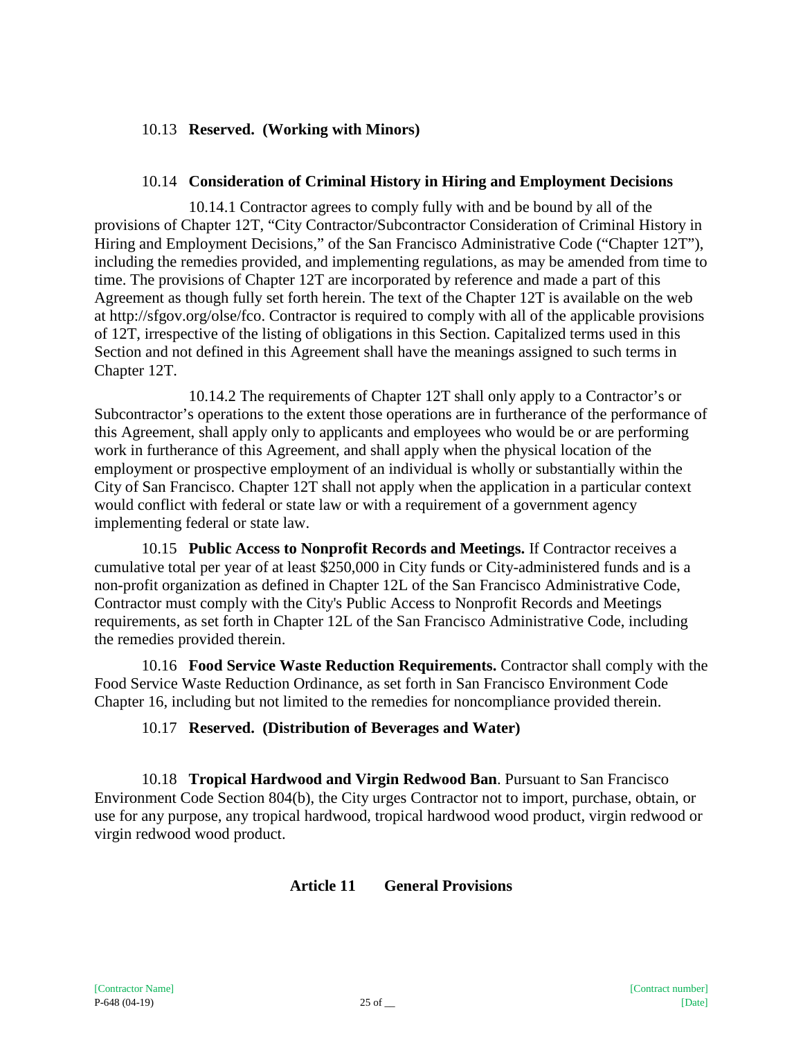10.13 **Reserved. (Working with Minors)**

10.14 **Consideration of Criminal History in Hiring and Employment Decisions**

10.14.1 Contractor agrees to comply fully with and be bound by all of the provisions of Chapter 12T, "City Contractor/Subcontractor Consideration of Criminal History in Hiring and Employment Decisions," of the San Francisco Administrative Code ("Chapter 12T"), including the remedies provided, and implementing regulations, as may be amended from time to time. The provisions of Chapter 12T are incorporated by reference and made a part of this Agreement as though fully set forth herein. The text of the Chapter 12T is available on the web at http://sfgov.org/olse/fco. Contractor is required to comply with all of the applicable provisions of 12T, irrespective of the listing of obligations in this Section. Capitalized terms used in this Section and not defined in this Agreement shall have the meanings assigned to such terms in Chapter 12T.

10.14.2 The requirements of Chapter 12T shall only apply to a Contractor's or Subcontractor's operations to the extent those operations are in furtherance of the performance of this Agreement, shall apply only to applicants and employees who would be or are performing work in furtherance of this Agreement, and shall apply when the physical location of the employment or prospective employment of an individual is wholly or substantially within the City of San Francisco. Chapter 12T shall not apply when the application in a particular context would conflict with federal or state law or with a requirement of a government agency implementing federal or state law.

10.15 **Public Access to Nonprofit Records and Meetings.** If Contractor receives a cumulative total per year of at least $250,000 in City funds or City-administered funds and is a non-profit organization as defined in Chapter 12L of the San Francisco Administrative Code, Contractor must comply with the City's Public Access to Nonprofit Records and Meetings requirements, as set forth in Chapter 12L of the San Francisco Administrative Code, including the remedies provided therein.

10.16 **Food Service Waste Reduction Requirements.** Contractor shall comply with the Food Service Waste Reduction Ordinance, as set forth in San Francisco Environment Code Chapter 16, including but not limited to the remedies for noncompliance provided therein.

10.17 **Reserved. (Distribution of Beverages and Water)**

10.18 **Tropical Hardwood and Virgin Redwood Ban**. Pursuant to San Francisco Environment Code Section 804(b), the City urges Contractor not to import, purchase, obtain, or use for any purpose, any tropical hardwood, tropical hardwood wood product, virgin redwood or virgin redwood wood product.

## Article 11 General Provisions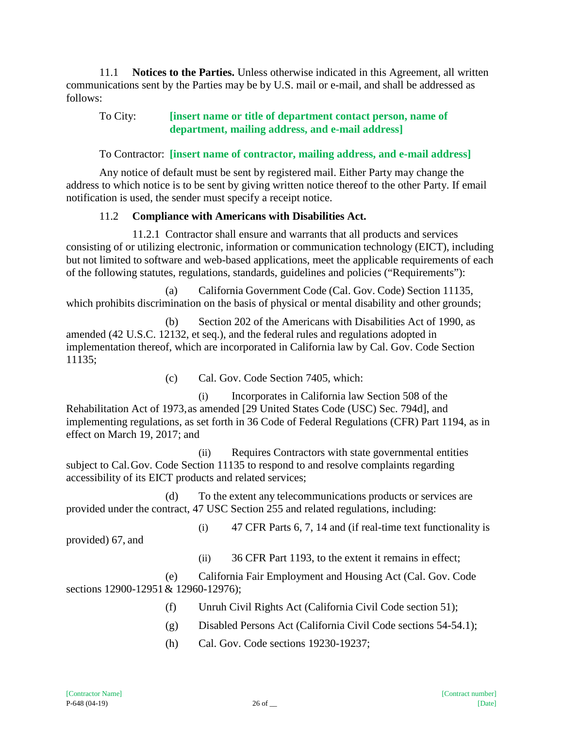11.1 **Notices to the Parties.** Unless otherwise indicated in this Agreement, all written communications sent by the Parties may be by U.S. mail or e-mail, and shall be addressed as follows:

To City: **[insert name or title of department contact person, name of department, mailing address, and e-mail address]**

To Contractor: **[insert name of contractor, mailing address, and e-mail address]**

Any notice of default must be sent by registered mail. Either Party may change the address to which notice is to be sent by giving written notice thereof to the other Party. If email notification is used, the sender must specify a receipt notice.

11.2 **Compliance with Americans with Disabilities Act.**

11.2.1 Contractor shall ensure and warrants that all products and services consisting of or utilizing electronic, information or communication technology (EICT), including but not limited to software and web-based applications, meet the applicable requirements of each of the following statutes, regulations, standards, guidelines and policies ("Requirements"):

(a) California Government Code (Cal. Gov. Code) Section 11135, which prohibits discrimination on the basis of physical or mental disability and other grounds;

(b) Section 202 of the Americans with Disabilities Act of 1990, as amended (42 U.S.C. 12132, et seq.), and the federal rules and regulations adopted in implementation thereof, which are incorporated in California law by Cal. Gov. Code Section 11135;

(c) Cal. Gov. Code Section 7405, which:

(i) Incorporates in California law Section 508 of the Rehabilitation Act of 1973, as amended [29 United States Code (USC) Sec. 794d], and implementing regulations, as set forth in 36 Code of Federal Regulations (CFR) Part 1194, as in effect on March 19, 2017; and

(ii) Requires Contractors with state governmental entities subject to Cal. Gov. Code Section 11135 to respond to and resolve complaints regarding accessibility of its EICT products and related services;

(d) To the extent any telecommunications products or services are provided under the contract, 47 USC Section 255 and related regulations, including:

(i) 47 CFR Parts 6, 7, 14 and (if real-time text functionality is provided) 67, and

(ii) 36 CFR Part 1193, to the extent it remains in effect;

(e) California Fair Employment and Housing Act (Cal. Gov. Code sections 12900-12951 & 12960-12976);

(f) Unruh Civil Rights Act (California Civil Code section 51);

(g) Disabled Persons Act (California Civil Code sections 54-54.1);

(h) Cal. Gov. Code sections 19230-19237;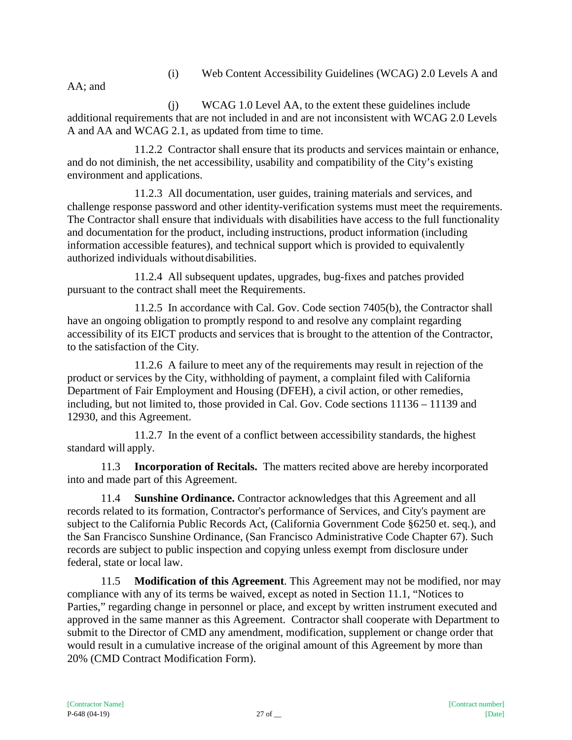(i) Web Content Accessibility Guidelines (WCAG) 2.0 Levels A and AA; and

(j) WCAG 1.0 Level AA, to the extent these guidelines include additional requirements that are not included in and are not inconsistent with WCAG 2.0 Levels A and AA and WCAG 2.1, as updated from time to time.

11.2.2 Contractor shall ensure that its products and services maintain or enhance, and do not diminish, the net accessibility, usability and compatibility of the City's existing environment and applications.

11.2.3 All documentation, user guides, training materials and services, and challenge response password and other identity-verification systems must meet the requirements. The Contractor shall ensure that individuals with disabilities have access to the full functionality and documentation for the product, including instructions, product information (including information accessible features), and technical support which is provided to equivalently authorized individuals without disabilities.

11.2.4 All subsequent updates, upgrades, bug-fixes and patches provided pursuant to the contract shall meet the Requirements.

11.2.5 In accordance with Cal. Gov. Code section 7405(b), the Contractor shall have an ongoing obligation to promptly respond to and resolve any complaint regarding accessibility of its EICT products and services that is brought to the attention of the Contractor, to the satisfaction of the City.

11.2.6 A failure to meet any of the requirements may result in rejection of the product or services by the City, withholding of payment, a complaint filed with California Department of Fair Employment and Housing (DFEH), a civil action, or other remedies, including, but not limited to, those provided in Cal. Gov. Code sections 11136 – 11139 and 12930, and this Agreement.

11.2.7 In the event of a conflict between accessibility standards, the highest standard will apply.

11.3 **Incorporation of Recitals.** The matters recited above are hereby incorporated into and made part of this Agreement.

11.4 **Sunshine Ordinance.** Contractor acknowledges that this Agreement and all records related to its formation, Contractor's performance of Services, and City's payment are subject to the California Public Records Act, (California Government Code §6250 et. seq.), and the San Francisco Sunshine Ordinance, (San Francisco Administrative Code Chapter 67). Such records are subject to public inspection and copying unless exempt from disclosure under federal, state or local law.

11.5 **Modification of this Agreement**. This Agreement may not be modified, nor may compliance with any of its terms be waived, except as noted in Section 11.1, "Notices to Parties," regarding change in personnel or place, and except by written instrument executed and approved in the same manner as this Agreement. Contractor shall cooperate with Department to submit to the Director of CMD any amendment, modification, supplement or change order that would result in a cumulative increase of the original amount of this Agreement by more than 20% (CMD Contract Modification Form).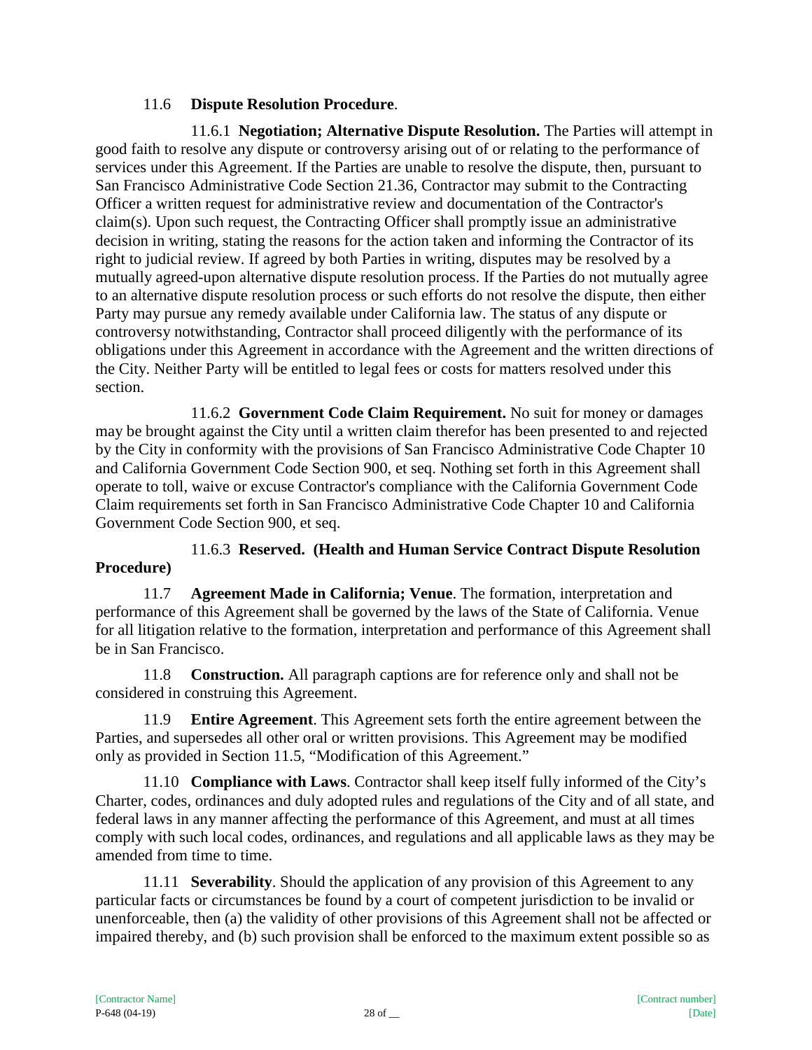11.6 **Dispute Resolution Procedure**.

11.6.1 **Negotiation; Alternative Dispute Resolution.** The Parties will attempt in good faith to resolve any dispute or controversy arising out of or relating to the performance of services under this Agreement. If the Parties are unable to resolve the dispute, then, pursuant to San Francisco Administrative Code Section 21.36, Contractor may submit to the Contracting Officer a written request for administrative review and documentation of the Contractor's claim(s). Upon such request, the Contracting Officer shall promptly issue an administrative decision in writing, stating the reasons for the action taken and informing the Contractor of its right to judicial review. If agreed by both Parties in writing, disputes may be resolved by a mutually agreed-upon alternative dispute resolution process. If the Parties do not mutually agree to an alternative dispute resolution process or such efforts do not resolve the dispute, then either Party may pursue any remedy available under California law. The status of any dispute or controversy notwithstanding, Contractor shall proceed diligently with the performance of its obligations under this Agreement in accordance with the Agreement and the written directions of the City. Neither Party will be entitled to legal fees or costs for matters resolved under this section.

11.6.2 **Government Code Claim Requirement.** No suit for money or damages may be brought against the City until a written claim therefor has been presented to and rejected by the City in conformity with the provisions of San Francisco Administrative Code Chapter 10 and California Government Code Section 900, et seq. Nothing set forth in this Agreement shall operate to toll, waive or excuse Contractor's compliance with the California Government Code Claim requirements set forth in San Francisco Administrative Code Chapter 10 and California Government Code Section 900, et seq.

11.6.3 **Reserved. (Health and Human Service Contract Dispute Resolution Procedure)**

11.7 **Agreement Made in California; Venue**. The formation, interpretation and performance of this Agreement shall be governed by the laws of the State of California. Venue for all litigation relative to the formation, interpretation and performance of this Agreement shall be in San Francisco.

11.8 **Construction.** All paragraph captions are for reference only and shall not be considered in construing this Agreement.

11.9 **Entire Agreement**. This Agreement sets forth the entire agreement between the Parties, and supersedes all other oral or written provisions. This Agreement may be modified only as provided in Section 11.5, "Modification of this Agreement."

11.10 **Compliance with Laws**. Contractor shall keep itself fully informed of the City's Charter, codes, ordinances and duly adopted rules and regulations of the City and of all state, and federal laws in any manner affecting the performance of this Agreement, and must at all times comply with such local codes, ordinances, and regulations and all applicable laws as they may be amended from time to time.

11.11 **Severability**. Should the application of any provision of this Agreement to any particular facts or circumstances be found by a court of competent jurisdiction to be invalid or unenforceable, then (a) the validity of other provisions of this Agreement shall not be affected or impaired thereby, and (b) such provision shall be enforced to the maximum extent possible so as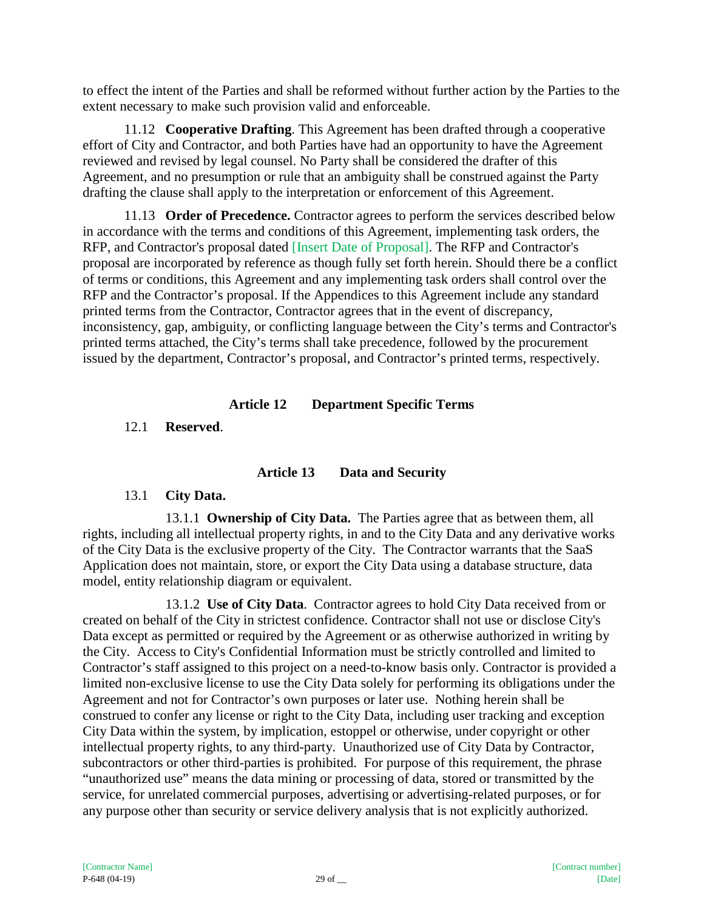to effect the intent of the Parties and shall be reformed without further action by the Parties to the extent necessary to make such provision valid and enforceable.

11.12 **Cooperative Drafting**. This Agreement has been drafted through a cooperative effort of City and Contractor, and both Parties have had an opportunity to have the Agreement reviewed and revised by legal counsel. No Party shall be considered the drafter of this Agreement, and no presumption or rule that an ambiguity shall be construed against the Party drafting the clause shall apply to the interpretation or enforcement of this Agreement.

11.13 **Order of Precedence.** Contractor agrees to perform the services described below in accordance with the terms and conditions of this Agreement, implementing task orders, the RFP, and Contractor's proposal dated [Insert Date of Proposal]. The RFP and Contractor's proposal are incorporated by reference as though fully set forth herein. Should there be a conflict of terms or conditions, this Agreement and any implementing task orders shall control over the RFP and the Contractor's proposal. If the Appendices to this Agreement include any standard printed terms from the Contractor, Contractor agrees that in the event of discrepancy, inconsistency, gap, ambiguity, or conflicting language between the City's terms and Contractor's printed terms attached, the City's terms shall take precedence, followed by the procurement issued by the department, Contractor's proposal, and Contractor's printed terms, respectively.

## Article 12 Department Specific Terms

12.1 **Reserved**.

## Article 13 Data and Security

13.1 **City Data.**

13.1.1 **Ownership of City Data.** The Parties agree that as between them, all rights, including all intellectual property rights, in and to the City Data and any derivative works of the City Data is the exclusive property of the City. The Contractor warrants that the SaaS Application does not maintain, store, or export the City Data using a database structure, data model, entity relationship diagram or equivalent.

13.1.2 **Use of City Data**. Contractor agrees to hold City Data received from or created on behalf of the City in strictest confidence. Contractor shall not use or disclose City's Data except as permitted or required by the Agreement or as otherwise authorized in writing by the City. Access to City's Confidential Information must be strictly controlled and limited to Contractor's staff assigned to this project on a need-to-know basis only. Contractor is provided a limited non-exclusive license to use the City Data solely for performing its obligations under the Agreement and not for Contractor's own purposes or later use. Nothing herein shall be construed to confer any license or right to the City Data, including user tracking and exception City Data within the system, by implication, estoppel or otherwise, under copyright or other intellectual property rights, to any third-party. Unauthorized use of City Data by Contractor, subcontractors or other third-parties is prohibited. For purpose of this requirement, the phrase "unauthorized use" means the data mining or processing of data, stored or transmitted by the service, for unrelated commercial purposes, advertising or advertising-related purposes, or for any purpose other than security or service delivery analysis that is not explicitly authorized.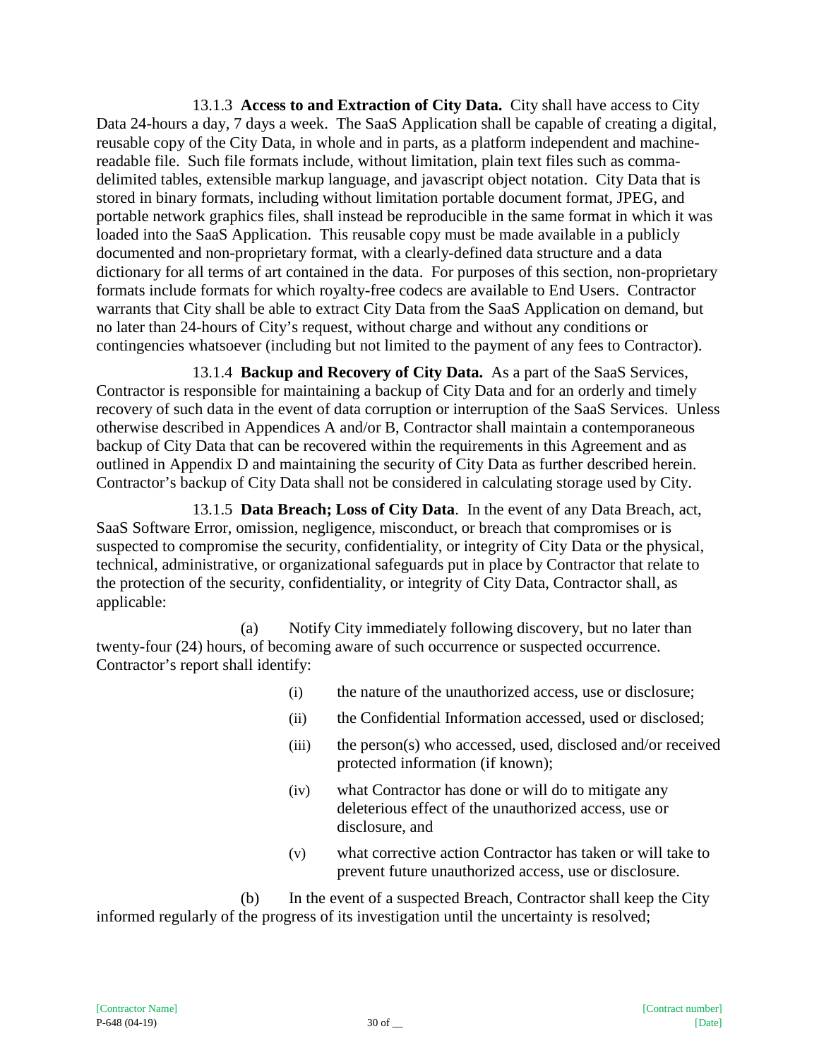13.1.3 **Access to and Extraction of City Data.** City shall have access to City Data 24-hours a day, 7 days a week. The SaaS Application shall be capable of creating a digital, reusable copy of the City Data, in whole and in parts, as a platform independent and machine-readable file. Such file formats include, without limitation, plain text files such as comma-delimited tables, extensible markup language, and javascript object notation. City Data that is stored in binary formats, including without limitation portable document format, JPEG, and portable network graphics files, shall instead be reproducible in the same format in which it was loaded into the SaaS Application. This reusable copy must be made available in a publicly documented and non-proprietary format, with a clearly-defined data structure and a data dictionary for all terms of art contained in the data. For purposes of this section, non-proprietary formats include formats for which royalty-free codecs are available to End Users. Contractor warrants that City shall be able to extract City Data from the SaaS Application on demand, but no later than 24-hours of City's request, without charge and without any conditions or contingencies whatsoever (including but not limited to the payment of any fees to Contractor).

13.1.4 **Backup and Recovery of City Data.** As a part of the SaaS Services, Contractor is responsible for maintaining a backup of City Data and for an orderly and timely recovery of such data in the event of data corruption or interruption of the SaaS Services. Unless otherwise described in Appendices A and/or B, Contractor shall maintain a contemporaneous backup of City Data that can be recovered within the requirements in this Agreement and as outlined in Appendix D and maintaining the security of City Data as further described herein. Contractor's backup of City Data shall not be considered in calculating storage used by City.

13.1.5 **Data Breach; Loss of City Data**. In the event of any Data Breach, act, SaaS Software Error, omission, negligence, misconduct, or breach that compromises or is suspected to compromise the security, confidentiality, or integrity of City Data or the physical, technical, administrative, or organizational safeguards put in place by Contractor that relate to the protection of the security, confidentiality, or integrity of City Data, Contractor shall, as applicable:

(a) Notify City immediately following discovery, but no later than twenty-four (24) hours, of becoming aware of such occurrence or suspected occurrence. Contractor's report shall identify:

(i) the nature of the unauthorized access, use or disclosure;

(ii) the Confidential Information accessed, used or disclosed;

(iii) the person(s) who accessed, used, disclosed and/or received protected information (if known);

(iv) what Contractor has done or will do to mitigate any deleterious effect of the unauthorized access, use or disclosure, and

(v) what corrective action Contractor has taken or will take to prevent future unauthorized access, use or disclosure.

(b) In the event of a suspected Breach, Contractor shall keep the City informed regularly of the progress of its investigation until the uncertainty is resolved;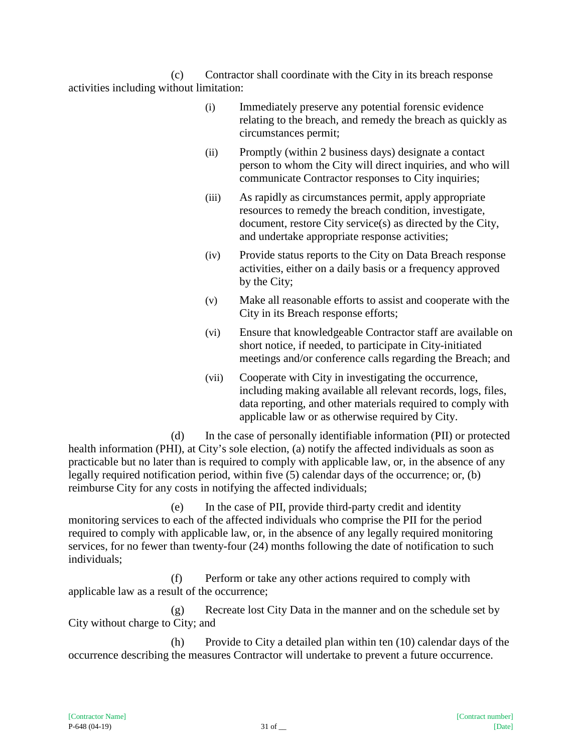(c) Contractor shall coordinate with the City in its breach response activities including without limitation:

(i) Immediately preserve any potential forensic evidence relating to the breach, and remedy the breach as quickly as circumstances permit;

(ii) Promptly (within 2 business days) designate a contact person to whom the City will direct inquiries, and who will communicate Contractor responses to City inquiries;

(iii) As rapidly as circumstances permit, apply appropriate resources to remedy the breach condition, investigate, document, restore City service(s) as directed by the City, and undertake appropriate response activities;

(iv) Provide status reports to the City on Data Breach response activities, either on a daily basis or a frequency approved by the City;

(v) Make all reasonable efforts to assist and cooperate with the City in its Breach response efforts;

(vi) Ensure that knowledgeable Contractor staff are available on short notice, if needed, to participate in City-initiated meetings and/or conference calls regarding the Breach; and

(vii) Cooperate with City in investigating the occurrence, including making available all relevant records, logs, files, data reporting, and other materials required to comply with applicable law or as otherwise required by City.

(d) In the case of personally identifiable information (PII) or protected health information (PHI), at City's sole election, (a) notify the affected individuals as soon as practicable but no later than is required to comply with applicable law, or, in the absence of any legally required notification period, within five (5) calendar days of the occurrence; or, (b) reimburse City for any costs in notifying the affected individuals;

(e) In the case of PII, provide third-party credit and identity monitoring services to each of the affected individuals who comprise the PII for the period required to comply with applicable law, or, in the absence of any legally required monitoring services, for no fewer than twenty-four (24) months following the date of notification to such individuals;

(f) Perform or take any other actions required to comply with applicable law as a result of the occurrence;

(g) Recreate lost City Data in the manner and on the schedule set by City without charge to City; and

(h) Provide to City a detailed plan within ten (10) calendar days of the occurrence describing the measures Contractor will undertake to prevent a future occurrence.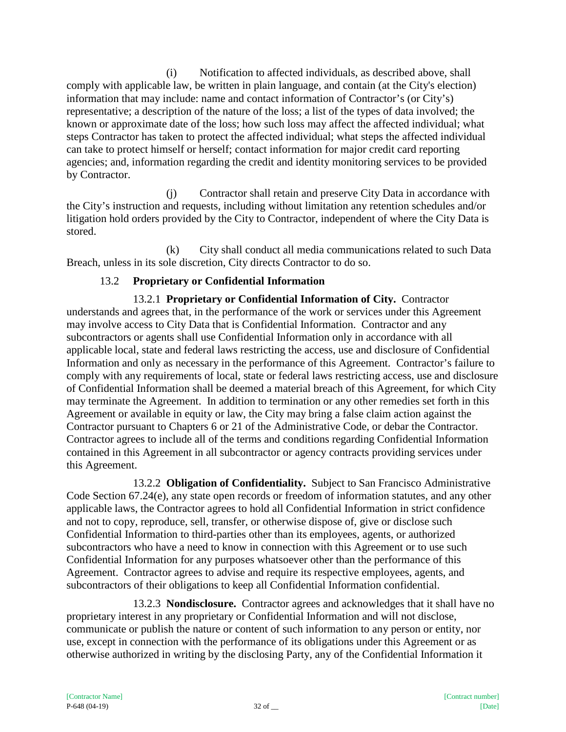(i) Notification to affected individuals, as described above, shall comply with applicable law, be written in plain language, and contain (at the City's election) information that may include: name and contact information of Contractor's (or City's) representative; a description of the nature of the loss; a list of the types of data involved; the known or approximate date of the loss; how such loss may affect the affected individual; what steps Contractor has taken to protect the affected individual; what steps the affected individual can take to protect himself or herself; contact information for major credit card reporting agencies; and, information regarding the credit and identity monitoring services to be provided by Contractor.

(j) Contractor shall retain and preserve City Data in accordance with the City's instruction and requests, including without limitation any retention schedules and/or litigation hold orders provided by the City to Contractor, independent of where the City Data is stored.

(k) City shall conduct all media communications related to such Data Breach, unless in its sole discretion, City directs Contractor to do so.

### 13.2 Proprietary or Confidential Information

13.2.1 **Proprietary or Confidential Information of City.** Contractor understands and agrees that, in the performance of the work or services under this Agreement may involve access to City Data that is Confidential Information. Contractor and any subcontractors or agents shall use Confidential Information only in accordance with all applicable local, state and federal laws restricting the access, use and disclosure of Confidential Information and only as necessary in the performance of this Agreement. Contractor's failure to comply with any requirements of local, state or federal laws restricting access, use and disclosure of Confidential Information shall be deemed a material breach of this Agreement, for which City may terminate the Agreement. In addition to termination or any other remedies set forth in this Agreement or available in equity or law, the City may bring a false claim action against the Contractor pursuant to Chapters 6 or 21 of the Administrative Code, or debar the Contractor. Contractor agrees to include all of the terms and conditions regarding Confidential Information contained in this Agreement in all subcontractor or agency contracts providing services under this Agreement.

13.2.2 **Obligation of Confidentiality.** Subject to San Francisco Administrative Code Section 67.24(e), any state open records or freedom of information statutes, and any other applicable laws, the Contractor agrees to hold all Confidential Information in strict confidence and not to copy, reproduce, sell, transfer, or otherwise dispose of, give or disclose such Confidential Information to third-parties other than its employees, agents, or authorized subcontractors who have a need to know in connection with this Agreement or to use such Confidential Information for any purposes whatsoever other than the performance of this Agreement. Contractor agrees to advise and require its respective employees, agents, and subcontractors of their obligations to keep all Confidential Information confidential.

13.2.3 **Nondisclosure.** Contractor agrees and acknowledges that it shall have no proprietary interest in any proprietary or Confidential Information and will not disclose, communicate or publish the nature or content of such information to any person or entity, nor use, except in connection with the performance of its obligations under this Agreement or as otherwise authorized in writing by the disclosing Party, any of the Confidential Information it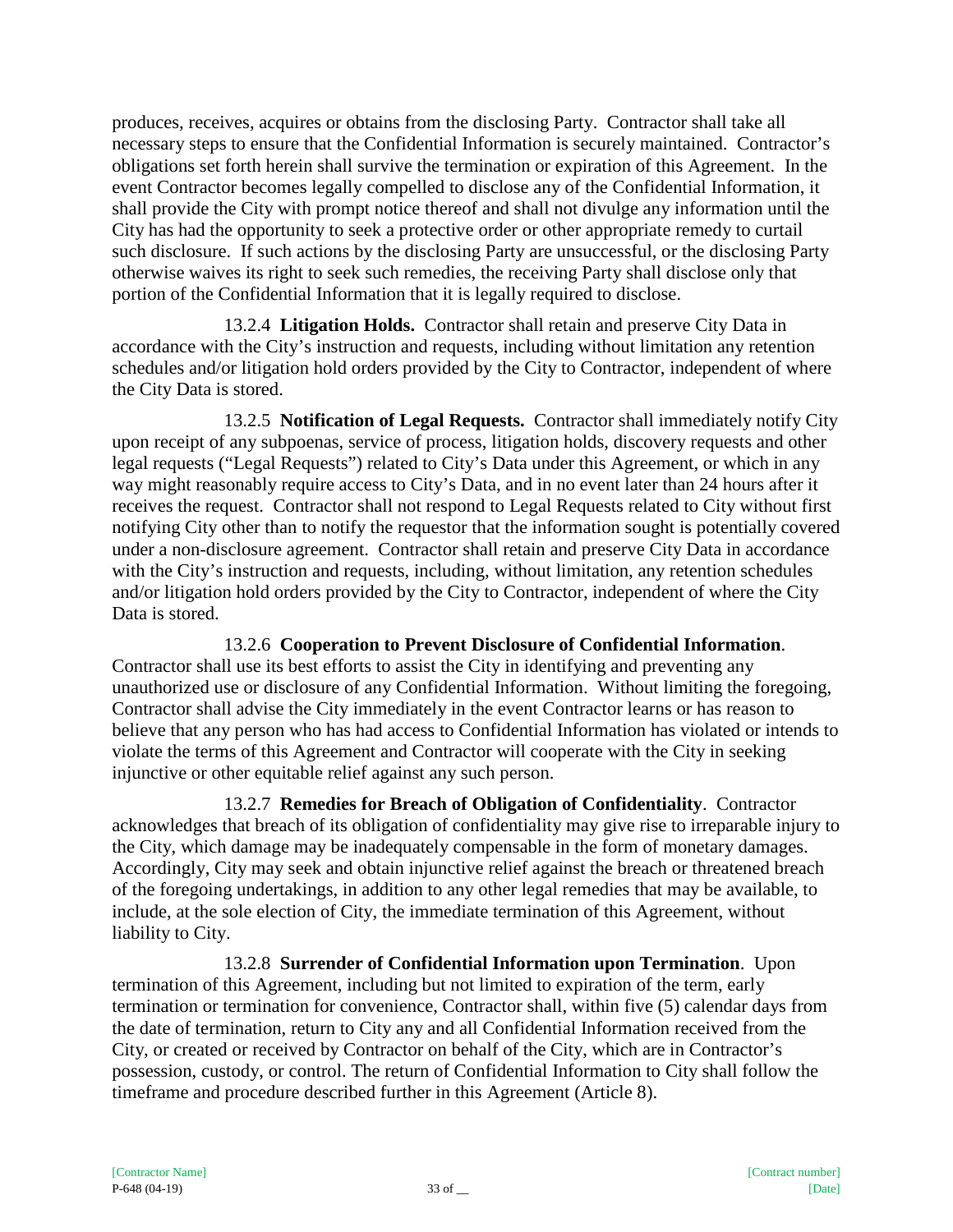produces, receives, acquires or obtains from the disclosing Party. Contractor shall take all necessary steps to ensure that the Confidential Information is securely maintained. Contractor's obligations set forth herein shall survive the termination or expiration of this Agreement. In the event Contractor becomes legally compelled to disclose any of the Confidential Information, it shall provide the City with prompt notice thereof and shall not divulge any information until the City has had the opportunity to seek a protective order or other appropriate remedy to curtail such disclosure. If such actions by the disclosing Party are unsuccessful, or the disclosing Party otherwise waives its right to seek such remedies, the receiving Party shall disclose only that portion of the Confidential Information that it is legally required to disclose.

13.2.4 **Litigation Holds.** Contractor shall retain and preserve City Data in accordance with the City's instruction and requests, including without limitation any retention schedules and/or litigation hold orders provided by the City to Contractor, independent of where the City Data is stored.

13.2.5 **Notification of Legal Requests.** Contractor shall immediately notify City upon receipt of any subpoenas, service of process, litigation holds, discovery requests and other legal requests ("Legal Requests") related to City's Data under this Agreement, or which in any way might reasonably require access to City's Data, and in no event later than 24 hours after it receives the request. Contractor shall not respond to Legal Requests related to City without first notifying City other than to notify the requestor that the information sought is potentially covered under a non-disclosure agreement. Contractor shall retain and preserve City Data in accordance with the City's instruction and requests, including, without limitation, any retention schedules and/or litigation hold orders provided by the City to Contractor, independent of where the City Data is stored.

13.2.6 **Cooperation to Prevent Disclosure of Confidential Information**. Contractor shall use its best efforts to assist the City in identifying and preventing any unauthorized use or disclosure of any Confidential Information. Without limiting the foregoing, Contractor shall advise the City immediately in the event Contractor learns or has reason to believe that any person who has had access to Confidential Information has violated or intends to violate the terms of this Agreement and Contractor will cooperate with the City in seeking injunctive or other equitable relief against any such person.

13.2.7 **Remedies for Breach of Obligation of Confidentiality**. Contractor acknowledges that breach of its obligation of confidentiality may give rise to irreparable injury to the City, which damage may be inadequately compensable in the form of monetary damages. Accordingly, City may seek and obtain injunctive relief against the breach or threatened breach of the foregoing undertakings, in addition to any other legal remedies that may be available, to include, at the sole election of City, the immediate termination of this Agreement, without liability to City.

13.2.8 **Surrender of Confidential Information upon Termination**. Upon termination of this Agreement, including but not limited to expiration of the term, early termination or termination for convenience, Contractor shall, within five (5) calendar days from the date of termination, return to City any and all Confidential Information received from the City, or created or received by Contractor on behalf of the City, which are in Contractor's possession, custody, or control. The return of Confidential Information to City shall follow the timeframe and procedure described further in this Agreement (Article 8).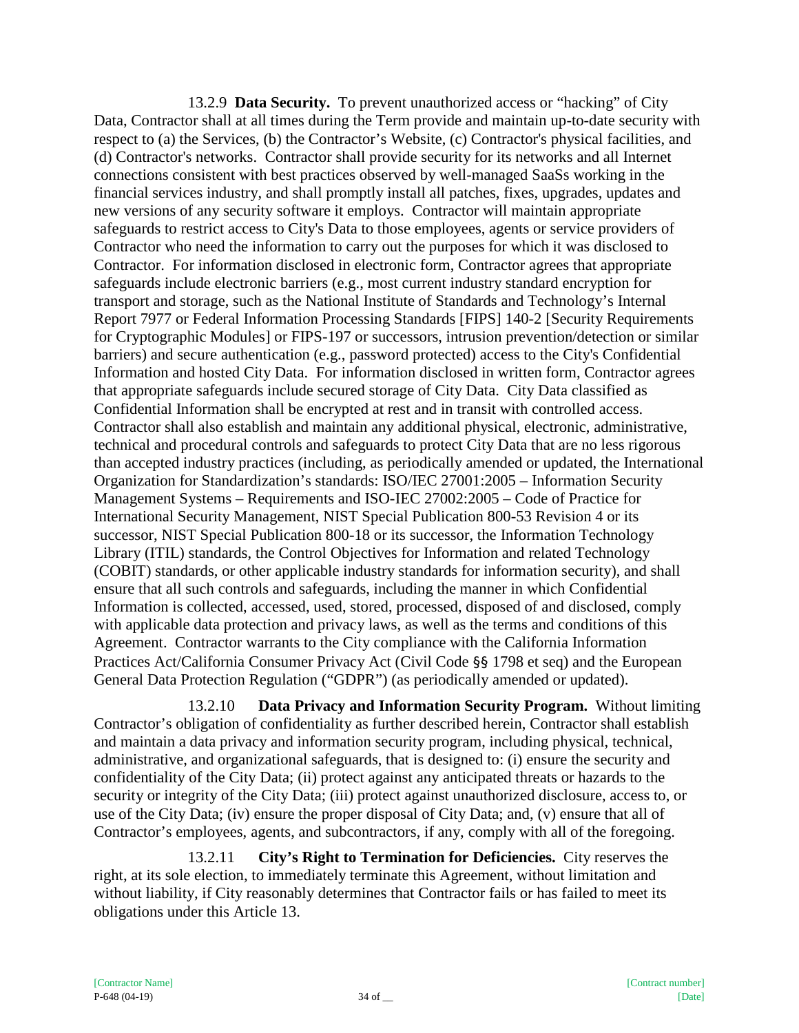13.2.9 **Data Security.** To prevent unauthorized access or "hacking" of City Data, Contractor shall at all times during the Term provide and maintain up-to-date security with respect to (a) the Services, (b) the Contractor's Website, (c) Contractor's physical facilities, and (d) Contractor's networks. Contractor shall provide security for its networks and all Internet connections consistent with best practices observed by well-managed SaaSs working in the financial services industry, and shall promptly install all patches, fixes, upgrades, updates and new versions of any security software it employs. Contractor will maintain appropriate safeguards to restrict access to City's Data to those employees, agents or service providers of Contractor who need the information to carry out the purposes for which it was disclosed to Contractor. For information disclosed in electronic form, Contractor agrees that appropriate safeguards include electronic barriers (e.g., most current industry standard encryption for transport and storage, such as the National Institute of Standards and Technology's Internal Report 7977 or Federal Information Processing Standards [FIPS] 140-2 [Security Requirements for Cryptographic Modules] or FIPS-197 or successors, intrusion prevention/detection or similar barriers) and secure authentication (e.g., password protected) access to the City's Confidential Information and hosted City Data. For information disclosed in written form, Contractor agrees that appropriate safeguards include secured storage of City Data. City Data classified as Confidential Information shall be encrypted at rest and in transit with controlled access. Contractor shall also establish and maintain any additional physical, electronic, administrative, technical and procedural controls and safeguards to protect City Data that are no less rigorous than accepted industry practices (including, as periodically amended or updated, the International Organization for Standardization's standards: ISO/IEC 27001:2005 – Information Security Management Systems – Requirements and ISO-IEC 27002:2005 – Code of Practice for International Security Management, NIST Special Publication 800-53 Revision 4 or its successor, NIST Special Publication 800-18 or its successor, the Information Technology Library (ITIL) standards, the Control Objectives for Information and related Technology (COBIT) standards, or other applicable industry standards for information security), and shall ensure that all such controls and safeguards, including the manner in which Confidential Information is collected, accessed, used, stored, processed, disposed of and disclosed, comply with applicable data protection and privacy laws, as well as the terms and conditions of this Agreement. Contractor warrants to the City compliance with the California Information Practices Act/California Consumer Privacy Act (Civil Code §§ 1798 et seq) and the European General Data Protection Regulation ("GDPR") (as periodically amended or updated).

13.2.10 **Data Privacy and Information Security Program.** Without limiting Contractor's obligation of confidentiality as further described herein, Contractor shall establish and maintain a data privacy and information security program, including physical, technical, administrative, and organizational safeguards, that is designed to: (i) ensure the security and confidentiality of the City Data; (ii) protect against any anticipated threats or hazards to the security or integrity of the City Data; (iii) protect against unauthorized disclosure, access to, or use of the City Data; (iv) ensure the proper disposal of City Data; and, (v) ensure that all of Contractor's employees, agents, and subcontractors, if any, comply with all of the foregoing.

13.2.11 **City's Right to Termination for Deficiencies.** City reserves the right, at its sole election, to immediately terminate this Agreement, without limitation and without liability, if City reasonably determines that Contractor fails or has failed to meet its obligations under this Article 13.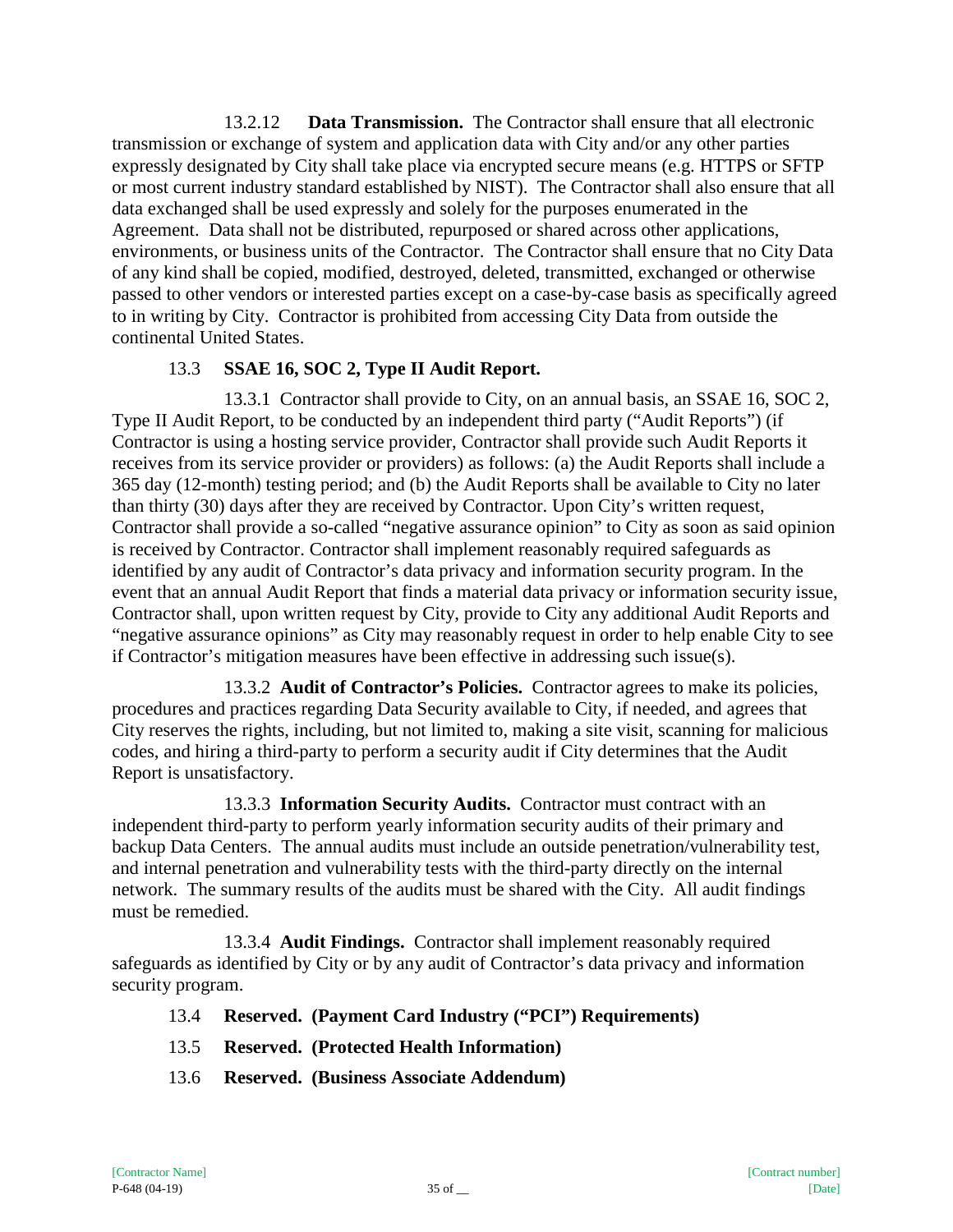13.2.12 **Data Transmission.** The Contractor shall ensure that all electronic transmission or exchange of system and application data with City and/or any other parties expressly designated by City shall take place via encrypted secure means (e.g. HTTPS or SFTP or most current industry standard established by NIST). The Contractor shall also ensure that all data exchanged shall be used expressly and solely for the purposes enumerated in the Agreement. Data shall not be distributed, repurposed or shared across other applications, environments, or business units of the Contractor. The Contractor shall ensure that no City Data of any kind shall be copied, modified, destroyed, deleted, transmitted, exchanged or otherwise passed to other vendors or interested parties except on a case-by-case basis as specifically agreed to in writing by City. Contractor is prohibited from accessing City Data from outside the continental United States.

13.3 **SSAE 16, SOC 2, Type II Audit Report.**

13.3.1 Contractor shall provide to City, on an annual basis, an SSAE 16, SOC 2, Type II Audit Report, to be conducted by an independent third party ("Audit Reports") (if Contractor is using a hosting service provider, Contractor shall provide such Audit Reports it receives from its service provider or providers) as follows: (a) the Audit Reports shall include a 365 day (12-month) testing period; and (b) the Audit Reports shall be available to City no later than thirty (30) days after they are received by Contractor. Upon City's written request, Contractor shall provide a so-called "negative assurance opinion" to City as soon as said opinion is received by Contractor. Contractor shall implement reasonably required safeguards as identified by any audit of Contractor's data privacy and information security program. In the event that an annual Audit Report that finds a material data privacy or information security issue, Contractor shall, upon written request by City, provide to City any additional Audit Reports and "negative assurance opinions" as City may reasonably request in order to help enable City to see if Contractor's mitigation measures have been effective in addressing such issue(s).

13.3.2 **Audit of Contractor's Policies.** Contractor agrees to make its policies, procedures and practices regarding Data Security available to City, if needed, and agrees that City reserves the rights, including, but not limited to, making a site visit, scanning for malicious codes, and hiring a third-party to perform a security audit if City determines that the Audit Report is unsatisfactory.

13.3.3 **Information Security Audits.** Contractor must contract with an independent third-party to perform yearly information security audits of their primary and backup Data Centers. The annual audits must include an outside penetration/vulnerability test, and internal penetration and vulnerability tests with the third-party directly on the internal network. The summary results of the audits must be shared with the City. All audit findings must be remedied.

13.3.4 **Audit Findings.** Contractor shall implement reasonably required safeguards as identified by City or by any audit of Contractor's data privacy and information security program.

13.4 **Reserved. (Payment Card Industry ("PCI") Requirements)**

13.5 **Reserved. (Protected Health Information)**

13.6 **Reserved. (Business Associate Addendum)**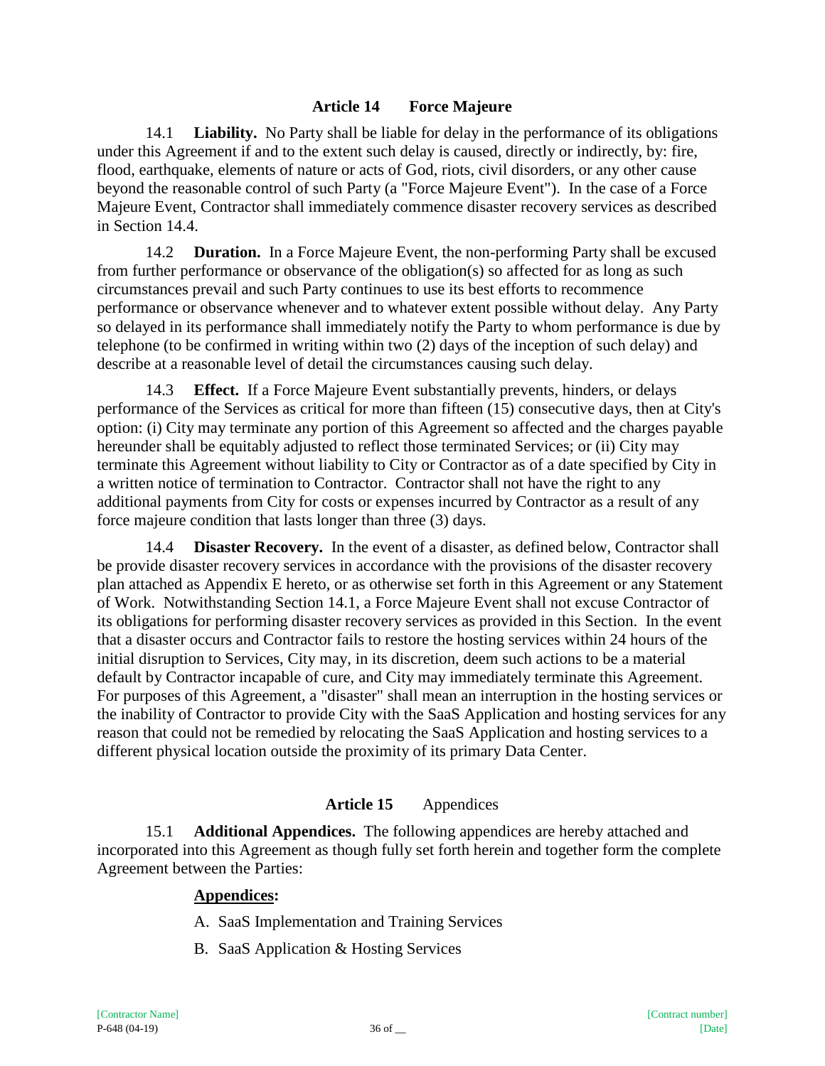## Article 14 Force Majeure

14.1 **Liability.** No Party shall be liable for delay in the performance of its obligations under this Agreement if and to the extent such delay is caused, directly or indirectly, by: fire, flood, earthquake, elements of nature or acts of God, riots, civil disorders, or any other cause beyond the reasonable control of such Party (a "Force Majeure Event"). In the case of a Force Majeure Event, Contractor shall immediately commence disaster recovery services as described in Section 14.4.

14.2 **Duration.** In a Force Majeure Event, the non-performing Party shall be excused from further performance or observance of the obligation(s) so affected for as long as such circumstances prevail and such Party continues to use its best efforts to recommence performance or observance whenever and to whatever extent possible without delay. Any Party so delayed in its performance shall immediately notify the Party to whom performance is due by telephone (to be confirmed in writing within two (2) days of the inception of such delay) and describe at a reasonable level of detail the circumstances causing such delay.

14.3 **Effect.** If a Force Majeure Event substantially prevents, hinders, or delays performance of the Services as critical for more than fifteen (15) consecutive days, then at City's option: (i) City may terminate any portion of this Agreement so affected and the charges payable hereunder shall be equitably adjusted to reflect those terminated Services; or (ii) City may terminate this Agreement without liability to City or Contractor as of a date specified by City in a written notice of termination to Contractor. Contractor shall not have the right to any additional payments from City for costs or expenses incurred by Contractor as a result of any force majeure condition that lasts longer than three (3) days.

14.4 **Disaster Recovery.** In the event of a disaster, as defined below, Contractor shall be provide disaster recovery services in accordance with the provisions of the disaster recovery plan attached as Appendix E hereto, or as otherwise set forth in this Agreement or any Statement of Work. Notwithstanding Section 14.1, a Force Majeure Event shall not excuse Contractor of its obligations for performing disaster recovery services as provided in this Section. In the event that a disaster occurs and Contractor fails to restore the hosting services within 24 hours of the initial disruption to Services, City may, in its discretion, deem such actions to be a material default by Contractor incapable of cure, and City may immediately terminate this Agreement. For purposes of this Agreement, a "disaster" shall mean an interruption in the hosting services or the inability of Contractor to provide City with the SaaS Application and hosting services for any reason that could not be remedied by relocating the SaaS Application and hosting services to a different physical location outside the proximity of its primary Data Center.

## Article 15 Appendices

15.1 **Additional Appendices.** The following appendices are hereby attached and incorporated into this Agreement as though fully set forth herein and together form the complete Agreement between the Parties:

**Appendices:**

A. SaaS Implementation and Training Services

B. SaaS Application & Hosting Services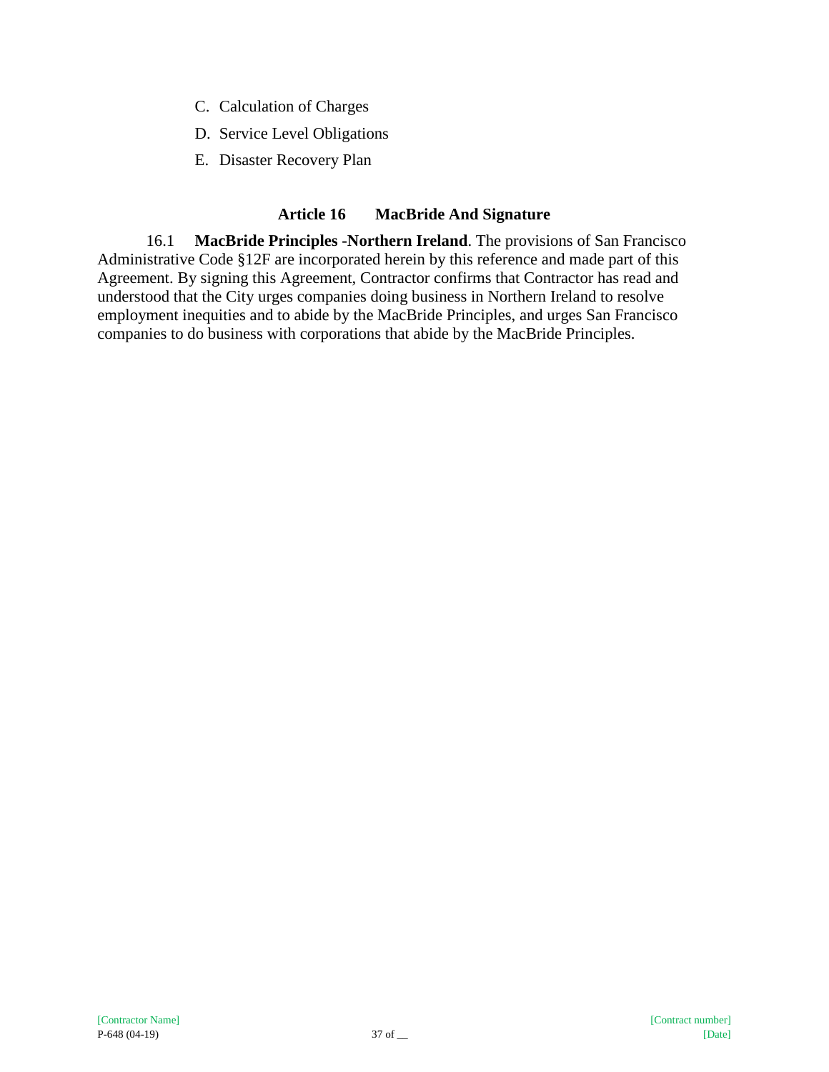C. Calculation of Charges

D. Service Level Obligations

E. Disaster Recovery Plan

## Article 16 MacBride And Signature

16.1 **MacBride Principles -Northern Ireland**. The provisions of San Francisco Administrative Code §12F are incorporated herein by this reference and made part of this Agreement. By signing this Agreement, Contractor confirms that Contractor has read and understood that the City urges companies doing business in Northern Ireland to resolve employment inequities and to abide by the MacBride Principles, and urges San Francisco companies to do business with corporations that abide by the MacBride Principles.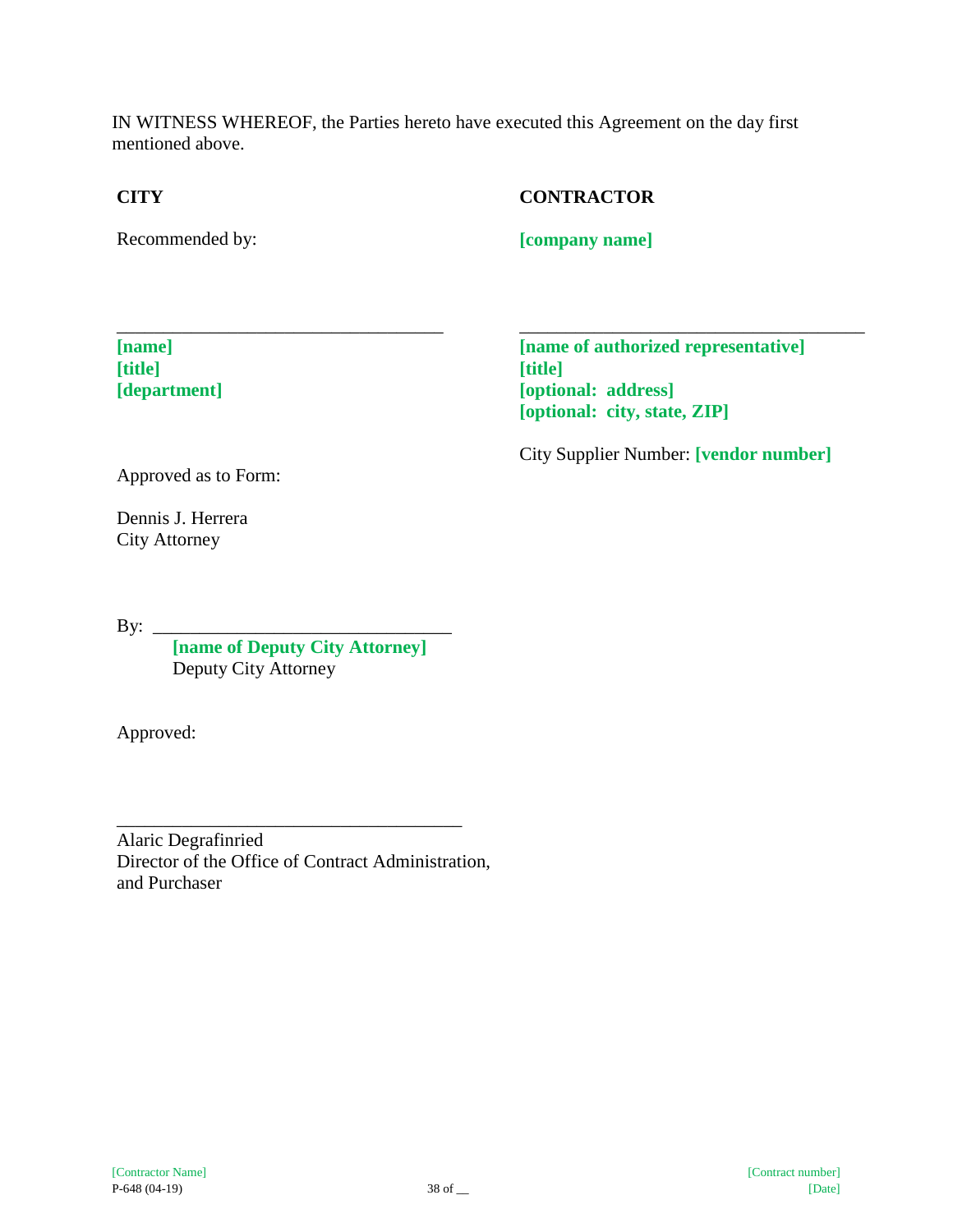IN WITNESS WHEREOF, the Parties hereto have executed this Agreement on the day first mentioned above.

**CITY**

Recommended by:

\_\_\_\_\_\_\_\_\_\_\_\_\_\_\_\_\_\_\_\_\_\_\_\_\_\_\_\_\_\_\_\_\_\_\_\_

**[name]**
**[title]**
**[department]**

Approved as to Form:

Dennis J. Herrera
City Attorney

By: \_\_\_\_\_\_\_\_\_\_\_\_\_\_\_\_\_\_\_\_\_\_\_\_\_\_\_\_\_\_\_\_\_
**[name of Deputy City Attorney]**
Deputy City Attorney

Approved:

\_\_\_\_\_\_\_\_\_\_\_\_\_\_\_\_\_\_\_\_\_\_\_\_\_\_\_\_\_\_\_\_\_\_\_\_\_\_

Alaric Degrafinried
Director of the Office of Contract Administration, and Purchaser

**CONTRACTOR**

**[company name]**

\_\_\_\_\_\_\_\_\_\_\_\_\_\_\_\_\_\_\_\_\_\_\_\_\_\_\_\_\_\_\_\_\_\_\_\_\_\_

**[name of authorized representative]**
**[title]**
**[optional: address]**
**[optional: city, state, ZIP]**

City Supplier Number: **[vendor number]**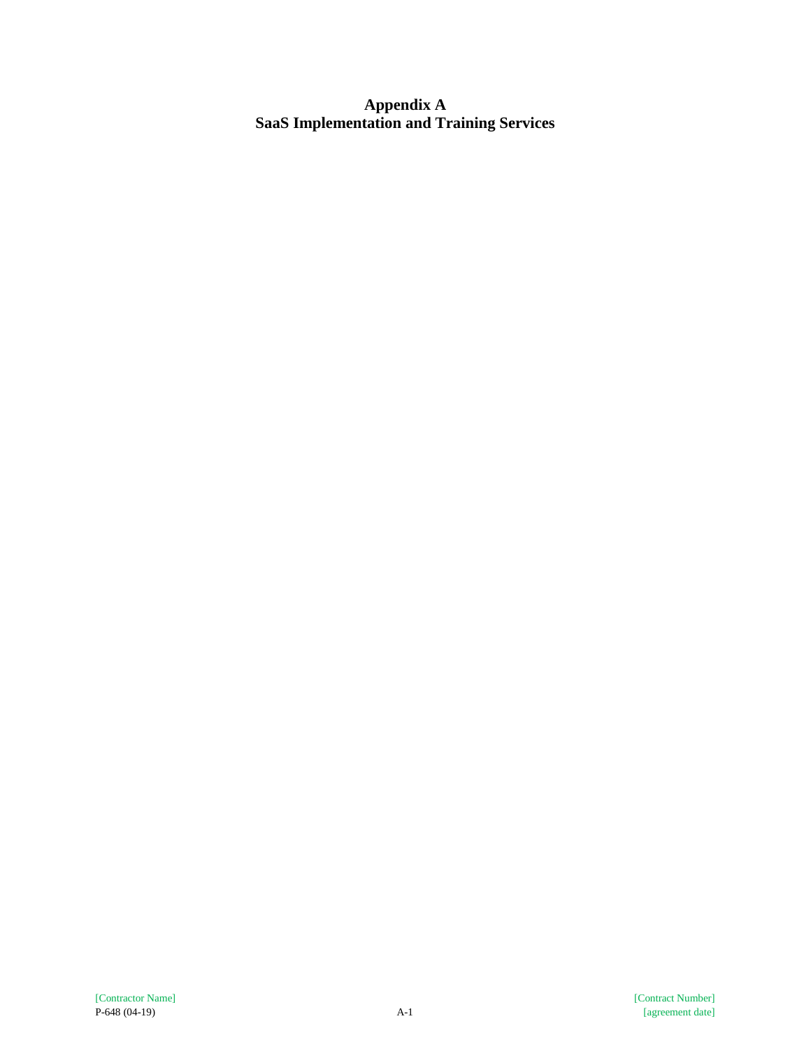# Appendix A
# SaaS Implementation and Training Services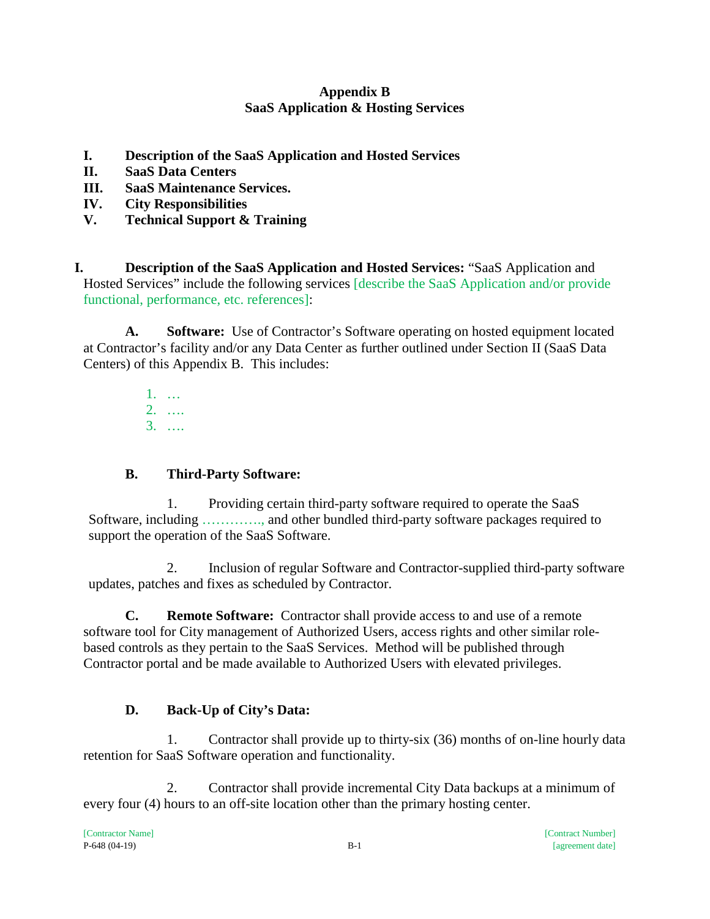# Appendix B
## SaaS Application & Hosting Services

**I. Description of the SaaS Application and Hosted Services**
**II. SaaS Data Centers**
**III. SaaS Maintenance Services.**
**IV. City Responsibilities**
**V. Technical Support & Training**

**I. Description of the SaaS Application and Hosted Services:** "SaaS Application and Hosted Services" include the following services [describe the SaaS Application and/or provide functional, performance, etc. references]:

**A. Software:** Use of Contractor's Software operating on hosted equipment located at Contractor's facility and/or any Data Center as further outlined under Section II (SaaS Data Centers) of this Appendix B. This includes:

1. …
2. ….
3. ….

**B. Third-Party Software:**

1. Providing certain third-party software required to operate the SaaS Software, including …………, and other bundled third-party software packages required to support the operation of the SaaS Software.

2. Inclusion of regular Software and Contractor-supplied third-party software updates, patches and fixes as scheduled by Contractor.

**C. Remote Software:** Contractor shall provide access to and use of a remote software tool for City management of Authorized Users, access rights and other similar role-based controls as they pertain to the SaaS Services. Method will be published through Contractor portal and be made available to Authorized Users with elevated privileges.

**D. Back-Up of City's Data:**

1. Contractor shall provide up to thirty-six (36) months of on-line hourly data retention for SaaS Software operation and functionality.

2. Contractor shall provide incremental City Data backups at a minimum of every four (4) hours to an off-site location other than the primary hosting center.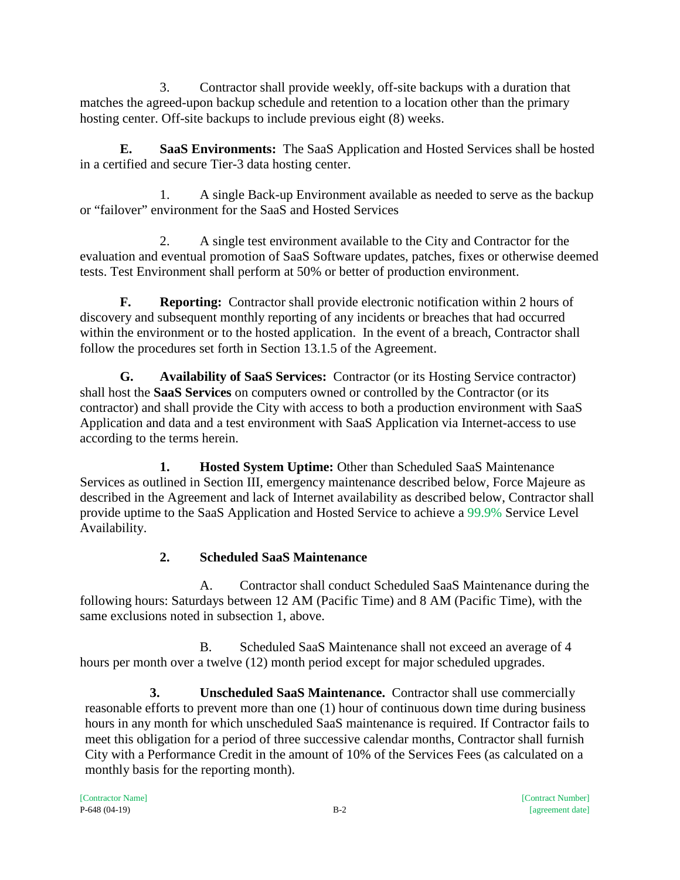3. Contractor shall provide weekly, off-site backups with a duration that matches the agreed-upon backup schedule and retention to a location other than the primary hosting center. Off-site backups to include previous eight (8) weeks.

**E. SaaS Environments:** The SaaS Application and Hosted Services shall be hosted in a certified and secure Tier-3 data hosting center.

1. A single Back-up Environment available as needed to serve as the backup or "failover" environment for the SaaS and Hosted Services

2. A single test environment available to the City and Contractor for the evaluation and eventual promotion of SaaS Software updates, patches, fixes or otherwise deemed tests. Test Environment shall perform at 50% or better of production environment.

**F. Reporting:** Contractor shall provide electronic notification within 2 hours of discovery and subsequent monthly reporting of any incidents or breaches that had occurred within the environment or to the hosted application. In the event of a breach, Contractor shall follow the procedures set forth in Section 13.1.5 of the Agreement.

**G. Availability of SaaS Services:** Contractor (or its Hosting Service contractor) shall host the **SaaS Services** on computers owned or controlled by the Contractor (or its contractor) and shall provide the City with access to both a production environment with SaaS Application and data and a test environment with SaaS Application via Internet-access to use according to the terms herein.

**1. Hosted System Uptime:** Other than Scheduled SaaS Maintenance Services as outlined in Section III, emergency maintenance described below, Force Majeure as described in the Agreement and lack of Internet availability as described below, Contractor shall provide uptime to the SaaS Application and Hosted Service to achieve a 99.9% Service Level Availability.

**2. Scheduled SaaS Maintenance**

A. Contractor shall conduct Scheduled SaaS Maintenance during the following hours: Saturdays between 12 AM (Pacific Time) and 8 AM (Pacific Time), with the same exclusions noted in subsection 1, above.

B. Scheduled SaaS Maintenance shall not exceed an average of 4 hours per month over a twelve (12) month period except for major scheduled upgrades.

**3. Unscheduled SaaS Maintenance.** Contractor shall use commercially reasonable efforts to prevent more than one (1) hour of continuous down time during business hours in any month for which unscheduled SaaS maintenance is required. If Contractor fails to meet this obligation for a period of three successive calendar months, Contractor shall furnish City with a Performance Credit in the amount of 10% of the Services Fees (as calculated on a monthly basis for the reporting month).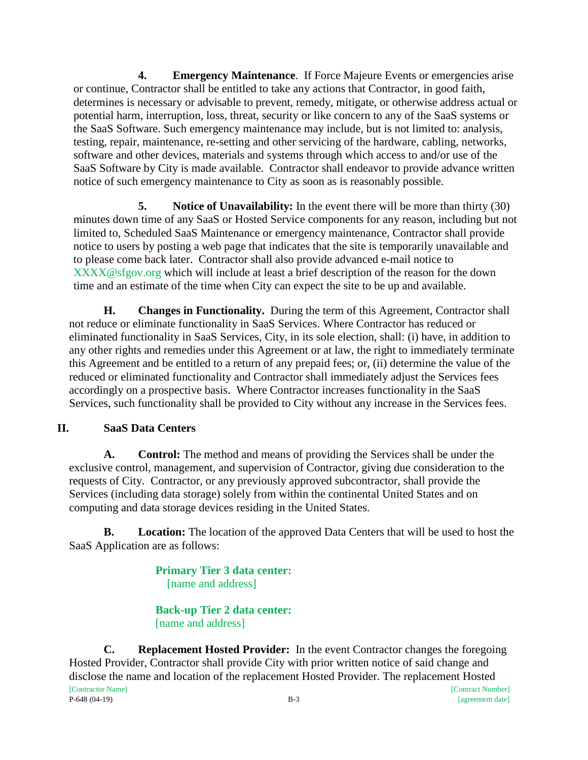**4. Emergency Maintenance**. If Force Majeure Events or emergencies arise or continue, Contractor shall be entitled to take any actions that Contractor, in good faith, determines is necessary or advisable to prevent, remedy, mitigate, or otherwise address actual or potential harm, interruption, loss, threat, security or like concern to any of the SaaS systems or the SaaS Software. Such emergency maintenance may include, but is not limited to: analysis, testing, repair, maintenance, re-setting and other servicing of the hardware, cabling, networks, software and other devices, materials and systems through which access to and/or use of the SaaS Software by City is made available. Contractor shall endeavor to provide advance written notice of such emergency maintenance to City as soon as is reasonably possible.

**5. Notice of Unavailability:** In the event there will be more than thirty (30) minutes down time of any SaaS or Hosted Service components for any reason, including but not limited to, Scheduled SaaS Maintenance or emergency maintenance, Contractor shall provide notice to users by posting a web page that indicates that the site is temporarily unavailable and to please come back later. Contractor shall also provide advanced e-mail notice to XXXX@sfgov.org which will include at least a brief description of the reason for the down time and an estimate of the time when City can expect the site to be up and available.

**H. Changes in Functionality.** During the term of this Agreement, Contractor shall not reduce or eliminate functionality in SaaS Services. Where Contractor has reduced or eliminated functionality in SaaS Services, City, in its sole election, shall: (i) have, in addition to any other rights and remedies under this Agreement or at law, the right to immediately terminate this Agreement and be entitled to a return of any prepaid fees; or, (ii) determine the value of the reduced or eliminated functionality and Contractor shall immediately adjust the Services fees accordingly on a prospective basis. Where Contractor increases functionality in the SaaS Services, such functionality shall be provided to City without any increase in the Services fees.

## II. SaaS Data Centers

**A. Control:** The method and means of providing the Services shall be under the exclusive control, management, and supervision of Contractor, giving due consideration to the requests of City. Contractor, or any previously approved subcontractor, shall provide the Services (including data storage) solely from within the continental United States and on computing and data storage devices residing in the United States.

**B. Location:** The location of the approved Data Centers that will be used to host the SaaS Application are as follows:

**Primary Tier 3 data center:**
[name and address]

**Back-up Tier 2 data center:**
[name and address]

**C. Replacement Hosted Provider:** In the event Contractor changes the foregoing Hosted Provider, Contractor shall provide City with prior written notice of said change and disclose the name and location of the replacement Hosted Provider. The replacement Hosted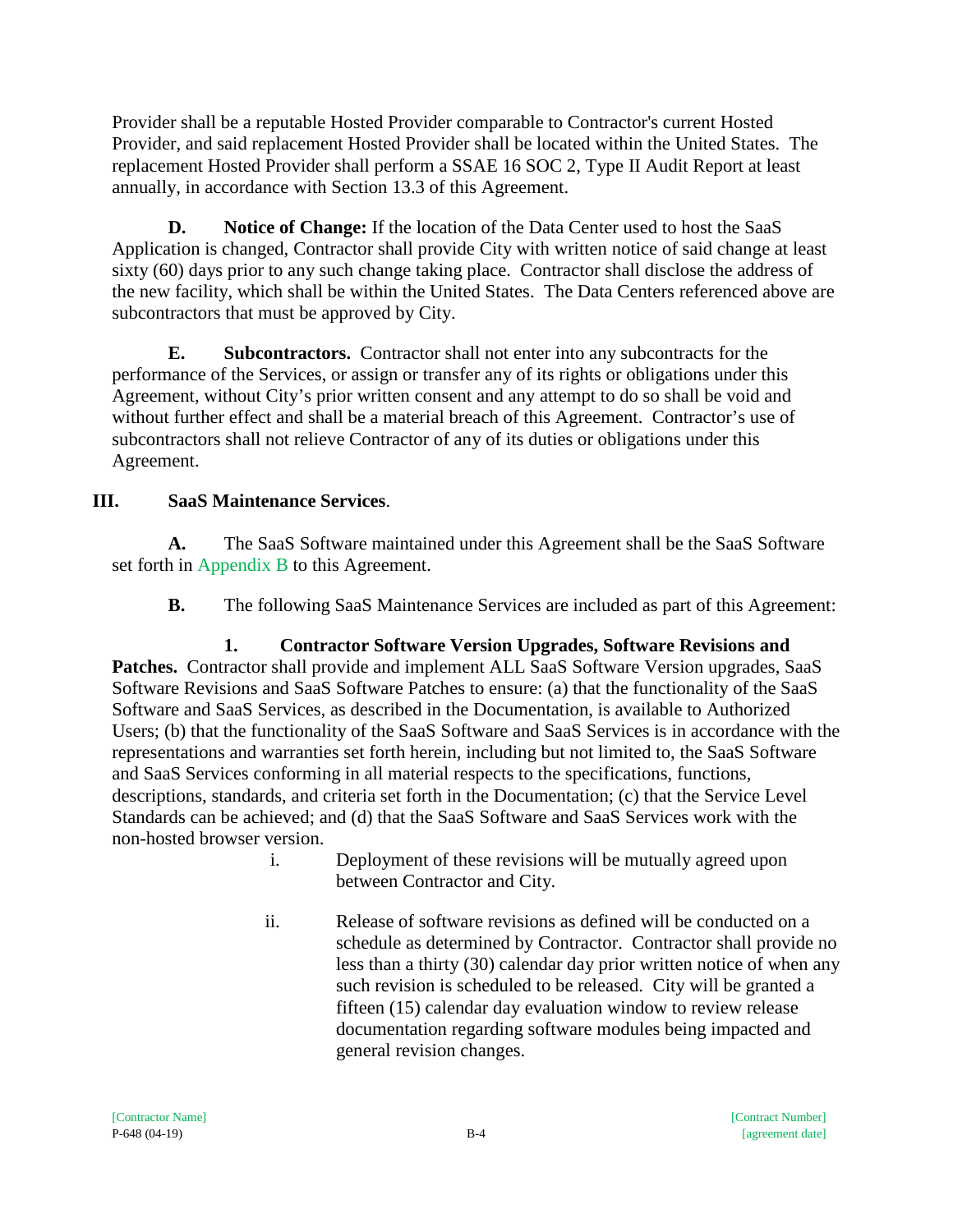Provider shall be a reputable Hosted Provider comparable to Contractor's current Hosted Provider, and said replacement Hosted Provider shall be located within the United States. The replacement Hosted Provider shall perform a SSAE 16 SOC 2, Type II Audit Report at least annually, in accordance with Section 13.3 of this Agreement.

**D. Notice of Change:** If the location of the Data Center used to host the SaaS Application is changed, Contractor shall provide City with written notice of said change at least sixty (60) days prior to any such change taking place. Contractor shall disclose the address of the new facility, which shall be within the United States. The Data Centers referenced above are subcontractors that must be approved by City.

**E. Subcontractors.** Contractor shall not enter into any subcontracts for the performance of the Services, or assign or transfer any of its rights or obligations under this Agreement, without City's prior written consent and any attempt to do so shall be void and without further effect and shall be a material breach of this Agreement. Contractor's use of subcontractors shall not relieve Contractor of any of its duties or obligations under this Agreement.

## III. SaaS Maintenance Services.

**A.** The SaaS Software maintained under this Agreement shall be the SaaS Software set forth in Appendix B to this Agreement.

**B.** The following SaaS Maintenance Services are included as part of this Agreement:

**1. Contractor Software Version Upgrades, Software Revisions and Patches.** Contractor shall provide and implement ALL SaaS Software Version upgrades, SaaS Software Revisions and SaaS Software Patches to ensure: (a) that the functionality of the SaaS Software and SaaS Services, as described in the Documentation, is available to Authorized Users; (b) that the functionality of the SaaS Software and SaaS Services is in accordance with the representations and warranties set forth herein, including but not limited to, the SaaS Software and SaaS Services conforming in all material respects to the specifications, functions, descriptions, standards, and criteria set forth in the Documentation; (c) that the Service Level Standards can be achieved; and (d) that the SaaS Software and SaaS Services work with the non-hosted browser version.

i. Deployment of these revisions will be mutually agreed upon between Contractor and City.

ii. Release of software revisions as defined will be conducted on a schedule as determined by Contractor. Contractor shall provide no less than a thirty (30) calendar day prior written notice of when any such revision is scheduled to be released. City will be granted a fifteen (15) calendar day evaluation window to review release documentation regarding software modules being impacted and general revision changes.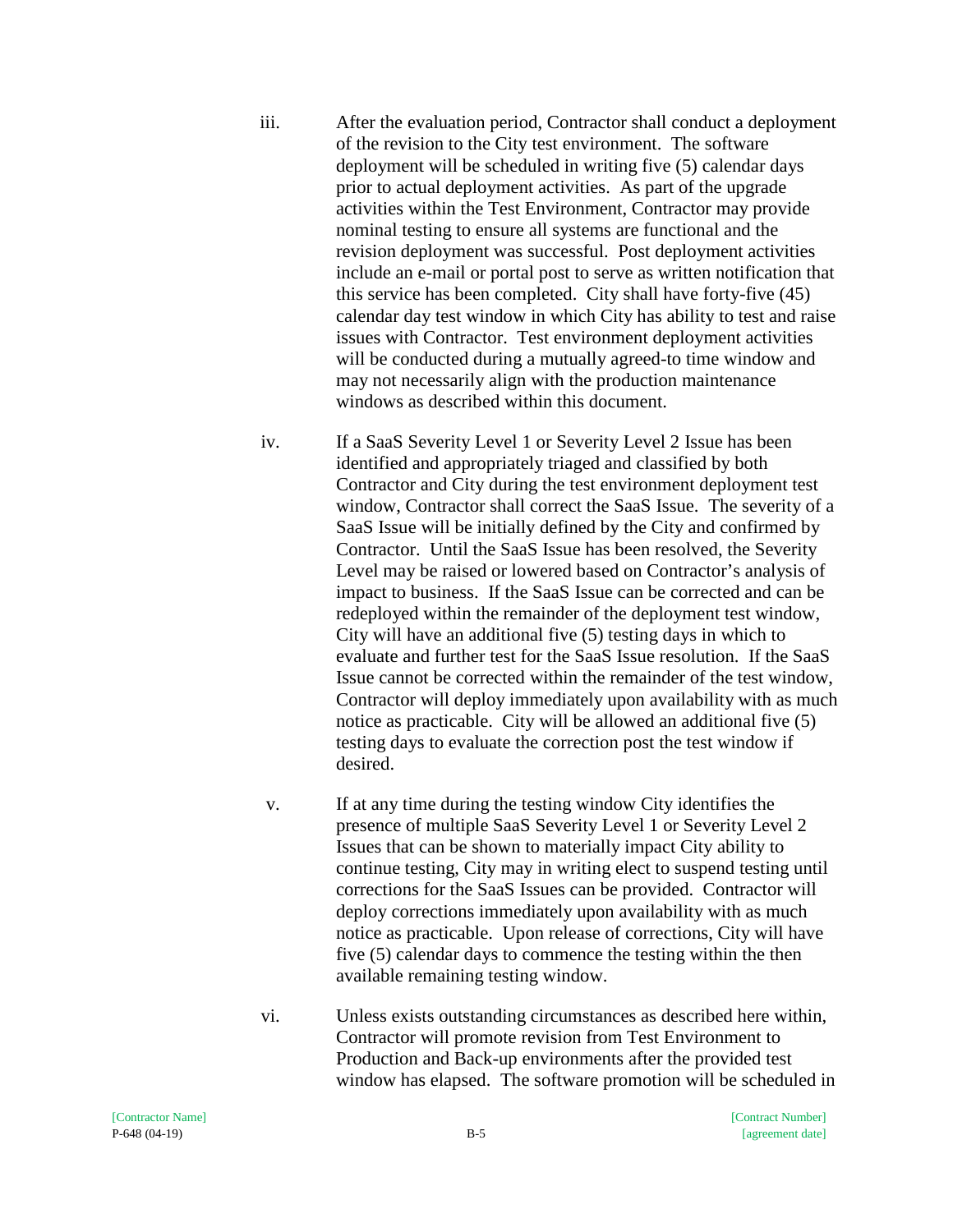iii. After the evaluation period, Contractor shall conduct a deployment of the revision to the City test environment. The software deployment will be scheduled in writing five (5) calendar days prior to actual deployment activities. As part of the upgrade activities within the Test Environment, Contractor may provide nominal testing to ensure all systems are functional and the revision deployment was successful. Post deployment activities include an e-mail or portal post to serve as written notification that this service has been completed. City shall have forty-five (45) calendar day test window in which City has ability to test and raise issues with Contractor. Test environment deployment activities will be conducted during a mutually agreed-to time window and may not necessarily align with the production maintenance windows as described within this document.

iv. If a SaaS Severity Level 1 or Severity Level 2 Issue has been identified and appropriately triaged and classified by both Contractor and City during the test environment deployment test window, Contractor shall correct the SaaS Issue. The severity of a SaaS Issue will be initially defined by the City and confirmed by Contractor. Until the SaaS Issue has been resolved, the Severity Level may be raised or lowered based on Contractor's analysis of impact to business. If the SaaS Issue can be corrected and can be redeployed within the remainder of the deployment test window, City will have an additional five (5) testing days in which to evaluate and further test for the SaaS Issue resolution. If the SaaS Issue cannot be corrected within the remainder of the test window, Contractor will deploy immediately upon availability with as much notice as practicable. City will be allowed an additional five (5) testing days to evaluate the correction post the test window if desired.

v. If at any time during the testing window City identifies the presence of multiple SaaS Severity Level 1 or Severity Level 2 Issues that can be shown to materially impact City ability to continue testing, City may in writing elect to suspend testing until corrections for the SaaS Issues can be provided. Contractor will deploy corrections immediately upon availability with as much notice as practicable. Upon release of corrections, City will have five (5) calendar days to commence the testing within the then available remaining testing window.

vi. Unless exists outstanding circumstances as described here within, Contractor will promote revision from Test Environment to Production and Back-up environments after the provided test window has elapsed. The software promotion will be scheduled in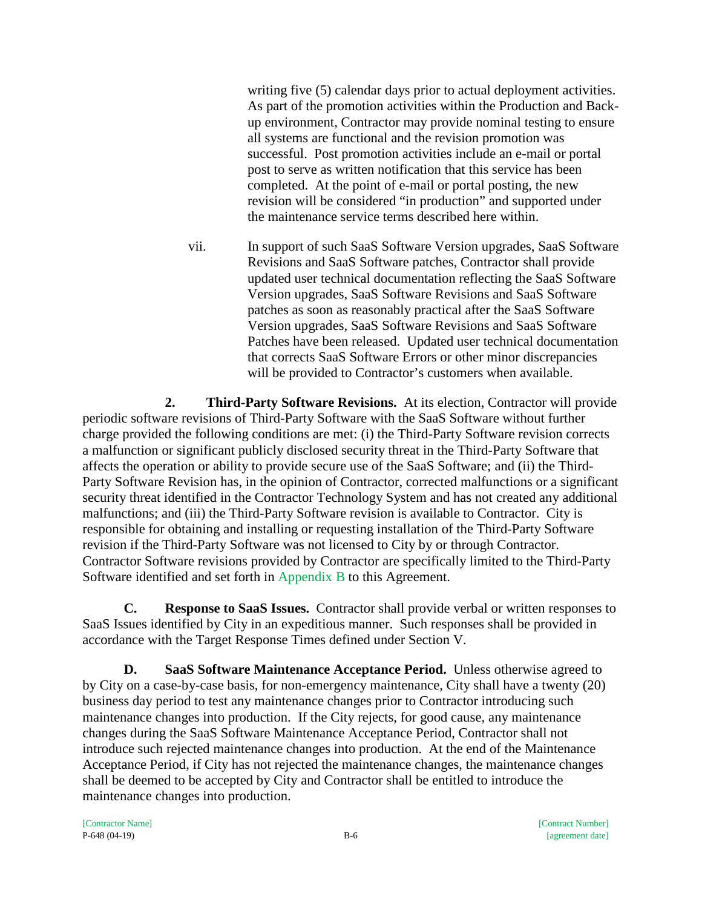writing five (5) calendar days prior to actual deployment activities. As part of the promotion activities within the Production and Back-up environment, Contractor may provide nominal testing to ensure all systems are functional and the revision promotion was successful. Post promotion activities include an e-mail or portal post to serve as written notification that this service has been completed. At the point of e-mail or portal posting, the new revision will be considered "in production" and supported under the maintenance service terms described here within.

vii. In support of such SaaS Software Version upgrades, SaaS Software Revisions and SaaS Software patches, Contractor shall provide updated user technical documentation reflecting the SaaS Software Version upgrades, SaaS Software Revisions and SaaS Software patches as soon as reasonably practical after the SaaS Software Version upgrades, SaaS Software Revisions and SaaS Software Patches have been released. Updated user technical documentation that corrects SaaS Software Errors or other minor discrepancies will be provided to Contractor's customers when available.

**2. Third-Party Software Revisions.** At its election, Contractor will provide periodic software revisions of Third-Party Software with the SaaS Software without further charge provided the following conditions are met: (i) the Third-Party Software revision corrects a malfunction or significant publicly disclosed security threat in the Third-Party Software that affects the operation or ability to provide secure use of the SaaS Software; and (ii) the Third-Party Software Revision has, in the opinion of Contractor, corrected malfunctions or a significant security threat identified in the Contractor Technology System and has not created any additional malfunctions; and (iii) the Third-Party Software revision is available to Contractor. City is responsible for obtaining and installing or requesting installation of the Third-Party Software revision if the Third-Party Software was not licensed to City by or through Contractor. Contractor Software revisions provided by Contractor are specifically limited to the Third-Party Software identified and set forth in Appendix B to this Agreement.

**C. Response to SaaS Issues.** Contractor shall provide verbal or written responses to SaaS Issues identified by City in an expeditious manner. Such responses shall be provided in accordance with the Target Response Times defined under Section V.

**D. SaaS Software Maintenance Acceptance Period.** Unless otherwise agreed to by City on a case-by-case basis, for non-emergency maintenance, City shall have a twenty (20) business day period to test any maintenance changes prior to Contractor introducing such maintenance changes into production. If the City rejects, for good cause, any maintenance changes during the SaaS Software Maintenance Acceptance Period, Contractor shall not introduce such rejected maintenance changes into production. At the end of the Maintenance Acceptance Period, if City has not rejected the maintenance changes, the maintenance changes shall be deemed to be accepted by City and Contractor shall be entitled to introduce the maintenance changes into production.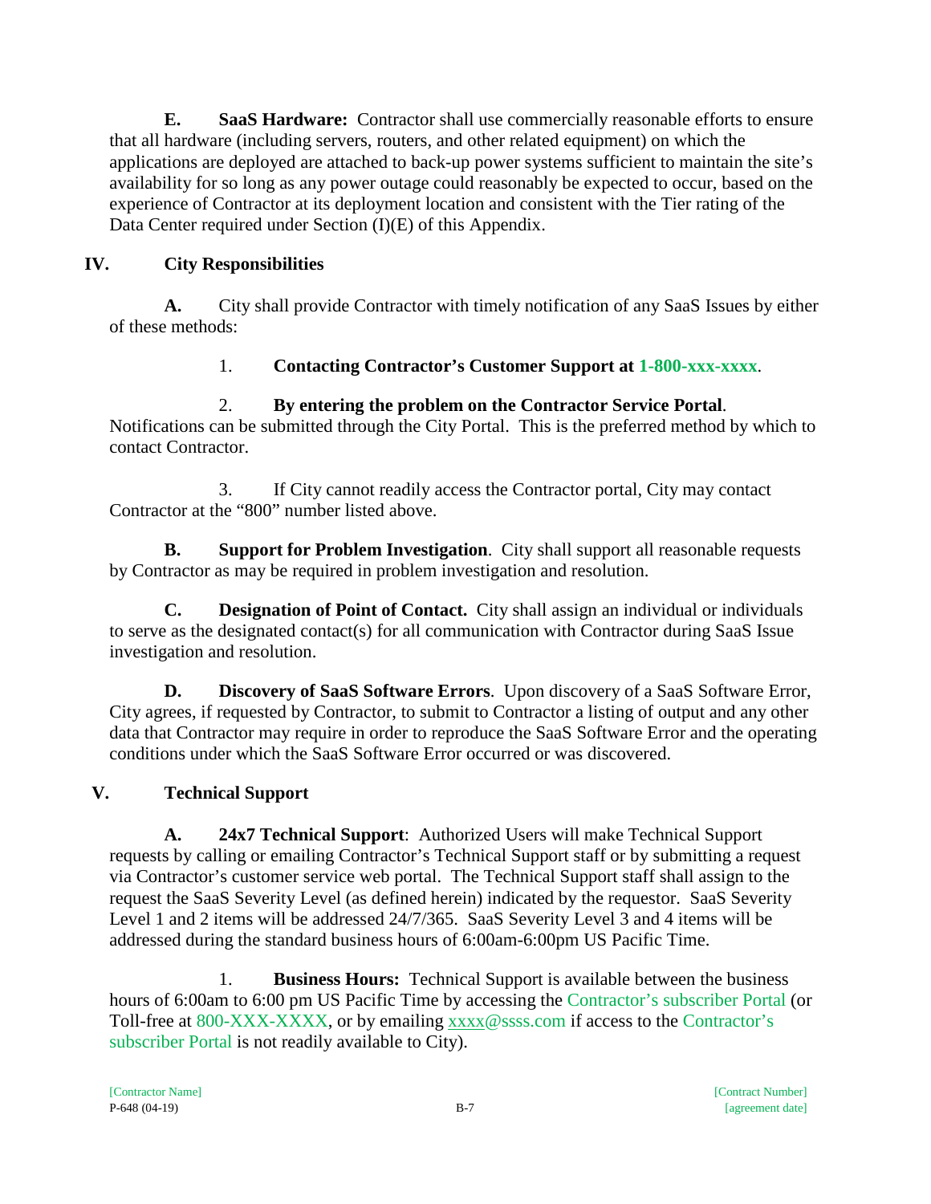**E. SaaS Hardware:** Contractor shall use commercially reasonable efforts to ensure that all hardware (including servers, routers, and other related equipment) on which the applications are deployed are attached to back-up power systems sufficient to maintain the site's availability for so long as any power outage could reasonably be expected to occur, based on the experience of Contractor at its deployment location and consistent with the Tier rating of the Data Center required under Section (I)(E) of this Appendix.

## IV. City Responsibilities

**A.** City shall provide Contractor with timely notification of any SaaS Issues by either of these methods:

1. **Contacting Contractor's Customer Support at 1-800-xxx-xxxx**.

2. **By entering the problem on the Contractor Service Portal**. Notifications can be submitted through the City Portal. This is the preferred method by which to contact Contractor.

3. If City cannot readily access the Contractor portal, City may contact Contractor at the "800" number listed above.

**B. Support for Problem Investigation**. City shall support all reasonable requests by Contractor as may be required in problem investigation and resolution.

**C. Designation of Point of Contact.** City shall assign an individual or individuals to serve as the designated contact(s) for all communication with Contractor during SaaS Issue investigation and resolution.

**D. Discovery of SaaS Software Errors**. Upon discovery of a SaaS Software Error, City agrees, if requested by Contractor, to submit to Contractor a listing of output and any other data that Contractor may require in order to reproduce the SaaS Software Error and the operating conditions under which the SaaS Software Error occurred or was discovered.

## V. Technical Support

**A. 24x7 Technical Support**: Authorized Users will make Technical Support requests by calling or emailing Contractor's Technical Support staff or by submitting a request via Contractor's customer service web portal. The Technical Support staff shall assign to the request the SaaS Severity Level (as defined herein) indicated by the requestor. SaaS Severity Level 1 and 2 items will be addressed 24/7/365. SaaS Severity Level 3 and 4 items will be addressed during the standard business hours of 6:00am-6:00pm US Pacific Time.

1. **Business Hours:** Technical Support is available between the business hours of 6:00am to 6:00 pm US Pacific Time by accessing the Contractor's subscriber Portal (or Toll-free at 800-XXX-XXXX, or by emailing xxxx@ssss.com if access to the Contractor's subscriber Portal is not readily available to City).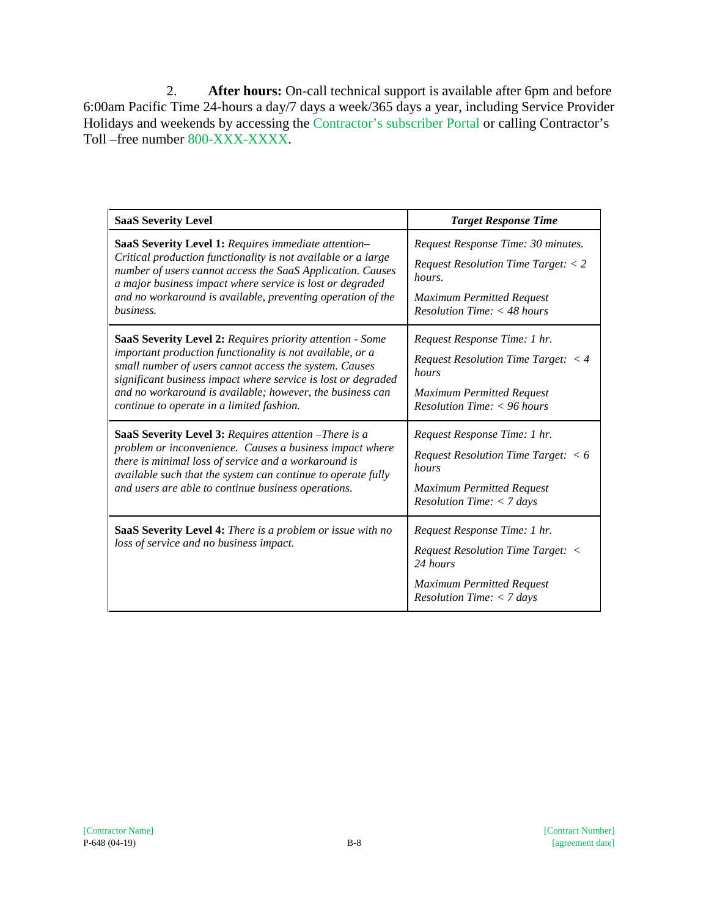2. **After hours:** On-call technical support is available after 6pm and before 6:00am Pacific Time 24-hours a day/7 days a week/365 days a year, including Service Provider Holidays and weekends by accessing the Contractor's subscriber Portal or calling Contractor's Toll –free number 800-XXX-XXXX.

| **SaaS Severity Level** | ***Target Response Time*** |
|---|---|
| **SaaS Severity Level 1:** *Requires immediate attention– Critical production functionality is not available or a large number of users cannot access the SaaS Application. Causes a major business impact where service is lost or degraded and no workaround is available, preventing operation of the business.* | *Request Response Time: 30 minutes.*<br>*Request Resolution Time Target: < 2 hours.*<br>*Maximum Permitted Request Resolution Time: < 48 hours* |
| **SaaS Severity Level 2:** *Requires priority attention - Some important production functionality is not available, or a small number of users cannot access the system. Causes significant business impact where service is lost or degraded and no workaround is available; however, the business can continue to operate in a limited fashion.* | *Request Response Time: 1 hr.*<br>*Request Resolution Time Target: < 4 hours*<br>*Maximum Permitted Request Resolution Time: < 96 hours* |
| **SaaS Severity Level 3:** *Requires attention –There is a problem or inconvenience. Causes a business impact where there is minimal loss of service and a workaround is available such that the system can continue to operate fully and users are able to continue business operations.* | *Request Response Time: 1 hr.*<br>*Request Resolution Time Target: < 6 hours*<br>*Maximum Permitted Request Resolution Time: < 7 days* |
| **SaaS Severity Level 4:** *There is a problem or issue with no loss of service and no business impact.* | *Request Response Time: 1 hr.*<br>*Request Resolution Time Target: < 24 hours*<br>*Maximum Permitted Request Resolution Time: < 7 days* |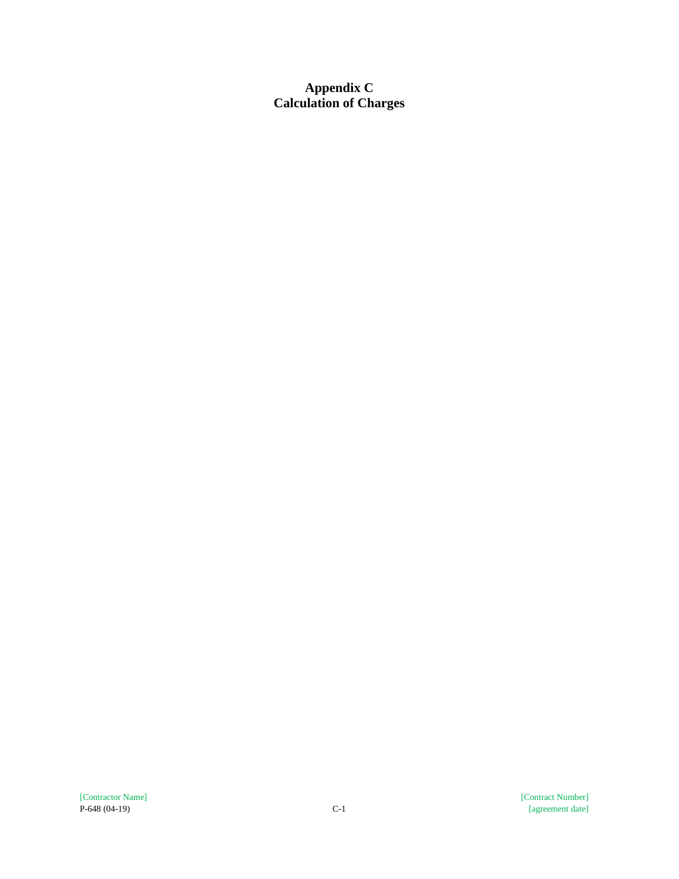# Appendix C
# Calculation of Charges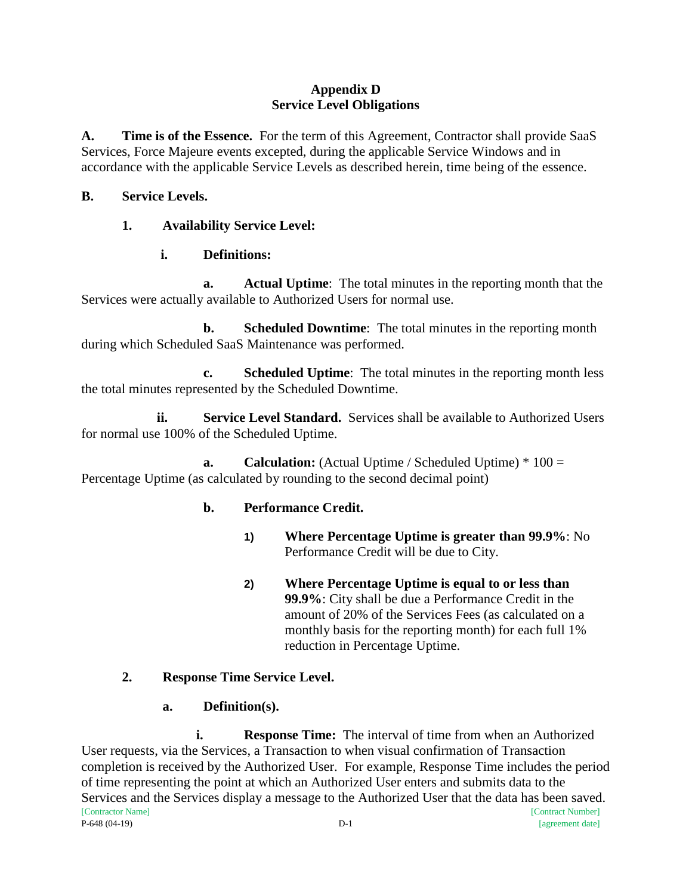**Appendix D**
**Service Level Obligations**

**A. Time is of the Essence.** For the term of this Agreement, Contractor shall provide SaaS Services, Force Majeure events excepted, during the applicable Service Windows and in accordance with the applicable Service Levels as described herein, time being of the essence.

**B. Service Levels.**

**1. Availability Service Level:**

**i. Definitions:**

**a. Actual Uptime**: The total minutes in the reporting month that the Services were actually available to Authorized Users for normal use.

**b. Scheduled Downtime**: The total minutes in the reporting month during which Scheduled SaaS Maintenance was performed.

**c. Scheduled Uptime**: The total minutes in the reporting month less the total minutes represented by the Scheduled Downtime.

**ii. Service Level Standard.** Services shall be available to Authorized Users for normal use 100% of the Scheduled Uptime.

**a. Calculation:** (Actual Uptime / Scheduled Uptime) * 100 = Percentage Uptime (as calculated by rounding to the second decimal point)

**b. Performance Credit.**

1) **Where Percentage Uptime is greater than 99.9%**: No Performance Credit will be due to City.

2) **Where Percentage Uptime is equal to or less than 99.9%**: City shall be due a Performance Credit in the amount of 20% of the Services Fees (as calculated on a monthly basis for the reporting month) for each full 1% reduction in Percentage Uptime.

**2. Response Time Service Level.**

**a. Definition(s).**

**i. Response Time:** The interval of time from when an Authorized User requests, via the Services, a Transaction to when visual confirmation of Transaction completion is received by the Authorized User. For example, Response Time includes the period of time representing the point at which an Authorized User enters and submits data to the Services and the Services display a message to the Authorized User that the data has been saved.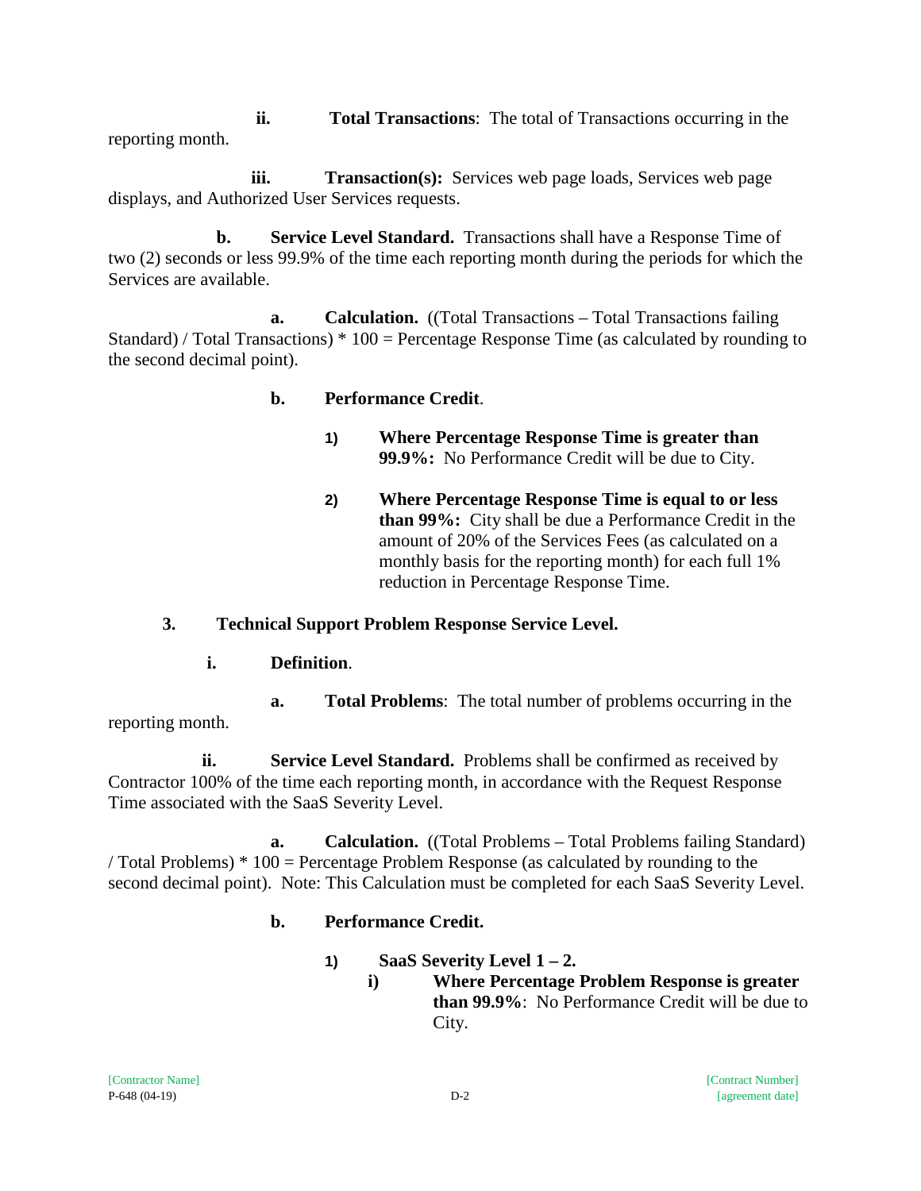ii. **Total Transactions**: The total of Transactions occurring in the reporting month.

iii. **Transaction(s):** Services web page loads, Services web page displays, and Authorized User Services requests.

b. **Service Level Standard.** Transactions shall have a Response Time of two (2) seconds or less 99.9% of the time each reporting month during the periods for which the Services are available.

a. **Calculation.** ((Total Transactions – Total Transactions failing Standard) / Total Transactions) * 100 = Percentage Response Time (as calculated by rounding to the second decimal point).

b. **Performance Credit**.

1) **Where Percentage Response Time is greater than 99.9%:** No Performance Credit will be due to City.

2) **Where Percentage Response Time is equal to or less than 99%:** City shall be due a Performance Credit in the amount of 20% of the Services Fees (as calculated on a monthly basis for the reporting month) for each full 1% reduction in Percentage Response Time.

3. **Technical Support Problem Response Service Level.**

i. **Definition**.

a. **Total Problems**: The total number of problems occurring in the reporting month.

ii. **Service Level Standard.** Problems shall be confirmed as received by Contractor 100% of the time each reporting month, in accordance with the Request Response Time associated with the SaaS Severity Level.

a. **Calculation.** ((Total Problems – Total Problems failing Standard) / Total Problems) * 100 = Percentage Problem Response (as calculated by rounding to the second decimal point). Note: This Calculation must be completed for each SaaS Severity Level.

b. **Performance Credit.**

1) **SaaS Severity Level 1 – 2.**

i) **Where Percentage Problem Response is greater than 99.9%**: No Performance Credit will be due to City.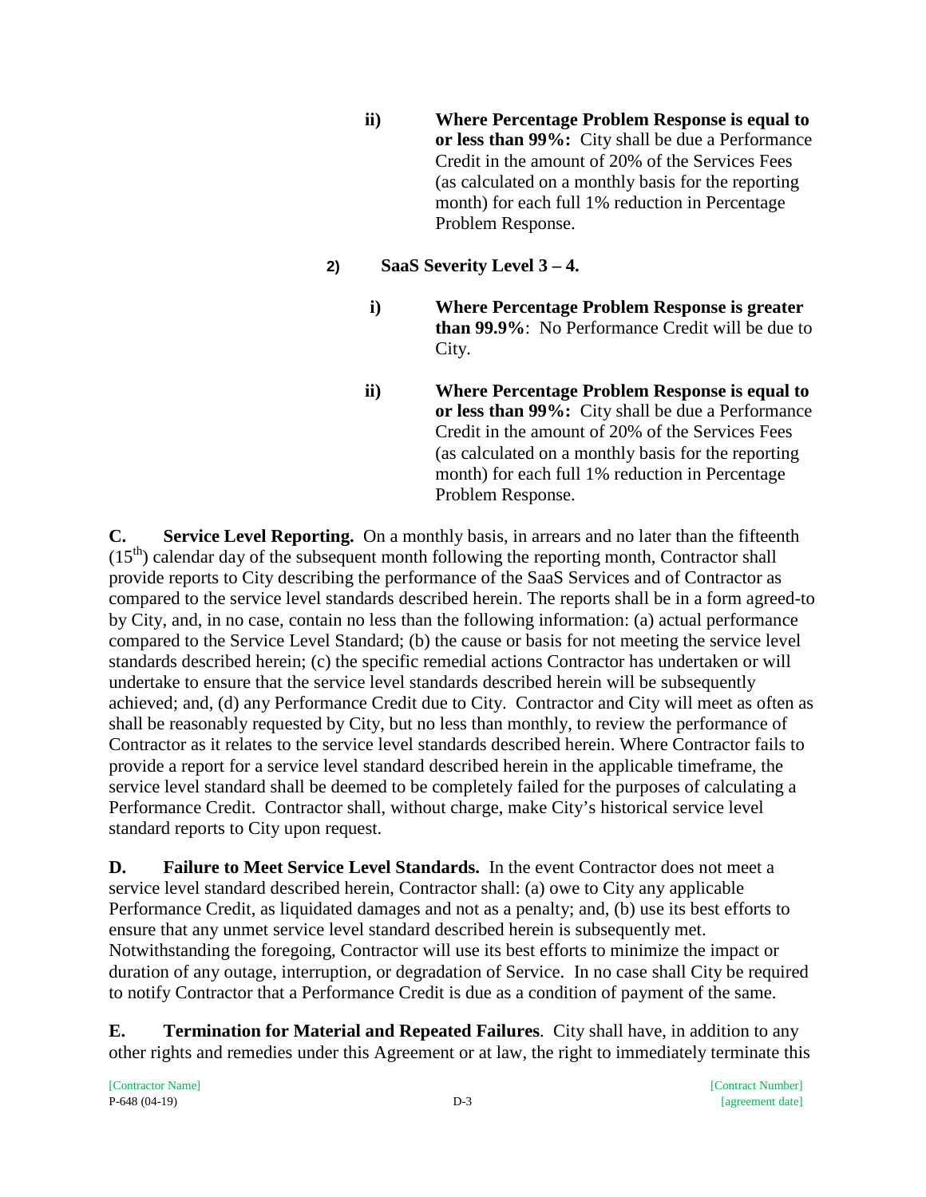ii) **Where Percentage Problem Response is equal to or less than 99%:** City shall be due a Performance Credit in the amount of 20% of the Services Fees (as calculated on a monthly basis for the reporting month) for each full 1% reduction in Percentage Problem Response.

2) **SaaS Severity Level 3 – 4.**

i) **Where Percentage Problem Response is greater than 99.9%**: No Performance Credit will be due to City.

ii) **Where Percentage Problem Response is equal to or less than 99%:** City shall be due a Performance Credit in the amount of 20% of the Services Fees (as calculated on a monthly basis for the reporting month) for each full 1% reduction in Percentage Problem Response.

**C. Service Level Reporting.** On a monthly basis, in arrears and no later than the fifteenth (15th) calendar day of the subsequent month following the reporting month, Contractor shall provide reports to City describing the performance of the SaaS Services and of Contractor as compared to the service level standards described herein. The reports shall be in a form agreed-to by City, and, in no case, contain no less than the following information: (a) actual performance compared to the Service Level Standard; (b) the cause or basis for not meeting the service level standards described herein; (c) the specific remedial actions Contractor has undertaken or will undertake to ensure that the service level standards described herein will be subsequently achieved; and, (d) any Performance Credit due to City. Contractor and City will meet as often as shall be reasonably requested by City, but no less than monthly, to review the performance of Contractor as it relates to the service level standards described herein. Where Contractor fails to provide a report for a service level standard described herein in the applicable timeframe, the service level standard shall be deemed to be completely failed for the purposes of calculating a Performance Credit. Contractor shall, without charge, make City's historical service level standard reports to City upon request.

**D. Failure to Meet Service Level Standards.** In the event Contractor does not meet a service level standard described herein, Contractor shall: (a) owe to City any applicable Performance Credit, as liquidated damages and not as a penalty; and, (b) use its best efforts to ensure that any unmet service level standard described herein is subsequently met. Notwithstanding the foregoing, Contractor will use its best efforts to minimize the impact or duration of any outage, interruption, or degradation of Service. In no case shall City be required to notify Contractor that a Performance Credit is due as a condition of payment of the same.

**E. Termination for Material and Repeated Failures**. City shall have, in addition to any other rights and remedies under this Agreement or at law, the right to immediately terminate this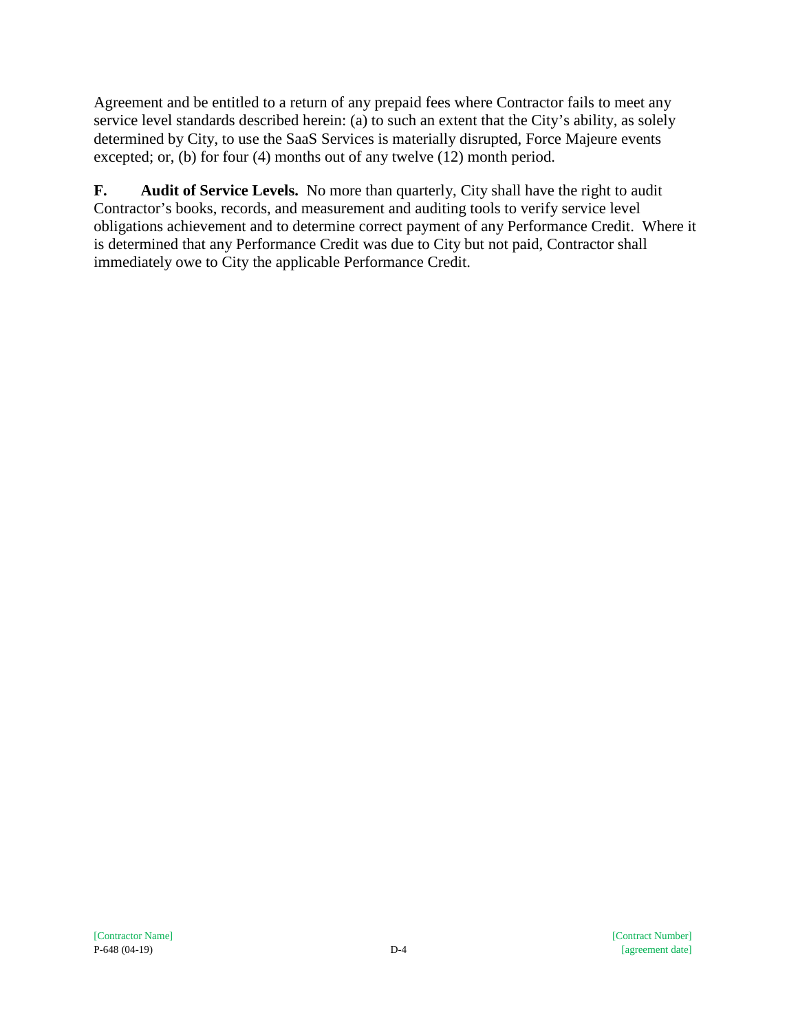Agreement and be entitled to a return of any prepaid fees where Contractor fails to meet any service level standards described herein: (a) to such an extent that the City's ability, as solely determined by City, to use the SaaS Services is materially disrupted, Force Majeure events excepted; or, (b) for four (4) months out of any twelve (12) month period.

**F. Audit of Service Levels.** No more than quarterly, City shall have the right to audit Contractor's books, records, and measurement and auditing tools to verify service level obligations achievement and to determine correct payment of any Performance Credit. Where it is determined that any Performance Credit was due to City but not paid, Contractor shall immediately owe to City the applicable Performance Credit.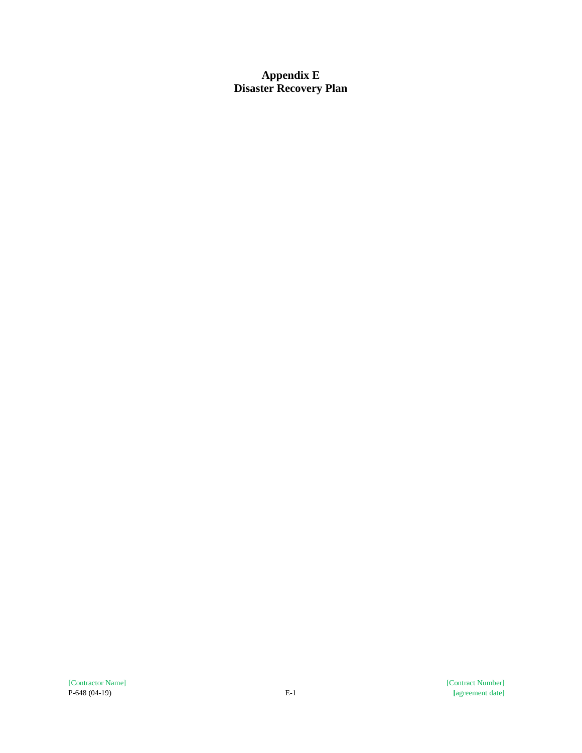# Appendix E
# Disaster Recovery Plan